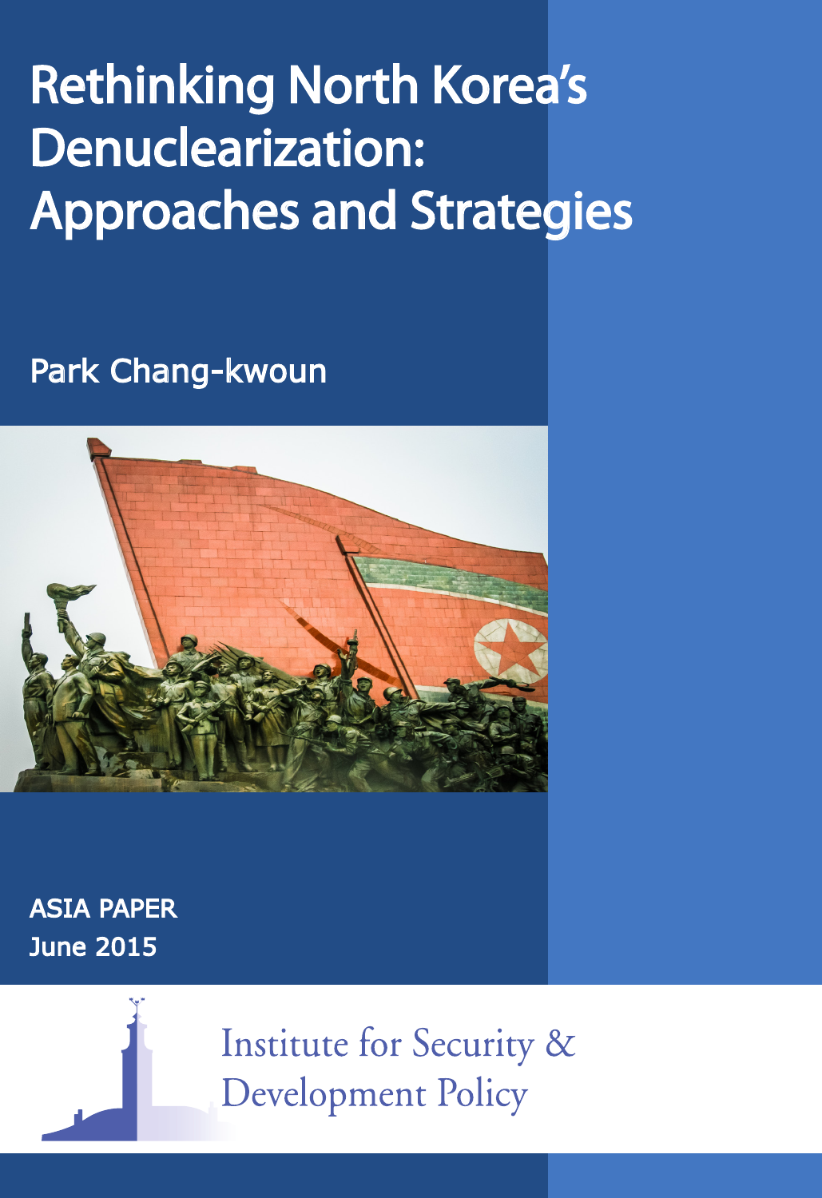# Rethinking North Korea's Denuclearization: Approaches and Strategies

Park Chang-kwoun

ASIA PAPER
June 2015

Institute for Security & Development Policy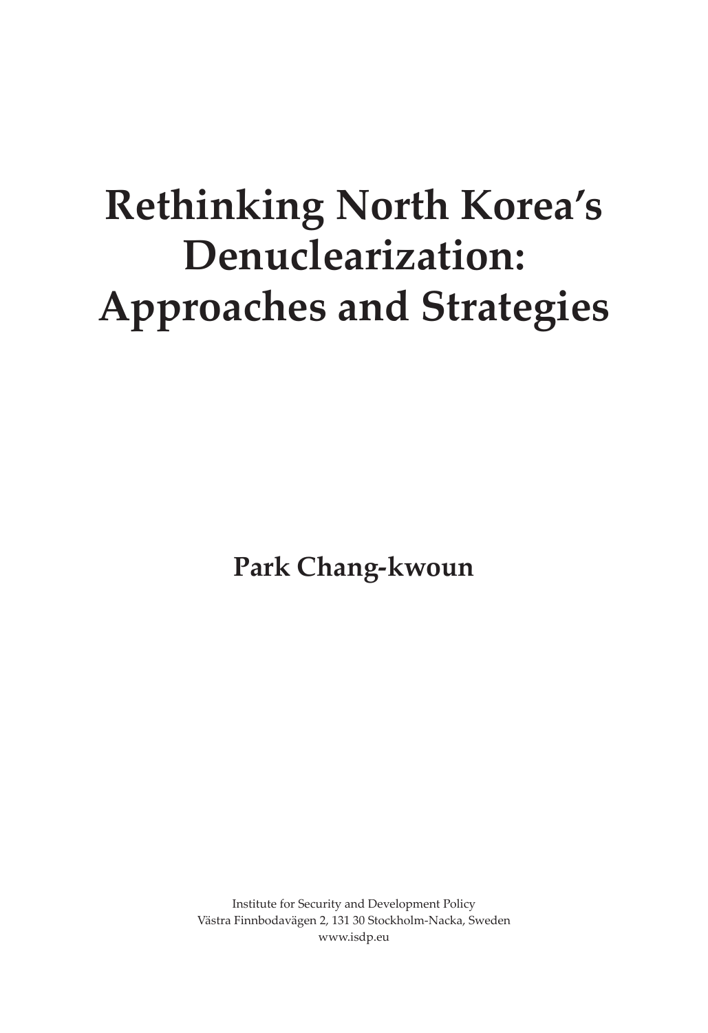# Rethinking North Korea's Denuclearization: Approaches and Strategies

**Park Chang-kwoun**

Institute for Security and Development Policy
Västra Finnbodavägen 2, 131 30 Stockholm-Nacka, Sweden
www.isdp.eu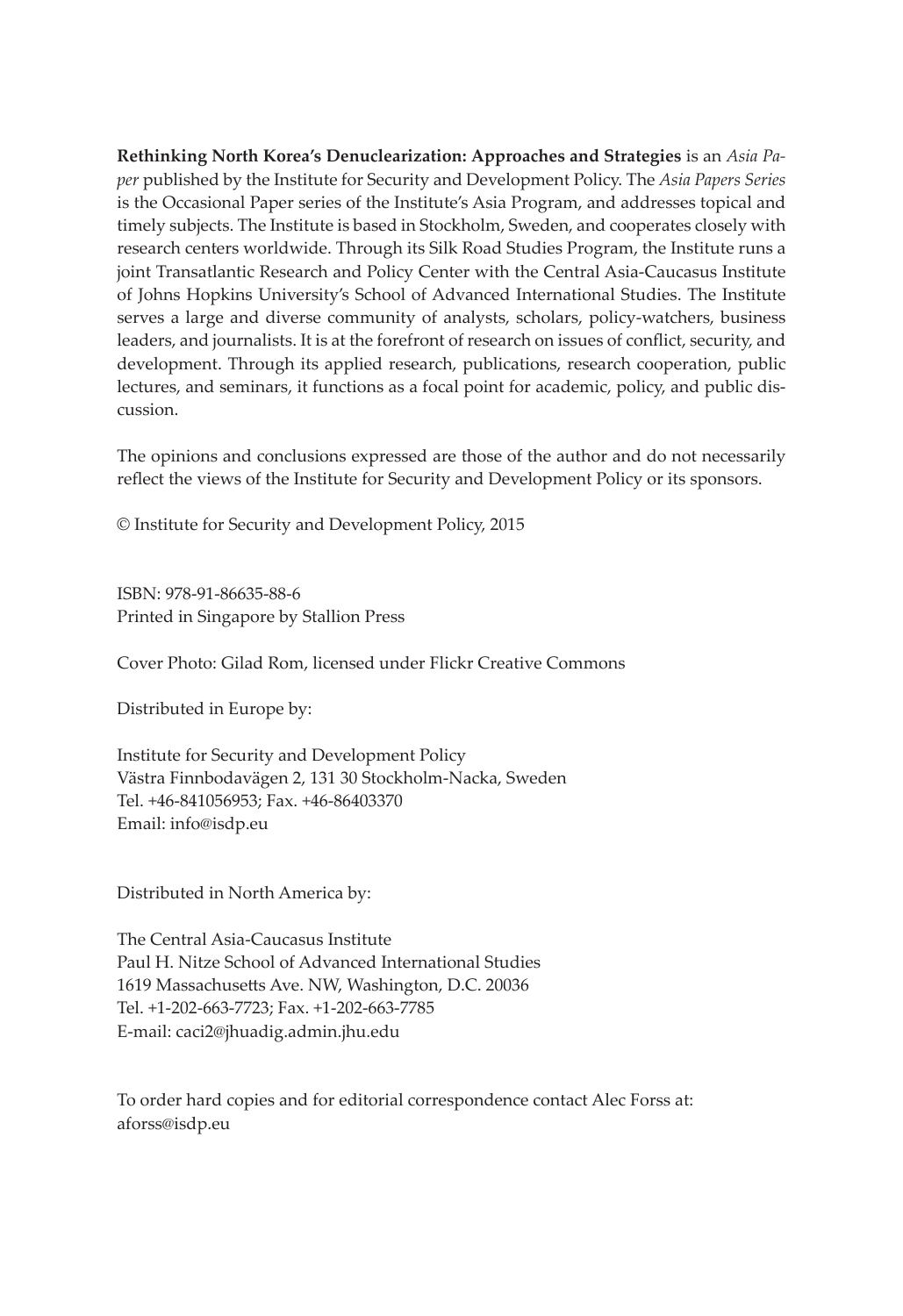**Rethinking North Korea's Denuclearization: Approaches and Strategies** is an *Asia Paper* published by the Institute for Security and Development Policy. The *Asia Papers Series* is the Occasional Paper series of the Institute's Asia Program, and addresses topical and timely subjects. The Institute is based in Stockholm, Sweden, and cooperates closely with research centers worldwide. Through its Silk Road Studies Program, the Institute runs a joint Transatlantic Research and Policy Center with the Central Asia-Caucasus Institute of Johns Hopkins University's School of Advanced International Studies. The Institute serves a large and diverse community of analysts, scholars, policy-watchers, business leaders, and journalists. It is at the forefront of research on issues of conflict, security, and development. Through its applied research, publications, research cooperation, public lectures, and seminars, it functions as a focal point for academic, policy, and public discussion.

The opinions and conclusions expressed are those of the author and do not necessarily reflect the views of the Institute for Security and Development Policy or its sponsors.

© Institute for Security and Development Policy, 2015

ISBN: 978-91-86635-88-6
Printed in Singapore by Stallion Press

Cover Photo: Gilad Rom, licensed under Flickr Creative Commons

Distributed in Europe by:

Institute for Security and Development Policy
Västra Finnbodavägen 2, 131 30 Stockholm-Nacka, Sweden
Tel. +46-841056953; Fax. +46-86403370
Email: info@isdp.eu

Distributed in North America by:

The Central Asia-Caucasus Institute
Paul H. Nitze School of Advanced International Studies
1619 Massachusetts Ave. NW, Washington, D.C. 20036
Tel. +1-202-663-7723; Fax. +1-202-663-7785
E-mail: caci2@jhuadig.admin.jhu.edu

To order hard copies and for editorial correspondence contact Alec Forss at:
aforss@isdp.eu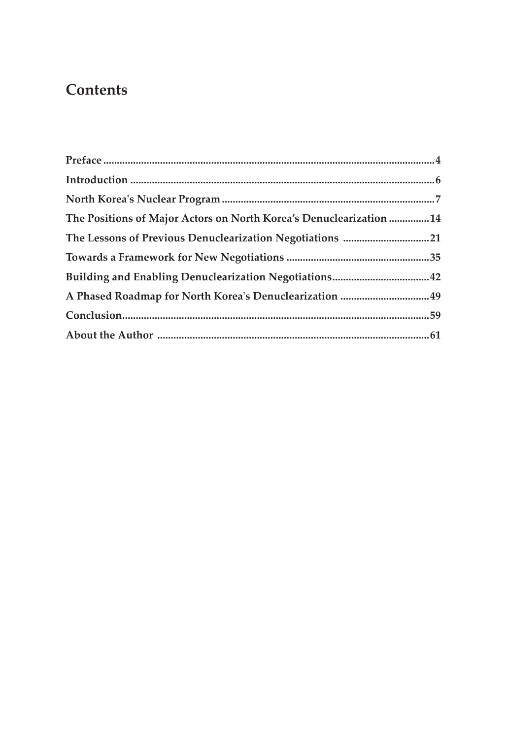# Contents

**Preface** ..........................................................................................................................4

**Introduction** ....................................................................................................................6

**North Korea's Nuclear Program** ..................................................................................7

**The Positions of Major Actors on North Korea's Denuclearization** ...............14

**The Lessons of Previous Denuclearization Negotiations** ................................21

**Towards a Framework for New Negotiations** .....................................................35

**Building and Enabling Denuclearization Negotiations**....................................42

**A Phased Roadmap for North Korea's Denuclearization** .................................49

**Conclusion**......................................................................................................................59

**About the Author** .........................................................................................................61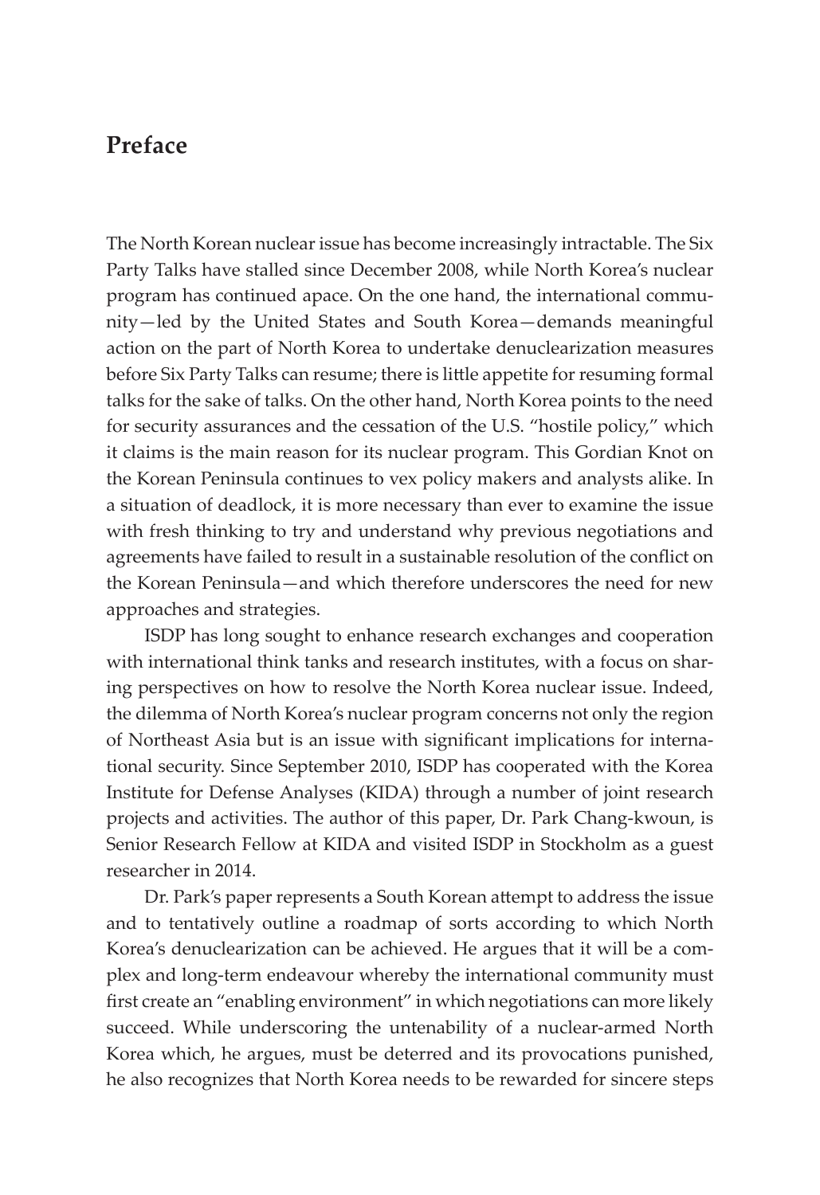## Preface

The North Korean nuclear issue has become increasingly intractable. The Six Party Talks have stalled since December 2008, while North Korea's nuclear program has continued apace. On the one hand, the international community—led by the United States and South Korea—demands meaningful action on the part of North Korea to undertake denuclearization measures before Six Party Talks can resume; there is little appetite for resuming formal talks for the sake of talks. On the other hand, North Korea points to the need for security assurances and the cessation of the U.S. "hostile policy," which it claims is the main reason for its nuclear program. This Gordian Knot on the Korean Peninsula continues to vex policy makers and analysts alike. In a situation of deadlock, it is more necessary than ever to examine the issue with fresh thinking to try and understand why previous negotiations and agreements have failed to result in a sustainable resolution of the conflict on the Korean Peninsula—and which therefore underscores the need for new approaches and strategies.

ISDP has long sought to enhance research exchanges and cooperation with international think tanks and research institutes, with a focus on sharing perspectives on how to resolve the North Korea nuclear issue. Indeed, the dilemma of North Korea's nuclear program concerns not only the region of Northeast Asia but is an issue with significant implications for international security. Since September 2010, ISDP has cooperated with the Korea Institute for Defense Analyses (KIDA) through a number of joint research projects and activities. The author of this paper, Dr. Park Chang-kwoun, is Senior Research Fellow at KIDA and visited ISDP in Stockholm as a guest researcher in 2014.

Dr. Park's paper represents a South Korean attempt to address the issue and to tentatively outline a roadmap of sorts according to which North Korea's denuclearization can be achieved. He argues that it will be a complex and long-term endeavour whereby the international community must first create an "enabling environment" in which negotiations can more likely succeed. While underscoring the untenability of a nuclear-armed North Korea which, he argues, must be deterred and its provocations punished, he also recognizes that North Korea needs to be rewarded for sincere steps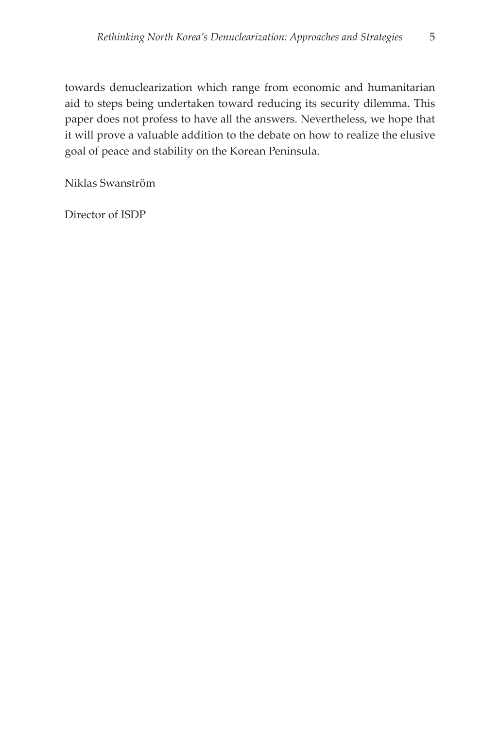towards denuclearization which range from economic and humanitarian aid to steps being undertaken toward reducing its security dilemma. This paper does not profess to have all the answers. Nevertheless, we hope that it will prove a valuable addition to the debate on how to realize the elusive goal of peace and stability on the Korean Peninsula.

Niklas Swanström

Director of ISDP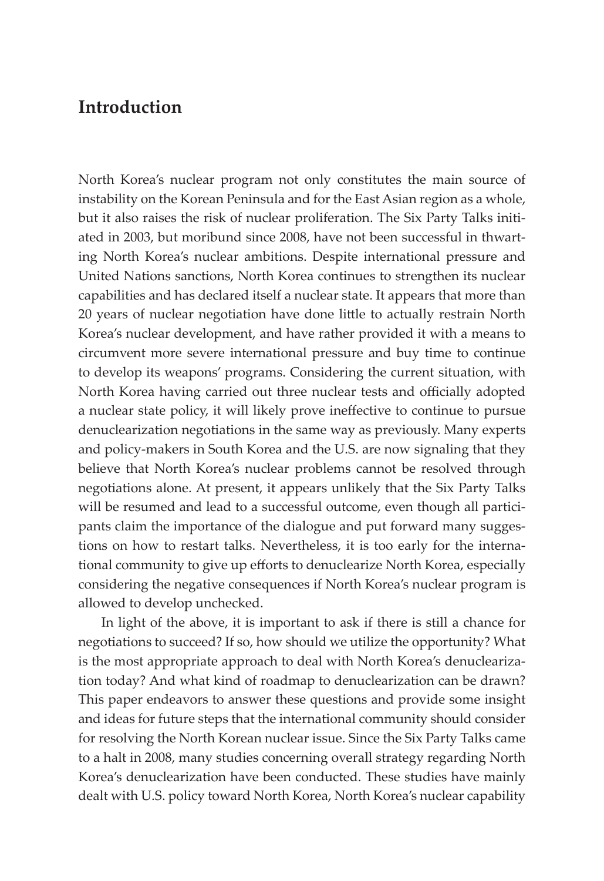# Introduction

North Korea's nuclear program not only constitutes the main source of instability on the Korean Peninsula and for the East Asian region as a whole, but it also raises the risk of nuclear proliferation. The Six Party Talks initiated in 2003, but moribund since 2008, have not been successful in thwarting North Korea's nuclear ambitions. Despite international pressure and United Nations sanctions, North Korea continues to strengthen its nuclear capabilities and has declared itself a nuclear state. It appears that more than 20 years of nuclear negotiation have done little to actually restrain North Korea's nuclear development, and have rather provided it with a means to circumvent more severe international pressure and buy time to continue to develop its weapons' programs. Considering the current situation, with North Korea having carried out three nuclear tests and officially adopted a nuclear state policy, it will likely prove ineffective to continue to pursue denuclearization negotiations in the same way as previously. Many experts and policy-makers in South Korea and the U.S. are now signaling that they believe that North Korea's nuclear problems cannot be resolved through negotiations alone. At present, it appears unlikely that the Six Party Talks will be resumed and lead to a successful outcome, even though all participants claim the importance of the dialogue and put forward many suggestions on how to restart talks. Nevertheless, it is too early for the international community to give up efforts to denuclearize North Korea, especially considering the negative consequences if North Korea's nuclear program is allowed to develop unchecked.

In light of the above, it is important to ask if there is still a chance for negotiations to succeed? If so, how should we utilize the opportunity? What is the most appropriate approach to deal with North Korea's denuclearization today? And what kind of roadmap to denuclearization can be drawn? This paper endeavors to answer these questions and provide some insight and ideas for future steps that the international community should consider for resolving the North Korean nuclear issue. Since the Six Party Talks came to a halt in 2008, many studies concerning overall strategy regarding North Korea's denuclearization have been conducted. These studies have mainly dealt with U.S. policy toward North Korea, North Korea's nuclear capability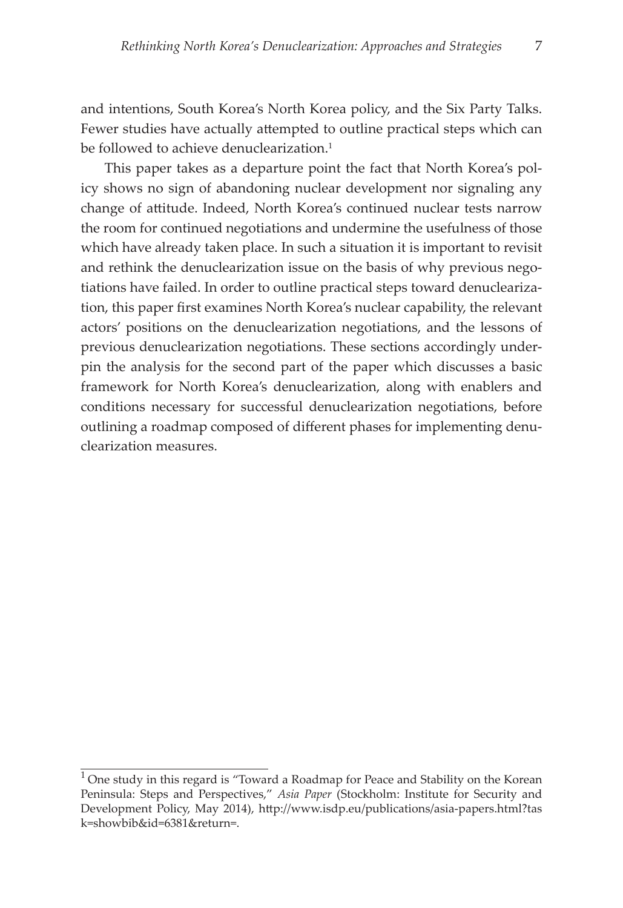and intentions, South Korea's North Korea policy, and the Six Party Talks. Fewer studies have actually attempted to outline practical steps which can be followed to achieve denuclearization.[1]

This paper takes as a departure point the fact that North Korea's policy shows no sign of abandoning nuclear development nor signaling any change of attitude. Indeed, North Korea's continued nuclear tests narrow the room for continued negotiations and undermine the usefulness of those which have already taken place. In such a situation it is important to revisit and rethink the denuclearization issue on the basis of why previous negotiations have failed. In order to outline practical steps toward denuclearization, this paper first examines North Korea's nuclear capability, the relevant actors' positions on the denuclearization negotiations, and the lessons of previous denuclearization negotiations. These sections accordingly underpin the analysis for the second part of the paper which discusses a basic framework for North Korea's denuclearization, along with enablers and conditions necessary for successful denuclearization negotiations, before outlining a roadmap composed of different phases for implementing denuclearization measures.

---

[1] One study in this regard is "Toward a Roadmap for Peace and Stability on the Korean Peninsula: Steps and Perspectives," *Asia Paper* (Stockholm: Institute for Security and Development Policy, May 2014), http://www.isdp.eu/publications/asia-papers.html?task=showbib&id=6381&return=.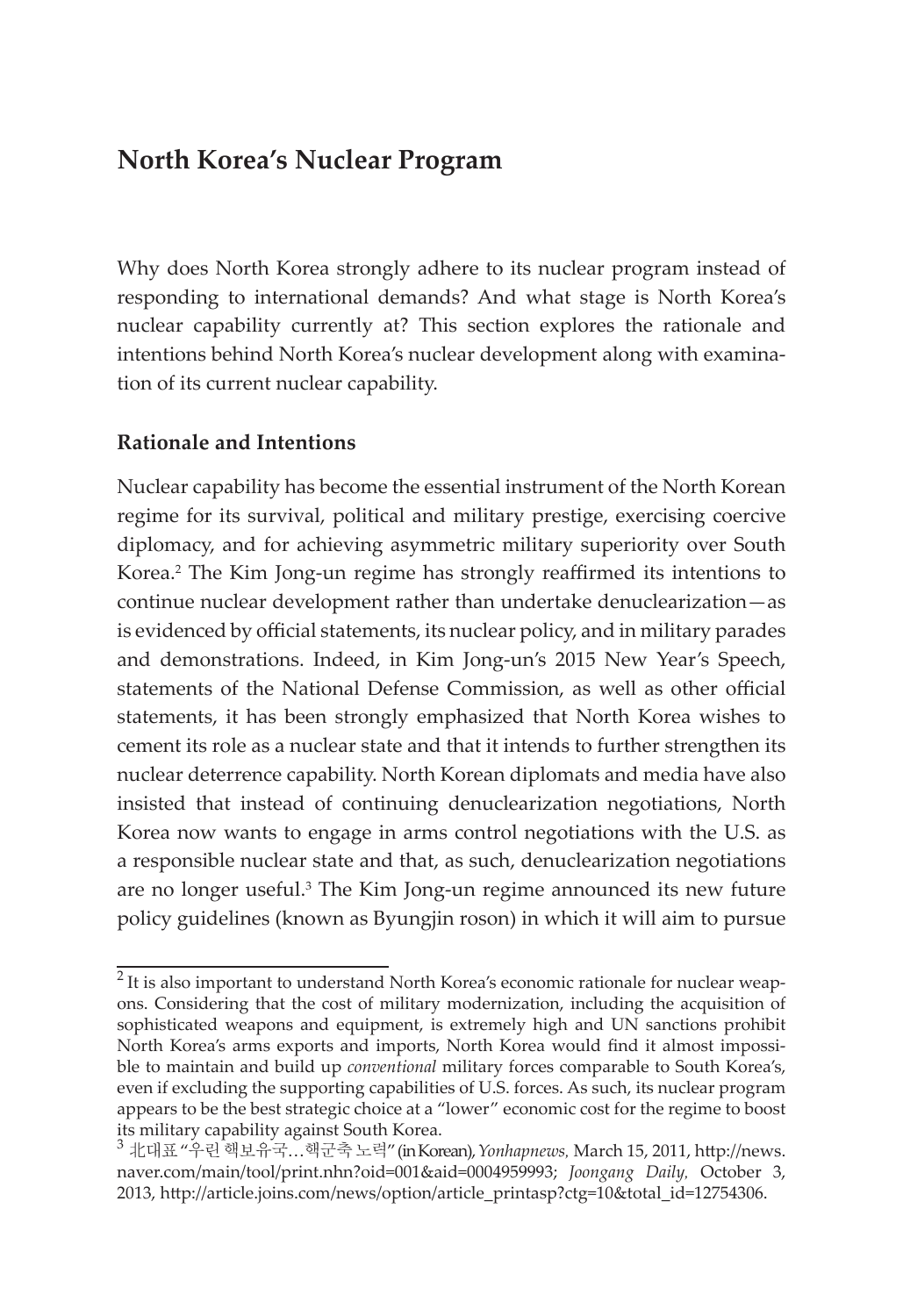## North Korea's Nuclear Program

Why does North Korea strongly adhere to its nuclear program instead of responding to international demands? And what stage is North Korea's nuclear capability currently at? This section explores the rationale and intentions behind North Korea's nuclear development along with examination of its current nuclear capability.

### Rationale and Intentions

Nuclear capability has become the essential instrument of the North Korean regime for its survival, political and military prestige, exercising coercive diplomacy, and for achieving asymmetric military superiority over South Korea.[2] The Kim Jong-un regime has strongly reaffirmed its intentions to continue nuclear development rather than undertake denuclearization—as is evidenced by official statements, its nuclear policy, and in military parades and demonstrations. Indeed, in Kim Jong-un's 2015 New Year's Speech, statements of the National Defense Commission, as well as other official statements, it has been strongly emphasized that North Korea wishes to cement its role as a nuclear state and that it intends to further strengthen its nuclear deterrence capability. North Korean diplomats and media have also insisted that instead of continuing denuclearization negotiations, North Korea now wants to engage in arms control negotiations with the U.S. as a responsible nuclear state and that, as such, denuclearization negotiations are no longer useful.[3] The Kim Jong-un regime announced its new future policy guidelines (known as Byungjin roson) in which it will aim to pursue

---

[2] It is also important to understand North Korea's economic rationale for nuclear weapons. Considering that the cost of military modernization, including the acquisition of sophisticated weapons and equipment, is extremely high and UN sanctions prohibit North Korea's arms exports and imports, North Korea would find it almost impossible to maintain and build up *conventional* military forces comparable to South Korea's, even if excluding the supporting capabilities of U.S. forces. As such, its nuclear program appears to be the best strategic choice at a "lower" economic cost for the regime to boost its military capability against South Korea.

[3] 北대표 "우린 핵보유국…핵군축 노력" (in Korean), *Yonhapnews,* March 15, 2011, http://news.naver.com/main/tool/print.nhn?oid=001&aid=0004959993; *Joongang Daily,* October 3, 2013, http://article.joins.com/news/option/article_printasp?ctg=10&total_id=12754306.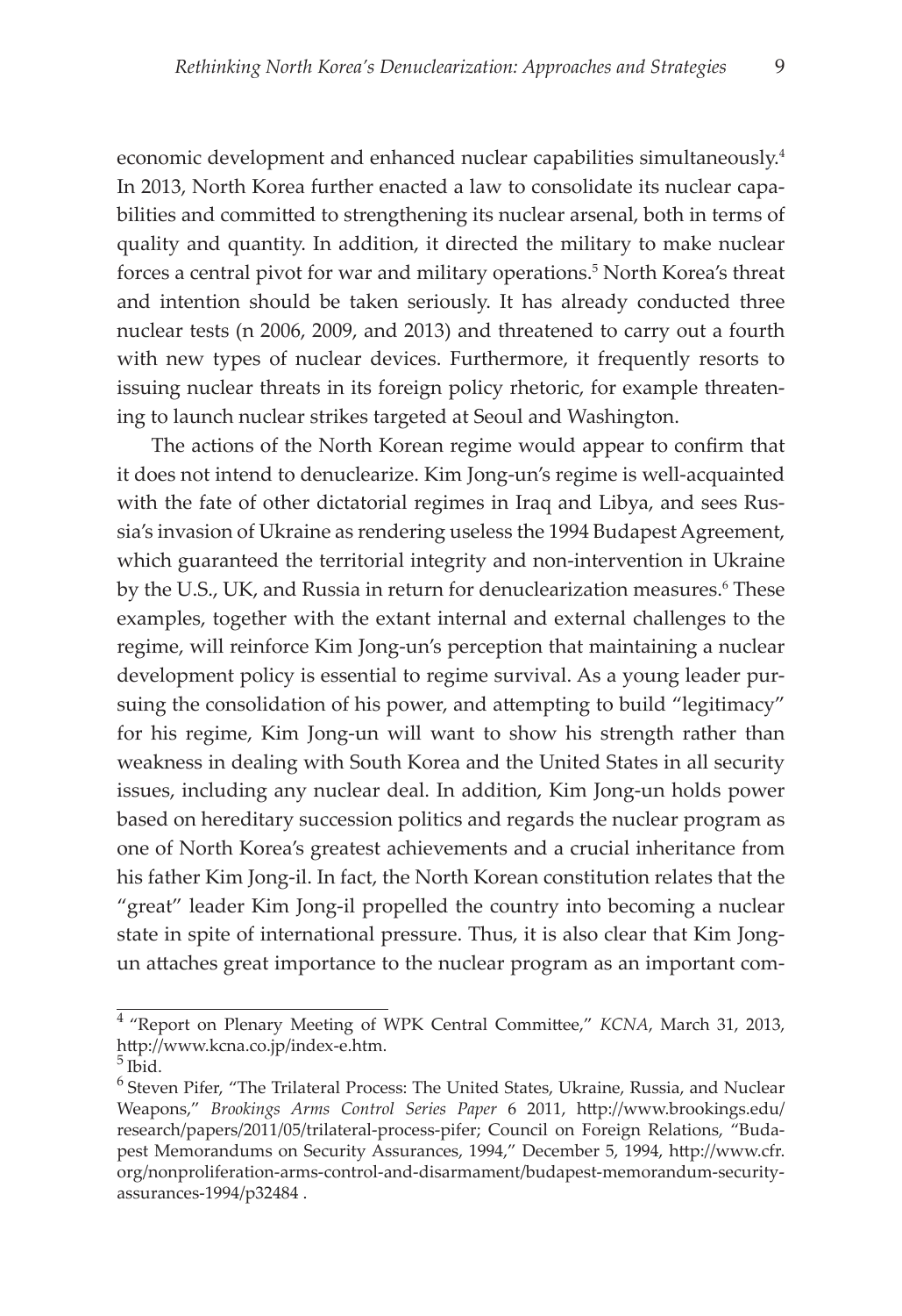economic development and enhanced nuclear capabilities simultaneously.[4] In 2013, North Korea further enacted a law to consolidate its nuclear capabilities and committed to strengthening its nuclear arsenal, both in terms of quality and quantity. In addition, it directed the military to make nuclear forces a central pivot for war and military operations.[5] North Korea's threat and intention should be taken seriously. It has already conducted three nuclear tests (n 2006, 2009, and 2013) and threatened to carry out a fourth with new types of nuclear devices. Furthermore, it frequently resorts to issuing nuclear threats in its foreign policy rhetoric, for example threatening to launch nuclear strikes targeted at Seoul and Washington.

The actions of the North Korean regime would appear to confirm that it does not intend to denuclearize. Kim Jong-un's regime is well-acquainted with the fate of other dictatorial regimes in Iraq and Libya, and sees Russia's invasion of Ukraine as rendering useless the 1994 Budapest Agreement, which guaranteed the territorial integrity and non-intervention in Ukraine by the U.S., UK, and Russia in return for denuclearization measures.[6] These examples, together with the extant internal and external challenges to the regime, will reinforce Kim Jong-un's perception that maintaining a nuclear development policy is essential to regime survival. As a young leader pursuing the consolidation of his power, and attempting to build "legitimacy" for his regime, Kim Jong-un will want to show his strength rather than weakness in dealing with South Korea and the United States in all security issues, including any nuclear deal. In addition, Kim Jong-un holds power based on hereditary succession politics and regards the nuclear program as one of North Korea's greatest achievements and a crucial inheritance from his father Kim Jong-il. In fact, the North Korean constitution relates that the "great" leader Kim Jong-il propelled the country into becoming a nuclear state in spite of international pressure. Thus, it is also clear that Kim Jong-un attaches great importance to the nuclear program as an important com-

---

[4] "Report on Plenary Meeting of WPK Central Committee," *KCNA*, March 31, 2013, http://www.kcna.co.jp/index-e.htm.

[5] Ibid.

[6] Steven Pifer, "The Trilateral Process: The United States, Ukraine, Russia, and Nuclear Weapons," *Brookings Arms Control Series Paper* 6 2011, http://www.brookings.edu/research/papers/2011/05/trilateral-process-pifer; Council on Foreign Relations, "Budapest Memorandums on Security Assurances, 1994," December 5, 1994, http://www.cfr.org/nonproliferation-arms-control-and-disarmament/budapest-memorandum-security-assurances-1994/p32484 .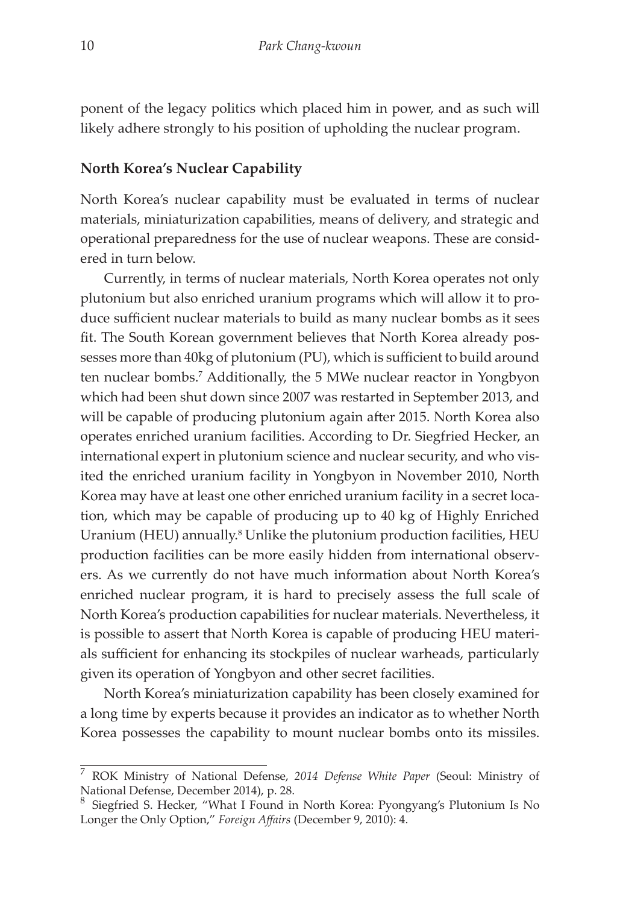ponent of the legacy politics which placed him in power, and as such will likely adhere strongly to his position of upholding the nuclear program.

### North Korea's Nuclear Capability

North Korea's nuclear capability must be evaluated in terms of nuclear materials, miniaturization capabilities, means of delivery, and strategic and operational preparedness for the use of nuclear weapons. These are considered in turn below.

Currently, in terms of nuclear materials, North Korea operates not only plutonium but also enriched uranium programs which will allow it to produce sufficient nuclear materials to build as many nuclear bombs as it sees fit. The South Korean government believes that North Korea already possesses more than 40kg of plutonium (PU), which is sufficient to build around ten nuclear bombs.[7] Additionally, the 5 MWe nuclear reactor in Yongbyon which had been shut down since 2007 was restarted in September 2013, and will be capable of producing plutonium again after 2015. North Korea also operates enriched uranium facilities. According to Dr. Siegfried Hecker, an international expert in plutonium science and nuclear security, and who visited the enriched uranium facility in Yongbyon in November 2010, North Korea may have at least one other enriched uranium facility in a secret location, which may be capable of producing up to 40 kg of Highly Enriched Uranium (HEU) annually.[8] Unlike the plutonium production facilities, HEU production facilities can be more easily hidden from international observers. As we currently do not have much information about North Korea's enriched nuclear program, it is hard to precisely assess the full scale of North Korea's production capabilities for nuclear materials. Nevertheless, it is possible to assert that North Korea is capable of producing HEU materials sufficient for enhancing its stockpiles of nuclear warheads, particularly given its operation of Yongbyon and other secret facilities.

North Korea's miniaturization capability has been closely examined for a long time by experts because it provides an indicator as to whether North Korea possesses the capability to mount nuclear bombs onto its missiles.

---

[7] ROK Ministry of National Defense, *2014 Defense White Paper* (Seoul: Ministry of National Defense, December 2014), p. 28.

[8] Siegfried S. Hecker, "What I Found in North Korea: Pyongyang's Plutonium Is No Longer the Only Option," *Foreign Affairs* (December 9, 2010): 4.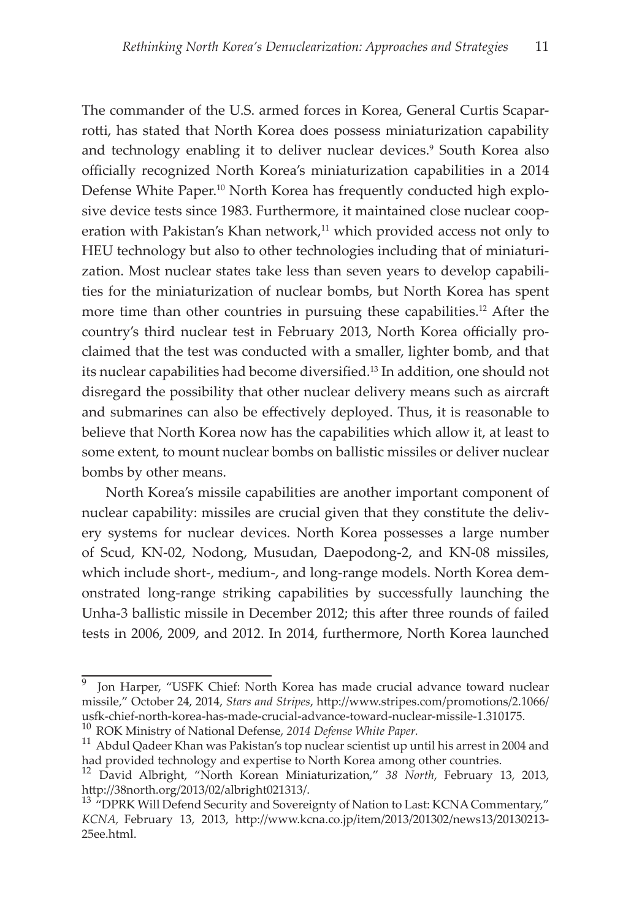The commander of the U.S. armed forces in Korea, General Curtis Scaparrotti, has stated that North Korea does possess miniaturization capability and technology enabling it to deliver nuclear devices.[9] South Korea also officially recognized North Korea's miniaturization capabilities in a 2014 Defense White Paper.[10] North Korea has frequently conducted high explosive device tests since 1983. Furthermore, it maintained close nuclear cooperation with Pakistan's Khan network,[11] which provided access not only to HEU technology but also to other technologies including that of miniaturization. Most nuclear states take less than seven years to develop capabilities for the miniaturization of nuclear bombs, but North Korea has spent more time than other countries in pursuing these capabilities.[12] After the country's third nuclear test in February 2013, North Korea officially proclaimed that the test was conducted with a smaller, lighter bomb, and that its nuclear capabilities had become diversified.[13] In addition, one should not disregard the possibility that other nuclear delivery means such as aircraft and submarines can also be effectively deployed. Thus, it is reasonable to believe that North Korea now has the capabilities which allow it, at least to some extent, to mount nuclear bombs on ballistic missiles or deliver nuclear bombs by other means.

North Korea's missile capabilities are another important component of nuclear capability: missiles are crucial given that they constitute the delivery systems for nuclear devices. North Korea possesses a large number of Scud, KN-02, Nodong, Musudan, Daepodong-2, and KN-08 missiles, which include short-, medium-, and long-range models. North Korea demonstrated long-range striking capabilities by successfully launching the Unha-3 ballistic missile in December 2012; this after three rounds of failed tests in 2006, 2009, and 2012. In 2014, furthermore, North Korea launched

---

[9] Jon Harper, "USFK Chief: North Korea has made crucial advance toward nuclear missile," October 24, 2014, *Stars and Stripes*, http://www.stripes.com/promotions/2.1066/usfk-chief-north-korea-has-made-crucial-advance-toward-nuclear-missile-1.310175.

[10] ROK Ministry of National Defense, *2014 Defense White Paper*.

[11] Abdul Qadeer Khan was Pakistan's top nuclear scientist up until his arrest in 2004 and had provided technology and expertise to North Korea among other countries.

[12] David Albright, "North Korean Miniaturization," *38 North*, February 13, 2013, http://38north.org/2013/02/albright021313/.

[13] "DPRK Will Defend Security and Sovereignty of Nation to Last: KCNA Commentary," *KCNA*, February 13, 2013, http://www.kcna.co.jp/item/2013/201302/news13/20130213-25ee.html.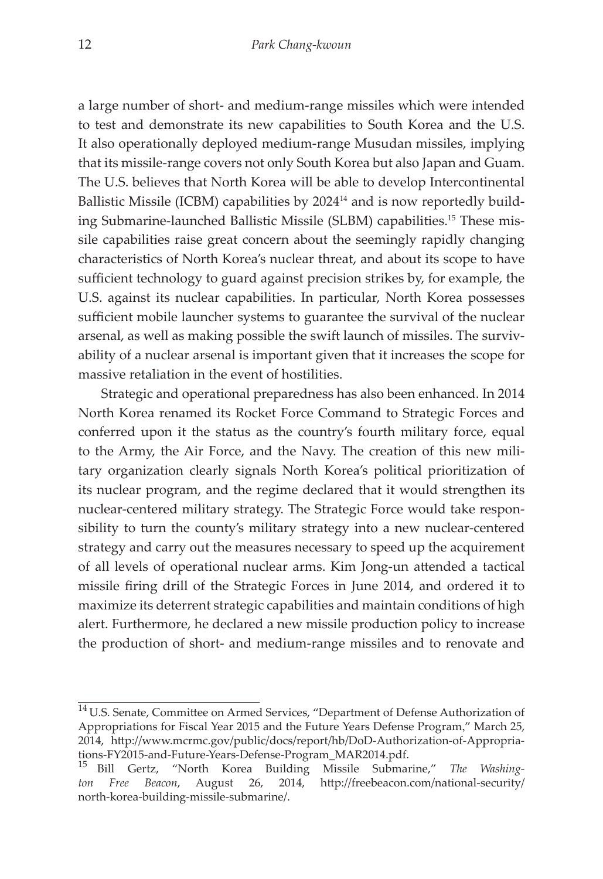a large number of short- and medium-range missiles which were intended to test and demonstrate its new capabilities to South Korea and the U.S. It also operationally deployed medium-range Musudan missiles, implying that its missile-range covers not only South Korea but also Japan and Guam. The U.S. believes that North Korea will be able to develop Intercontinental Ballistic Missile (ICBM) capabilities by 2024[14] and is now reportedly building Submarine-launched Ballistic Missile (SLBM) capabilities.[15] These missile capabilities raise great concern about the seemingly rapidly changing characteristics of North Korea's nuclear threat, and about its scope to have sufficient technology to guard against precision strikes by, for example, the U.S. against its nuclear capabilities. In particular, North Korea possesses sufficient mobile launcher systems to guarantee the survival of the nuclear arsenal, as well as making possible the swift launch of missiles. The survivability of a nuclear arsenal is important given that it increases the scope for massive retaliation in the event of hostilities.

Strategic and operational preparedness has also been enhanced. In 2014 North Korea renamed its Rocket Force Command to Strategic Forces and conferred upon it the status as the country's fourth military force, equal to the Army, the Air Force, and the Navy. The creation of this new military organization clearly signals North Korea's political prioritization of its nuclear program, and the regime declared that it would strengthen its nuclear-centered military strategy. The Strategic Force would take responsibility to turn the county's military strategy into a new nuclear-centered strategy and carry out the measures necessary to speed up the acquirement of all levels of operational nuclear arms. Kim Jong-un attended a tactical missile firing drill of the Strategic Forces in June 2014, and ordered it to maximize its deterrent strategic capabilities and maintain conditions of high alert. Furthermore, he declared a new missile production policy to increase the production of short- and medium-range missiles and to renovate and

---

[14] U.S. Senate, Committee on Armed Services, "Department of Defense Authorization of Appropriations for Fiscal Year 2015 and the Future Years Defense Program," March 25, 2014, http://www.mcrmc.gov/public/docs/report/hb/DoD-Authorization-of-Appropriations-FY2015-and-Future-Years-Defense-Program_MAR2014.pdf.

[15] Bill Gertz, "North Korea Building Missile Submarine," *The Washington Free Beacon*, August 26, 2014, http://freebeacon.com/national-security/north-korea-building-missile-submarine/.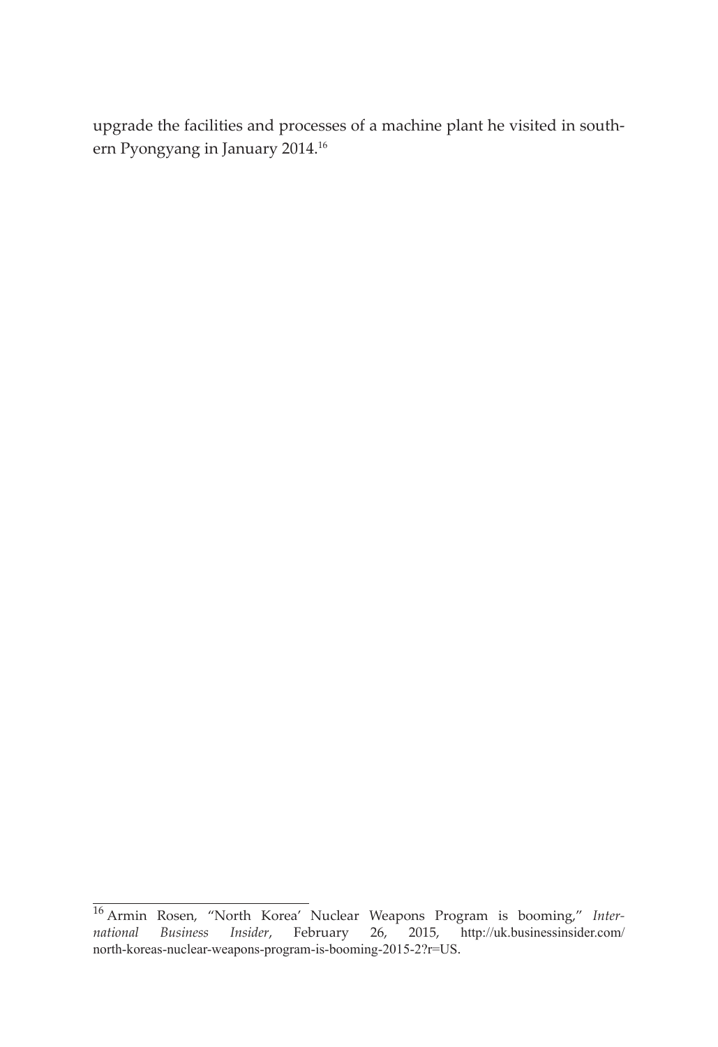upgrade the facilities and processes of a machine plant he visited in southern Pyongyang in January 2014.[16]

[16] Armin Rosen, "North Korea' Nuclear Weapons Program is booming," *International Business Insider*, February 26, 2015, http://uk.businessinsider.com/north-koreas-nuclear-weapons-program-is-booming-2015-2?r=US.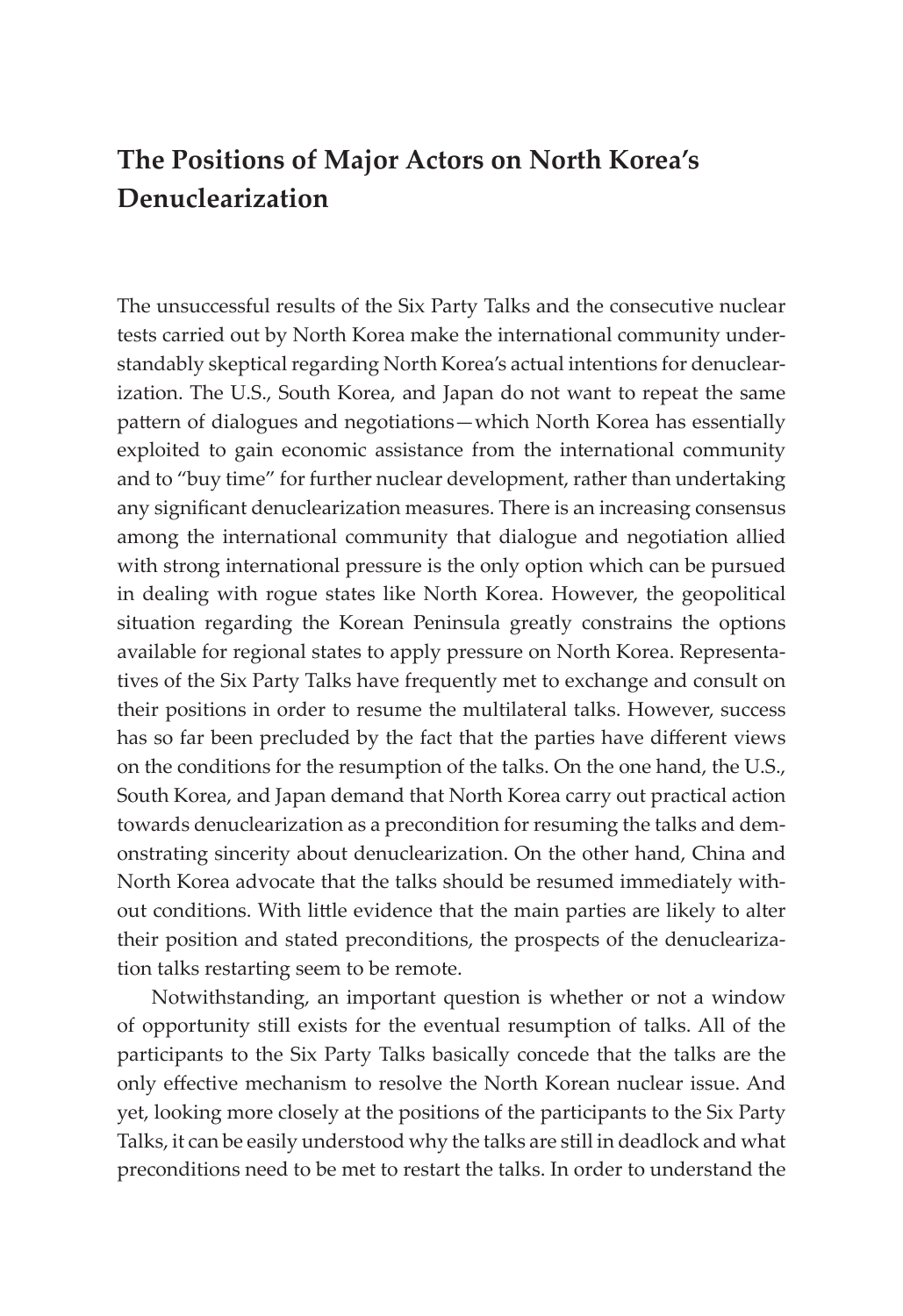## The Positions of Major Actors on North Korea's Denuclearization

The unsuccessful results of the Six Party Talks and the consecutive nuclear tests carried out by North Korea make the international community understandably skeptical regarding North Korea's actual intentions for denuclearization. The U.S., South Korea, and Japan do not want to repeat the same pattern of dialogues and negotiations—which North Korea has essentially exploited to gain economic assistance from the international community and to "buy time" for further nuclear development, rather than undertaking any significant denuclearization measures. There is an increasing consensus among the international community that dialogue and negotiation allied with strong international pressure is the only option which can be pursued in dealing with rogue states like North Korea. However, the geopolitical situation regarding the Korean Peninsula greatly constrains the options available for regional states to apply pressure on North Korea. Representatives of the Six Party Talks have frequently met to exchange and consult on their positions in order to resume the multilateral talks. However, success has so far been precluded by the fact that the parties have different views on the conditions for the resumption of the talks. On the one hand, the U.S., South Korea, and Japan demand that North Korea carry out practical action towards denuclearization as a precondition for resuming the talks and demonstrating sincerity about denuclearization. On the other hand, China and North Korea advocate that the talks should be resumed immediately without conditions. With little evidence that the main parties are likely to alter their position and stated preconditions, the prospects of the denuclearization talks restarting seem to be remote.

Notwithstanding, an important question is whether or not a window of opportunity still exists for the eventual resumption of talks. All of the participants to the Six Party Talks basically concede that the talks are the only effective mechanism to resolve the North Korean nuclear issue. And yet, looking more closely at the positions of the participants to the Six Party Talks, it can be easily understood why the talks are still in deadlock and what preconditions need to be met to restart the talks. In order to understand the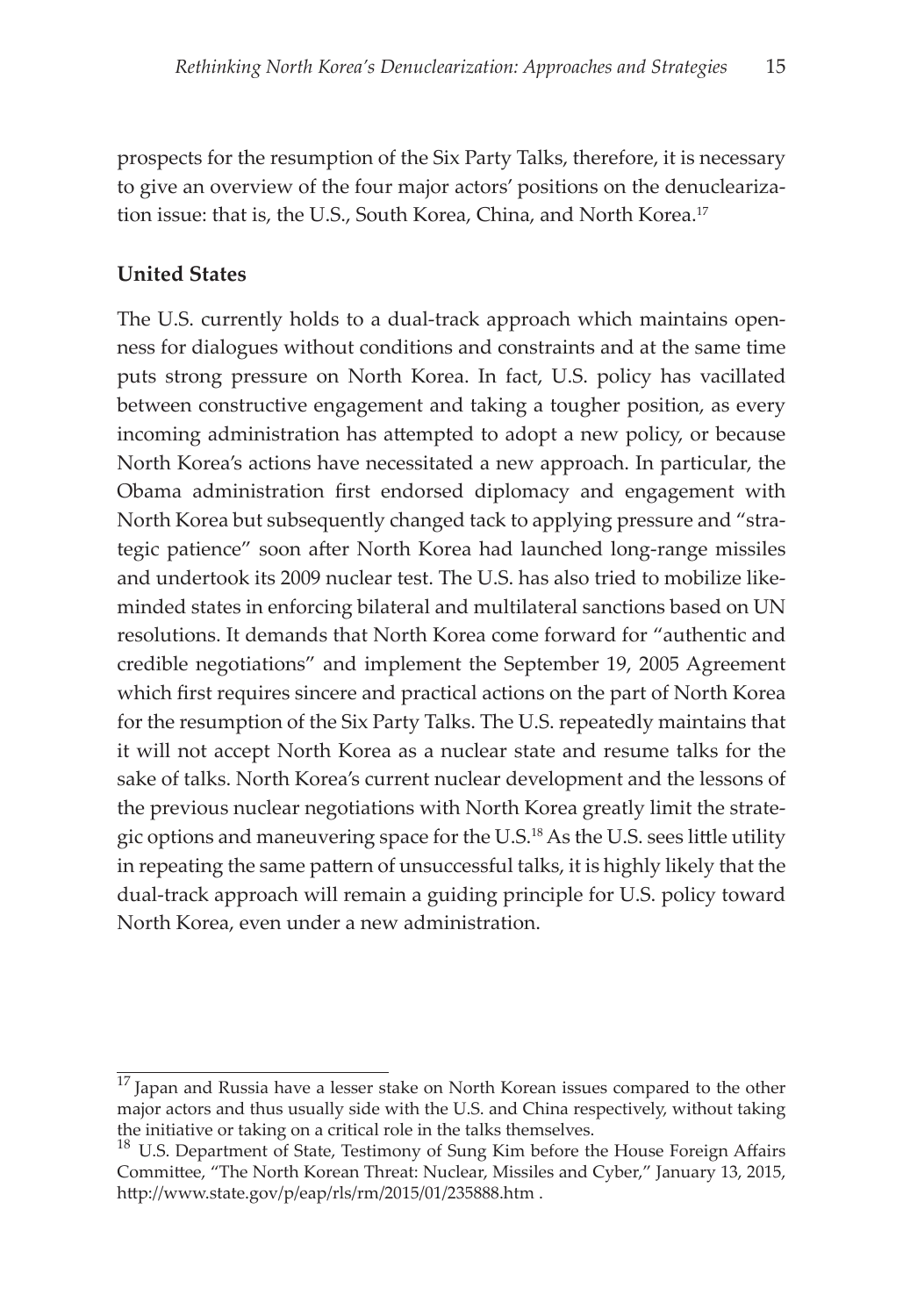prospects for the resumption of the Six Party Talks, therefore, it is necessary to give an overview of the four major actors' positions on the denuclearization issue: that is, the U.S., South Korea, China, and North Korea.[17]

**United States**

The U.S. currently holds to a dual-track approach which maintains openness for dialogues without conditions and constraints and at the same time puts strong pressure on North Korea. In fact, U.S. policy has vacillated between constructive engagement and taking a tougher position, as every incoming administration has attempted to adopt a new policy, or because North Korea's actions have necessitated a new approach. In particular, the Obama administration first endorsed diplomacy and engagement with North Korea but subsequently changed tack to applying pressure and "strategic patience" soon after North Korea had launched long-range missiles and undertook its 2009 nuclear test. The U.S. has also tried to mobilize like-minded states in enforcing bilateral and multilateral sanctions based on UN resolutions. It demands that North Korea come forward for "authentic and credible negotiations" and implement the September 19, 2005 Agreement which first requires sincere and practical actions on the part of North Korea for the resumption of the Six Party Talks. The U.S. repeatedly maintains that it will not accept North Korea as a nuclear state and resume talks for the sake of talks. North Korea's current nuclear development and the lessons of the previous nuclear negotiations with North Korea greatly limit the strategic options and maneuvering space for the U.S.[18] As the U.S. sees little utility in repeating the same pattern of unsuccessful talks, it is highly likely that the dual-track approach will remain a guiding principle for U.S. policy toward North Korea, even under a new administration.

---

[17] Japan and Russia have a lesser stake on North Korean issues compared to the other major actors and thus usually side with the U.S. and China respectively, without taking the initiative or taking on a critical role in the talks themselves.

[18] U.S. Department of State, Testimony of Sung Kim before the House Foreign Affairs Committee, "The North Korean Threat: Nuclear, Missiles and Cyber," January 13, 2015, http://www.state.gov/p/eap/rls/rm/2015/01/235888.htm .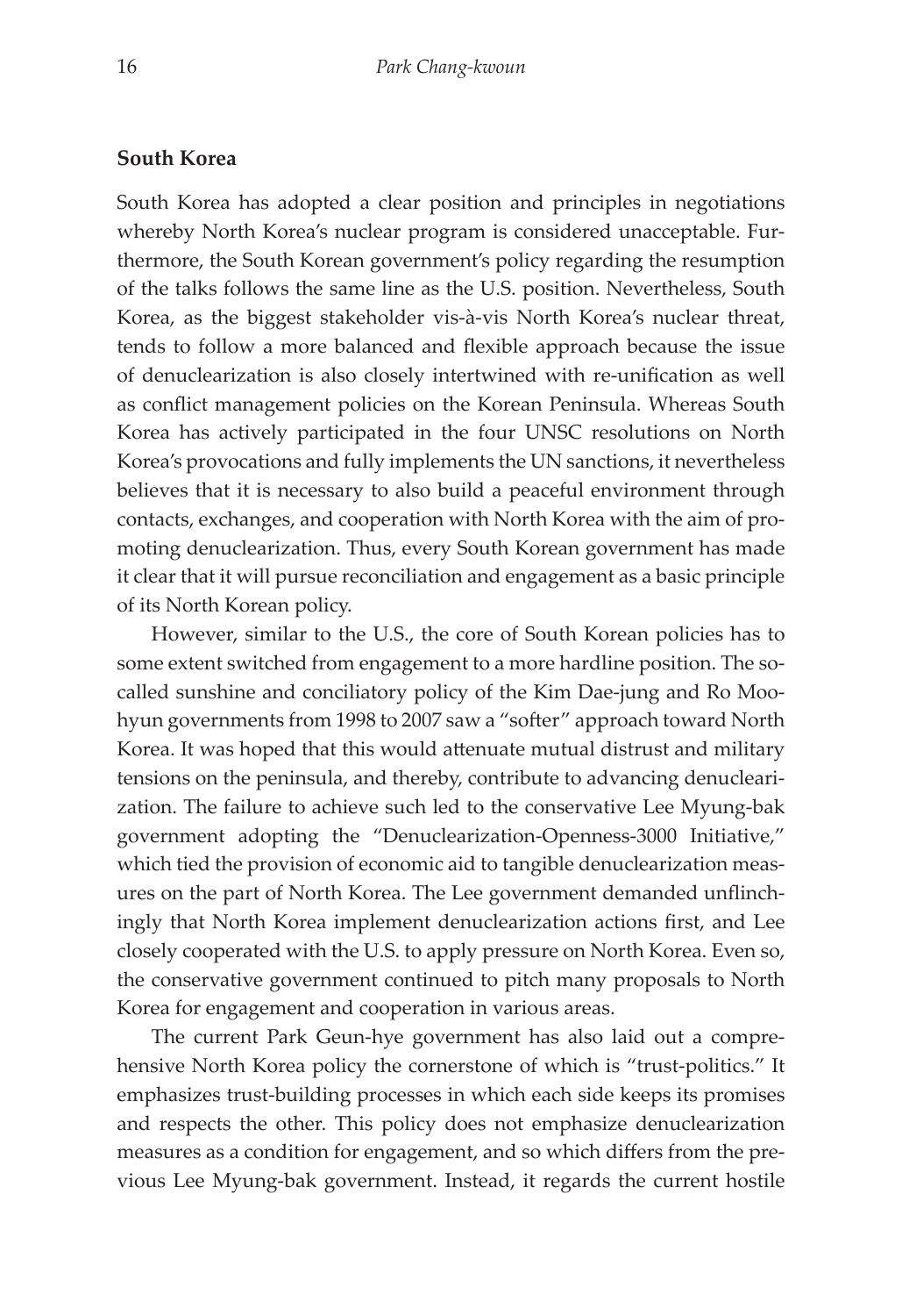### South Korea

South Korea has adopted a clear position and principles in negotiations whereby North Korea's nuclear program is considered unacceptable. Furthermore, the South Korean government's policy regarding the resumption of the talks follows the same line as the U.S. position. Nevertheless, South Korea, as the biggest stakeholder vis-à-vis North Korea's nuclear threat, tends to follow a more balanced and flexible approach because the issue of denuclearization is also closely intertwined with re-unification as well as conflict management policies on the Korean Peninsula. Whereas South Korea has actively participated in the four UNSC resolutions on North Korea's provocations and fully implements the UN sanctions, it nevertheless believes that it is necessary to also build a peaceful environment through contacts, exchanges, and cooperation with North Korea with the aim of promoting denuclearization. Thus, every South Korean government has made it clear that it will pursue reconciliation and engagement as a basic principle of its North Korean policy.

However, similar to the U.S., the core of South Korean policies has to some extent switched from engagement to a more hardline position. The so-called sunshine and conciliatory policy of the Kim Dae-jung and Ro Moo-hyun governments from 1998 to 2007 saw a "softer" approach toward North Korea. It was hoped that this would attenuate mutual distrust and military tensions on the peninsula, and thereby, contribute to advancing denuclearization. The failure to achieve such led to the conservative Lee Myung-bak government adopting the "Denuclearization-Openness-3000 Initiative," which tied the provision of economic aid to tangible denuclearization measures on the part of North Korea. The Lee government demanded unflinchingly that North Korea implement denuclearization actions first, and Lee closely cooperated with the U.S. to apply pressure on North Korea. Even so, the conservative government continued to pitch many proposals to North Korea for engagement and cooperation in various areas.

The current Park Geun-hye government has also laid out a comprehensive North Korea policy the cornerstone of which is "trust-politics." It emphasizes trust-building processes in which each side keeps its promises and respects the other. This policy does not emphasize denuclearization measures as a condition for engagement, and so which differs from the previous Lee Myung-bak government. Instead, it regards the current hostile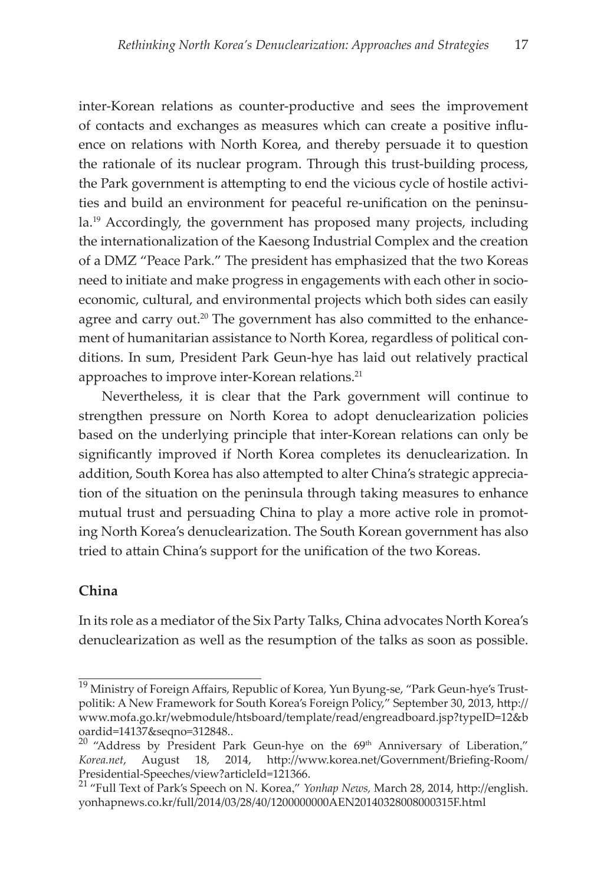inter-Korean relations as counter-productive and sees the improvement of contacts and exchanges as measures which can create a positive influence on relations with North Korea, and thereby persuade it to question the rationale of its nuclear program. Through this trust-building process, the Park government is attempting to end the vicious cycle of hostile activities and build an environment for peaceful re-unification on the peninsula.[19] Accordingly, the government has proposed many projects, including the internationalization of the Kaesong Industrial Complex and the creation of a DMZ "Peace Park." The president has emphasized that the two Koreas need to initiate and make progress in engagements with each other in socio-economic, cultural, and environmental projects which both sides can easily agree and carry out.[20] The government has also committed to the enhancement of humanitarian assistance to North Korea, regardless of political conditions. In sum, President Park Geun-hye has laid out relatively practical approaches to improve inter-Korean relations.[21]

Nevertheless, it is clear that the Park government will continue to strengthen pressure on North Korea to adopt denuclearization policies based on the underlying principle that inter-Korean relations can only be significantly improved if North Korea completes its denuclearization. In addition, South Korea has also attempted to alter China's strategic appreciation of the situation on the peninsula through taking measures to enhance mutual trust and persuading China to play a more active role in promoting North Korea's denuclearization. The South Korean government has also tried to attain China's support for the unification of the two Koreas.

### China

In its role as a mediator of the Six Party Talks, China advocates North Korea's denuclearization as well as the resumption of the talks as soon as possible.

---

[19] Ministry of Foreign Affairs, Republic of Korea, Yun Byung-se, "Park Geun-hye's Trust-politik: A New Framework for South Korea's Foreign Policy," September 30, 2013, http://www.mofa.go.kr/webmodule/htsboard/template/read/engreadboard.jsp?typeID=12&boardid=14137&seqno=312848..

[20] "Address by President Park Geun-hye on the 69th Anniversary of Liberation," *Korea.net*, August 18, 2014, http://www.korea.net/Government/Briefing-Room/Presidential-Speeches/view?articleId=121366.

[21] "Full Text of Park's Speech on N. Korea," *Yonhap News,* March 28, 2014, http://english.yonhapnews.co.kr/full/2014/03/28/40/1200000000AEN20140328008000315F.html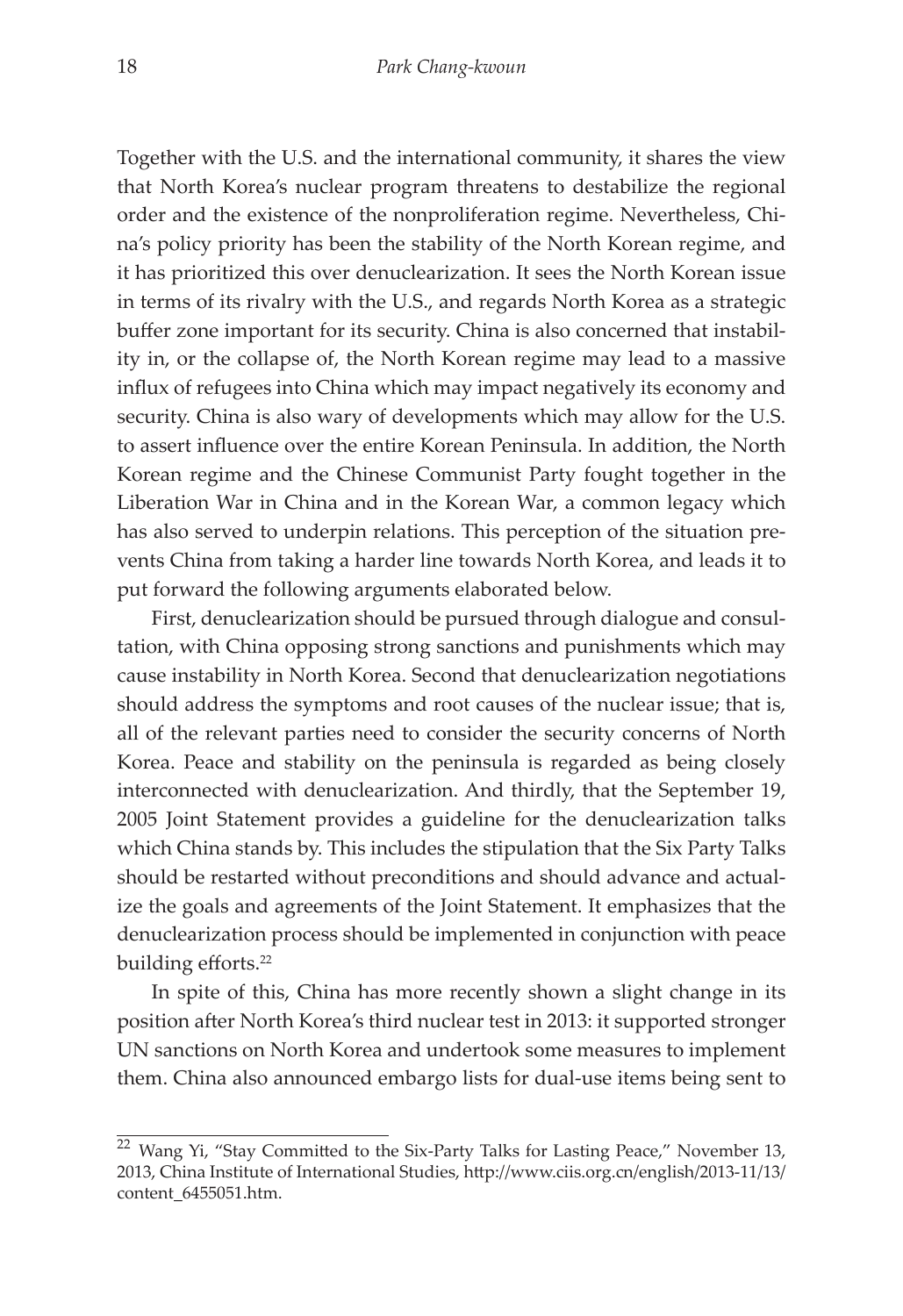Together with the U.S. and the international community, it shares the view that North Korea's nuclear program threatens to destabilize the regional order and the existence of the nonproliferation regime. Nevertheless, China's policy priority has been the stability of the North Korean regime, and it has prioritized this over denuclearization. It sees the North Korean issue in terms of its rivalry with the U.S., and regards North Korea as a strategic buffer zone important for its security. China is also concerned that instability in, or the collapse of, the North Korean regime may lead to a massive influx of refugees into China which may impact negatively its economy and security. China is also wary of developments which may allow for the U.S. to assert influence over the entire Korean Peninsula. In addition, the North Korean regime and the Chinese Communist Party fought together in the Liberation War in China and in the Korean War, a common legacy which has also served to underpin relations. This perception of the situation prevents China from taking a harder line towards North Korea, and leads it to put forward the following arguments elaborated below.

First, denuclearization should be pursued through dialogue and consultation, with China opposing strong sanctions and punishments which may cause instability in North Korea. Second that denuclearization negotiations should address the symptoms and root causes of the nuclear issue; that is, all of the relevant parties need to consider the security concerns of North Korea. Peace and stability on the peninsula is regarded as being closely interconnected with denuclearization. And thirdly, that the September 19, 2005 Joint Statement provides a guideline for the denuclearization talks which China stands by. This includes the stipulation that the Six Party Talks should be restarted without preconditions and should advance and actualize the goals and agreements of the Joint Statement. It emphasizes that the denuclearization process should be implemented in conjunction with peace building efforts.[22]

In spite of this, China has more recently shown a slight change in its position after North Korea's third nuclear test in 2013: it supported stronger UN sanctions on North Korea and undertook some measures to implement them. China also announced embargo lists for dual-use items being sent to

---

[22] Wang Yi, "Stay Committed to the Six-Party Talks for Lasting Peace," November 13, 2013, China Institute of International Studies, http://www.ciis.org.cn/english/2013-11/13/content_6455051.htm.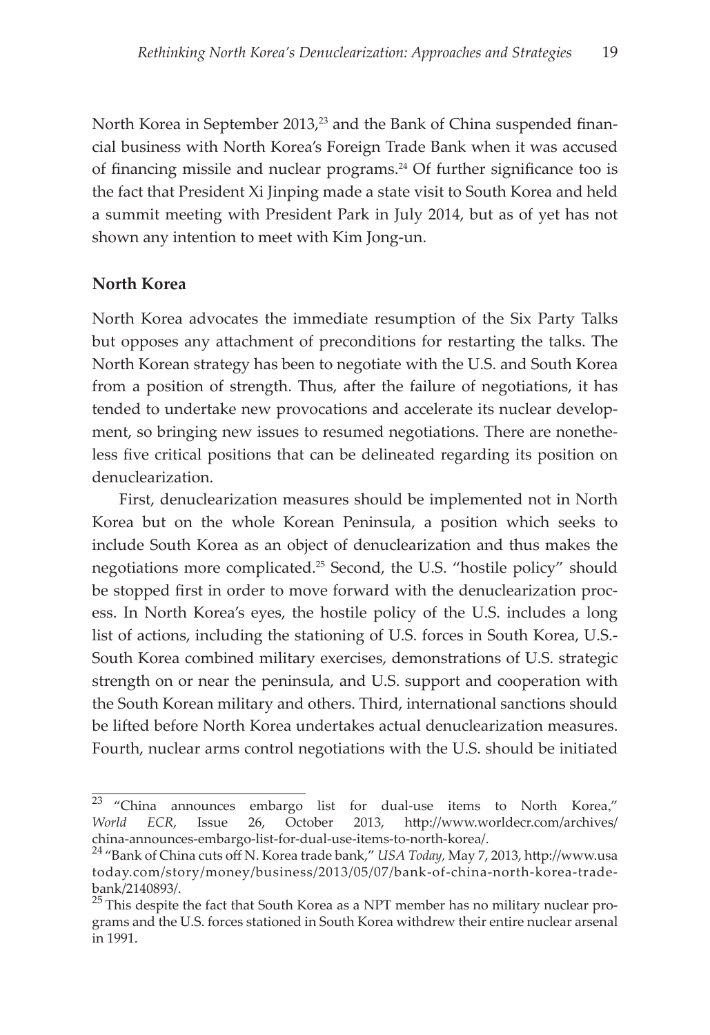North Korea in September 2013,[23] and the Bank of China suspended financial business with North Korea's Foreign Trade Bank when it was accused of financing missile and nuclear programs.[24] Of further significance too is the fact that President Xi Jinping made a state visit to South Korea and held a summit meeting with President Park in July 2014, but as of yet has not shown any intention to meet with Kim Jong-un.

### North Korea

North Korea advocates the immediate resumption of the Six Party Talks but opposes any attachment of preconditions for restarting the talks. The North Korean strategy has been to negotiate with the U.S. and South Korea from a position of strength. Thus, after the failure of negotiations, it has tended to undertake new provocations and accelerate its nuclear development, so bringing new issues to resumed negotiations. There are nonetheless five critical positions that can be delineated regarding its position on denuclearization.

First, denuclearization measures should be implemented not in North Korea but on the whole Korean Peninsula, a position which seeks to include South Korea as an object of denuclearization and thus makes the negotiations more complicated.[25] Second, the U.S. "hostile policy" should be stopped first in order to move forward with the denuclearization process. In North Korea's eyes, the hostile policy of the U.S. includes a long list of actions, including the stationing of U.S. forces in South Korea, U.S.-South Korea combined military exercises, demonstrations of U.S. strategic strength on or near the peninsula, and U.S. support and cooperation with the South Korean military and others. Third, international sanctions should be lifted before North Korea undertakes actual denuclearization measures. Fourth, nuclear arms control negotiations with the U.S. should be initiated

---

[23] "China announces embargo list for dual-use items to North Korea," *World ECR*, Issue 26, October 2013, http://www.worldecr.com/archives/china-announces-embargo-list-for-dual-use-items-to-north-korea/.

[24] "Bank of China cuts off N. Korea trade bank," *USA Today*, May 7, 2013, http://www.usatoday.com/story/money/business/2013/05/07/bank-of-china-north-korea-trade-bank/2140893/.

[25] This despite the fact that South Korea as a NPT member has no military nuclear programs and the U.S. forces stationed in South Korea withdrew their entire nuclear arsenal in 1991.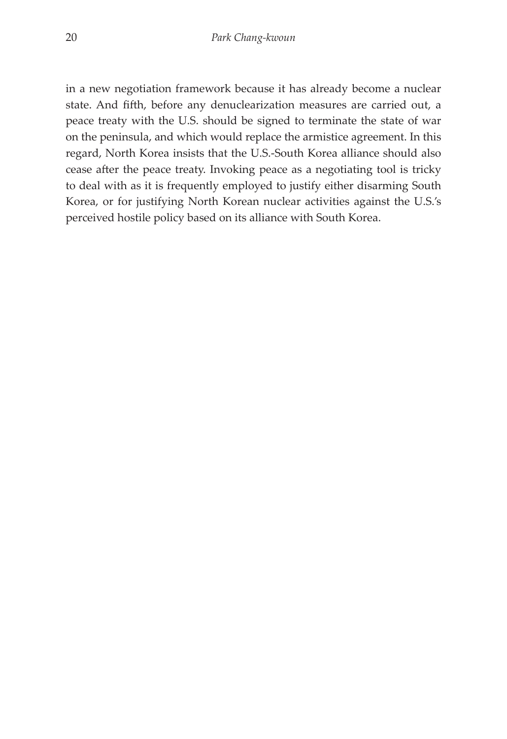in a new negotiation framework because it has already become a nuclear state. And fifth, before any denuclearization measures are carried out, a peace treaty with the U.S. should be signed to terminate the state of war on the peninsula, and which would replace the armistice agreement. In this regard, North Korea insists that the U.S.-South Korea alliance should also cease after the peace treaty. Invoking peace as a negotiating tool is tricky to deal with as it is frequently employed to justify either disarming South Korea, or for justifying North Korean nuclear activities against the U.S.'s perceived hostile policy based on its alliance with South Korea.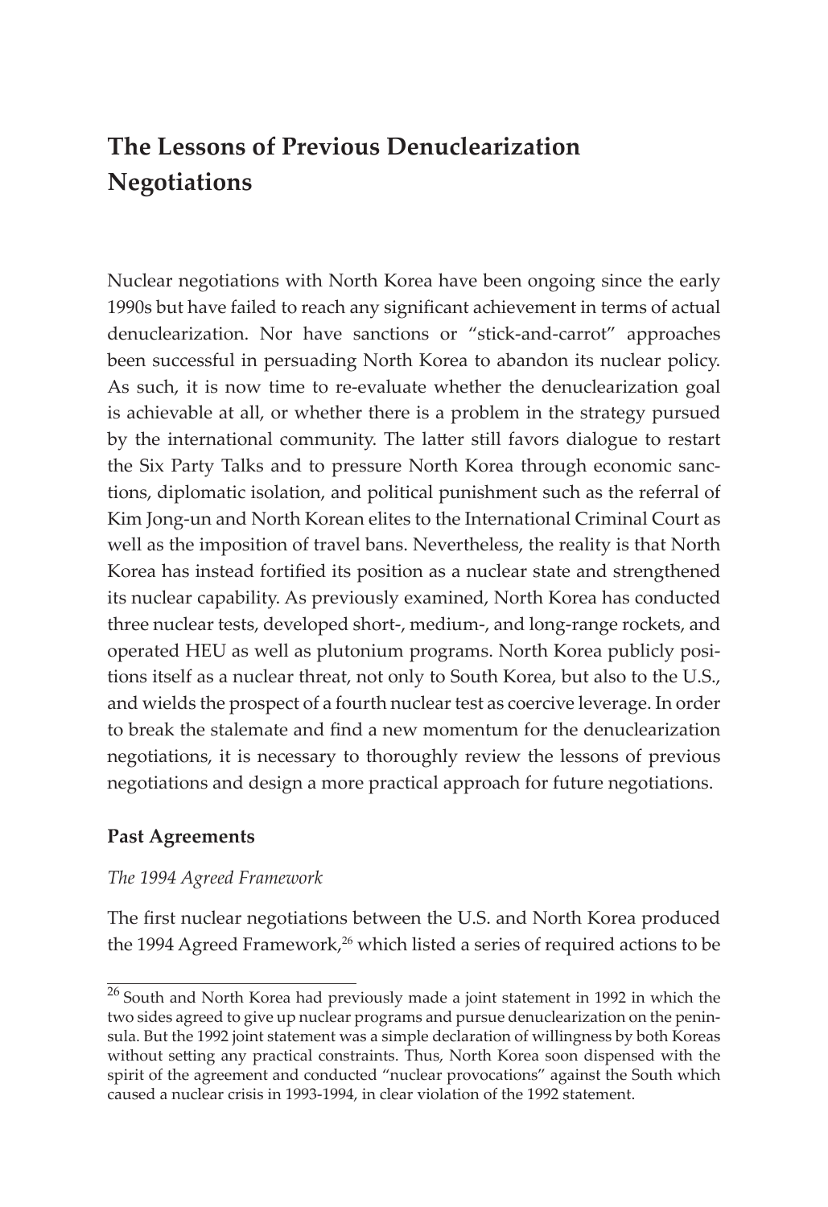# The Lessons of Previous Denuclearization Negotiations

Nuclear negotiations with North Korea have been ongoing since the early 1990s but have failed to reach any significant achievement in terms of actual denuclearization. Nor have sanctions or "stick-and-carrot" approaches been successful in persuading North Korea to abandon its nuclear policy. As such, it is now time to re-evaluate whether the denuclearization goal is achievable at all, or whether there is a problem in the strategy pursued by the international community. The latter still favors dialogue to restart the Six Party Talks and to pressure North Korea through economic sanctions, diplomatic isolation, and political punishment such as the referral of Kim Jong-un and North Korean elites to the International Criminal Court as well as the imposition of travel bans. Nevertheless, the reality is that North Korea has instead fortified its position as a nuclear state and strengthened its nuclear capability. As previously examined, North Korea has conducted three nuclear tests, developed short-, medium-, and long-range rockets, and operated HEU as well as plutonium programs. North Korea publicly positions itself as a nuclear threat, not only to South Korea, but also to the U.S., and wields the prospect of a fourth nuclear test as coercive leverage. In order to break the stalemate and find a new momentum for the denuclearization negotiations, it is necessary to thoroughly review the lessons of previous negotiations and design a more practical approach for future negotiations.

### Past Agreements

*The 1994 Agreed Framework*

The first nuclear negotiations between the U.S. and North Korea produced the 1994 Agreed Framework,[26] which listed a series of required actions to be

[26] South and North Korea had previously made a joint statement in 1992 in which the two sides agreed to give up nuclear programs and pursue denuclearization on the peninsula. But the 1992 joint statement was a simple declaration of willingness by both Koreas without setting any practical constraints. Thus, North Korea soon dispensed with the spirit of the agreement and conducted "nuclear provocations" against the South which caused a nuclear crisis in 1993-1994, in clear violation of the 1992 statement.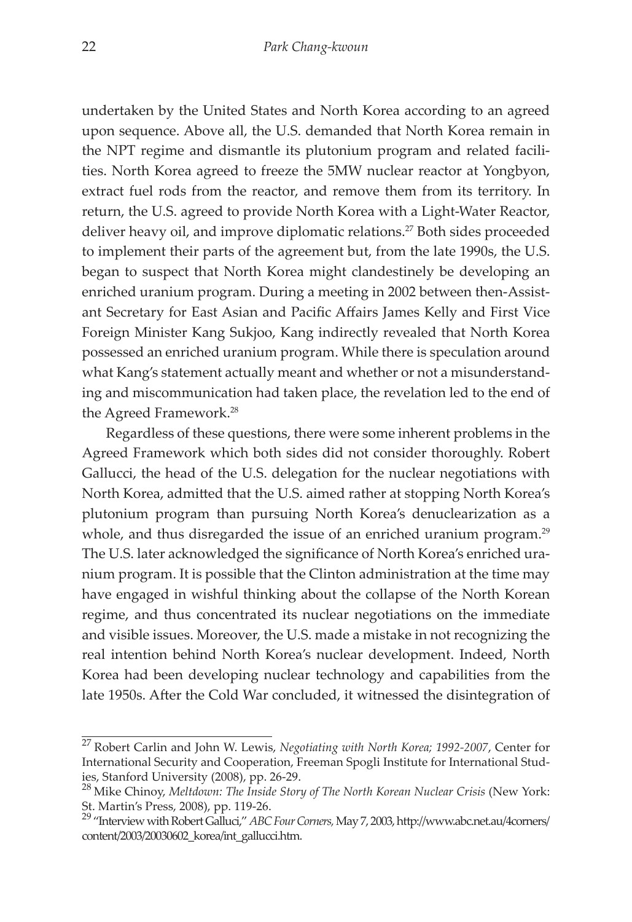undertaken by the United States and North Korea according to an agreed upon sequence. Above all, the U.S. demanded that North Korea remain in the NPT regime and dismantle its plutonium program and related facilities. North Korea agreed to freeze the 5MW nuclear reactor at Yongbyon, extract fuel rods from the reactor, and remove them from its territory. In return, the U.S. agreed to provide North Korea with a Light-Water Reactor, deliver heavy oil, and improve diplomatic relations.[27] Both sides proceeded to implement their parts of the agreement but, from the late 1990s, the U.S. began to suspect that North Korea might clandestinely be developing an enriched uranium program. During a meeting in 2002 between then-Assistant Secretary for East Asian and Pacific Affairs James Kelly and First Vice Foreign Minister Kang Sukjoo, Kang indirectly revealed that North Korea possessed an enriched uranium program. While there is speculation around what Kang's statement actually meant and whether or not a misunderstanding and miscommunication had taken place, the revelation led to the end of the Agreed Framework.[28]

Regardless of these questions, there were some inherent problems in the Agreed Framework which both sides did not consider thoroughly. Robert Gallucci, the head of the U.S. delegation for the nuclear negotiations with North Korea, admitted that the U.S. aimed rather at stopping North Korea's plutonium program than pursuing North Korea's denuclearization as a whole, and thus disregarded the issue of an enriched uranium program.[29] The U.S. later acknowledged the significance of North Korea's enriched uranium program. It is possible that the Clinton administration at the time may have engaged in wishful thinking about the collapse of the North Korean regime, and thus concentrated its nuclear negotiations on the immediate and visible issues. Moreover, the U.S. made a mistake in not recognizing the real intention behind North Korea's nuclear development. Indeed, North Korea had been developing nuclear technology and capabilities from the late 1950s. After the Cold War concluded, it witnessed the disintegration of

---

[27] Robert Carlin and John W. Lewis, *Negotiating with North Korea; 1992-2007*, Center for International Security and Cooperation, Freeman Spogli Institute for International Studies, Stanford University (2008), pp. 26-29.

[28] Mike Chinoy, *Meltdown: The Inside Story of The North Korean Nuclear Crisis* (New York: St. Martin's Press, 2008), pp. 119-26.

[29] "Interview with Robert Galluci," *ABC Four Corners,* May 7, 2003, http://www.abc.net.au/4corners/content/2003/20030602_korea/int_gallucci.htm.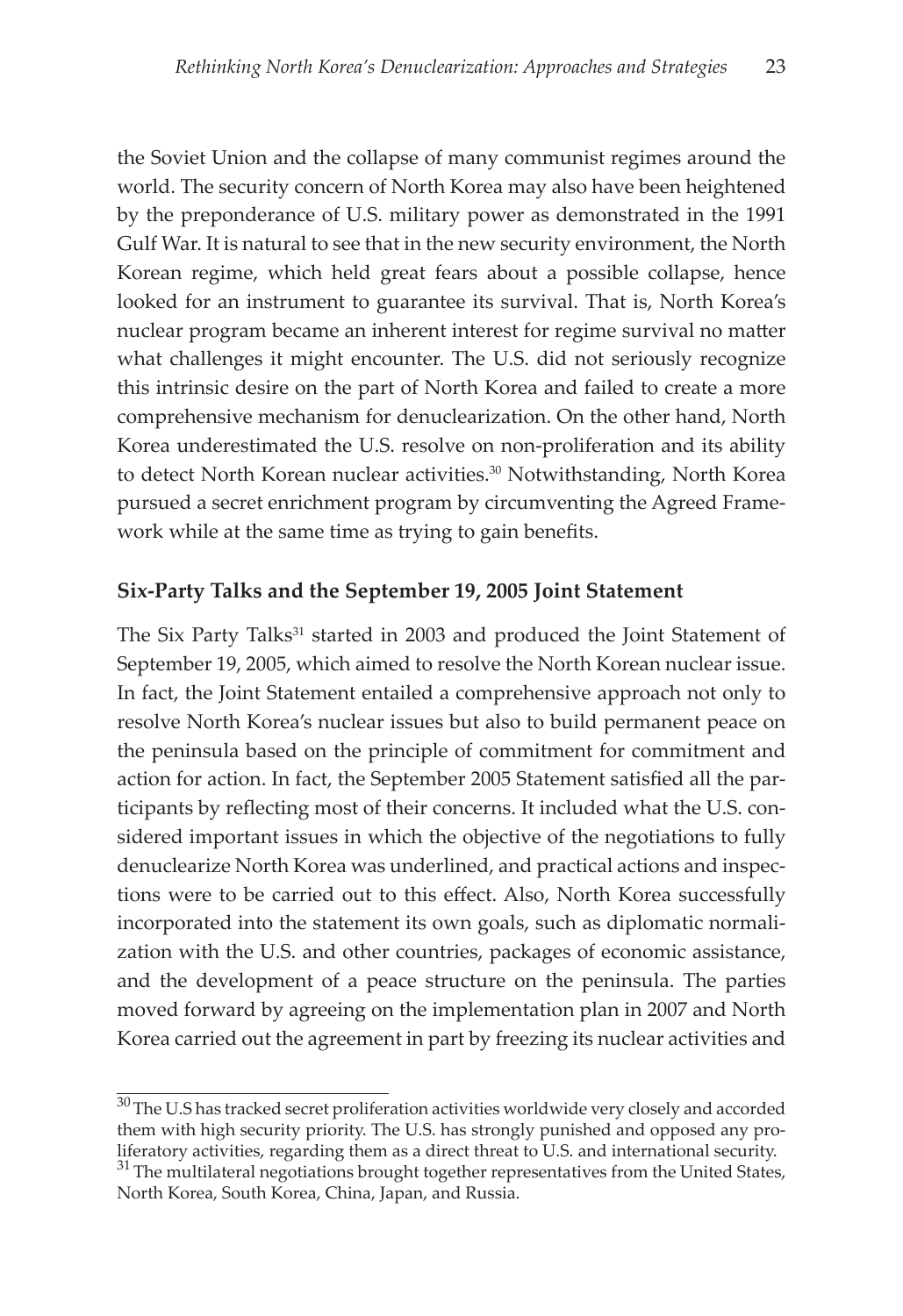the Soviet Union and the collapse of many communist regimes around the world. The security concern of North Korea may also have been heightened by the preponderance of U.S. military power as demonstrated in the 1991 Gulf War. It is natural to see that in the new security environment, the North Korean regime, which held great fears about a possible collapse, hence looked for an instrument to guarantee its survival. That is, North Korea's nuclear program became an inherent interest for regime survival no matter what challenges it might encounter. The U.S. did not seriously recognize this intrinsic desire on the part of North Korea and failed to create a more comprehensive mechanism for denuclearization. On the other hand, North Korea underestimated the U.S. resolve on non-proliferation and its ability to detect North Korean nuclear activities.[30] Notwithstanding, North Korea pursued a secret enrichment program by circumventing the Agreed Framework while at the same time as trying to gain benefits.

**Six-Party Talks and the September 19, 2005 Joint Statement**

The Six Party Talks[31] started in 2003 and produced the Joint Statement of September 19, 2005, which aimed to resolve the North Korean nuclear issue. In fact, the Joint Statement entailed a comprehensive approach not only to resolve North Korea's nuclear issues but also to build permanent peace on the peninsula based on the principle of commitment for commitment and action for action. In fact, the September 2005 Statement satisfied all the participants by reflecting most of their concerns. It included what the U.S. considered important issues in which the objective of the negotiations to fully denuclearize North Korea was underlined, and practical actions and inspections were to be carried out to this effect. Also, North Korea successfully incorporated into the statement its own goals, such as diplomatic normalization with the U.S. and other countries, packages of economic assistance, and the development of a peace structure on the peninsula. The parties moved forward by agreeing on the implementation plan in 2007 and North Korea carried out the agreement in part by freezing its nuclear activities and

[30] The U.S has tracked secret proliferation activities worldwide very closely and accorded them with high security priority. The U.S. has strongly punished and opposed any proliferatory activities, regarding them as a direct threat to U.S. and international security.

[31] The multilateral negotiations brought together representatives from the United States, North Korea, South Korea, China, Japan, and Russia.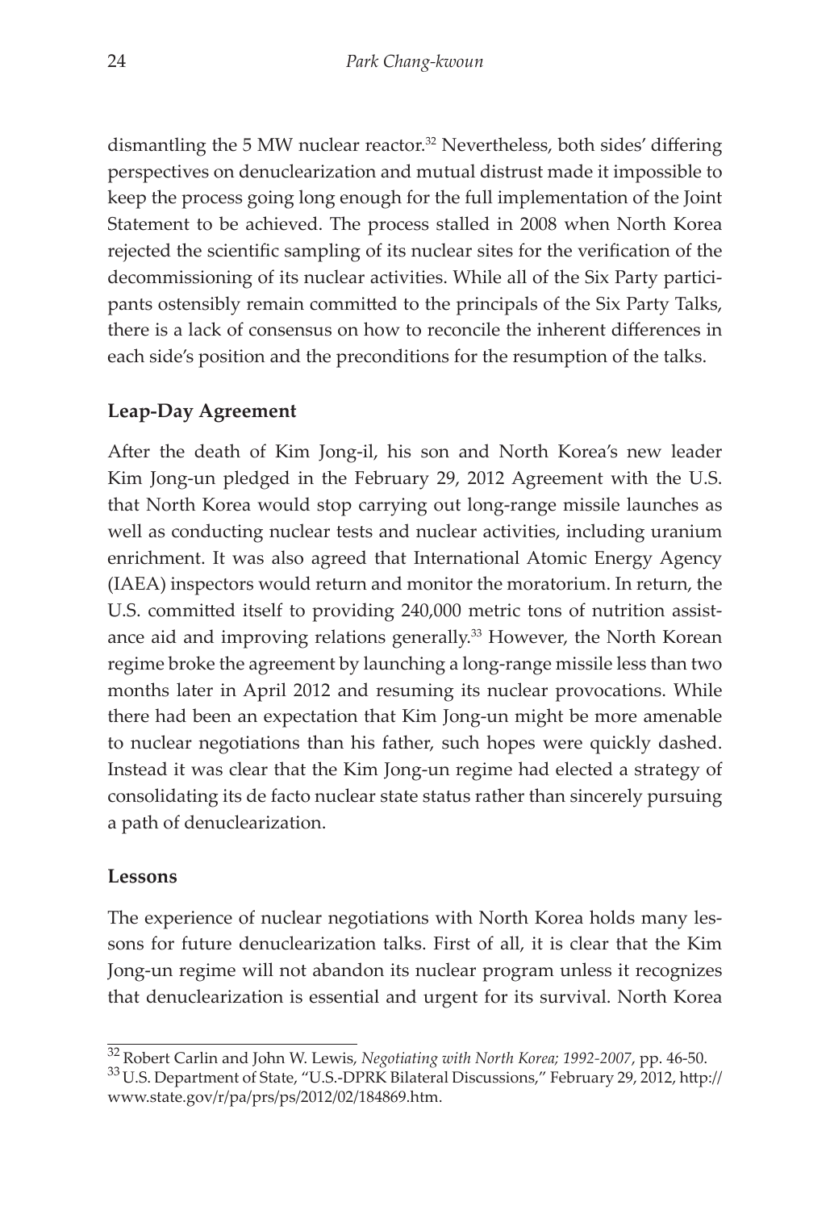dismantling the 5 MW nuclear reactor.[32] Nevertheless, both sides' differing perspectives on denuclearization and mutual distrust made it impossible to keep the process going long enough for the full implementation of the Joint Statement to be achieved. The process stalled in 2008 when North Korea rejected the scientific sampling of its nuclear sites for the verification of the decommissioning of its nuclear activities. While all of the Six Party participants ostensibly remain committed to the principals of the Six Party Talks, there is a lack of consensus on how to reconcile the inherent differences in each side's position and the preconditions for the resumption of the talks.

**Leap-Day Agreement**

After the death of Kim Jong-il, his son and North Korea's new leader Kim Jong-un pledged in the February 29, 2012 Agreement with the U.S. that North Korea would stop carrying out long-range missile launches as well as conducting nuclear tests and nuclear activities, including uranium enrichment. It was also agreed that International Atomic Energy Agency (IAEA) inspectors would return and monitor the moratorium. In return, the U.S. committed itself to providing 240,000 metric tons of nutrition assistance aid and improving relations generally.[33] However, the North Korean regime broke the agreement by launching a long-range missile less than two months later in April 2012 and resuming its nuclear provocations. While there had been an expectation that Kim Jong-un might be more amenable to nuclear negotiations than his father, such hopes were quickly dashed. Instead it was clear that the Kim Jong-un regime had elected a strategy of consolidating its de facto nuclear state status rather than sincerely pursuing a path of denuclearization.

**Lessons**

The experience of nuclear negotiations with North Korea holds many lessons for future denuclearization talks. First of all, it is clear that the Kim Jong-un regime will not abandon its nuclear program unless it recognizes that denuclearization is essential and urgent for its survival. North Korea

---

[32] Robert Carlin and John W. Lewis, *Negotiating with North Korea; 1992-2007*, pp. 46-50.

[33] U.S. Department of State, "U.S.-DPRK Bilateral Discussions," February 29, 2012, http://www.state.gov/r/pa/prs/ps/2012/02/184869.htm.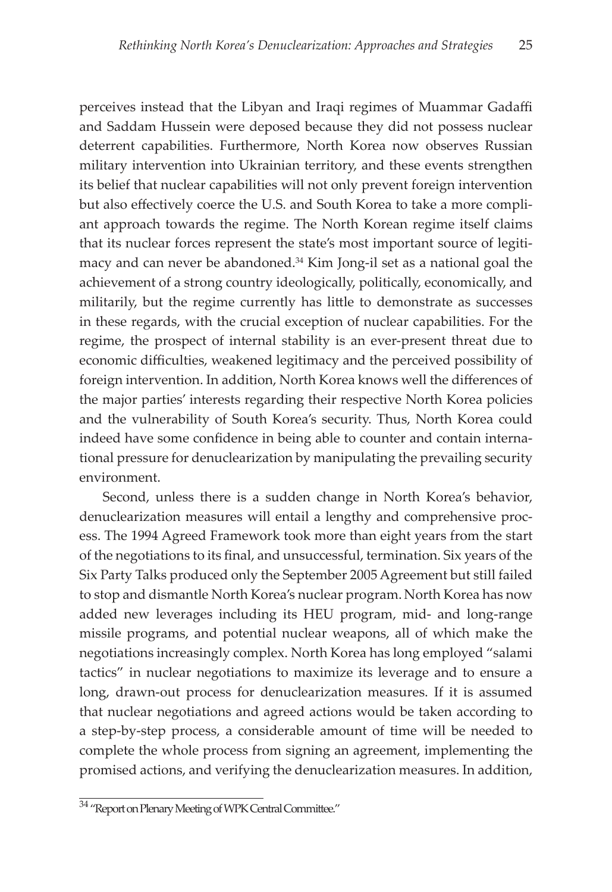perceives instead that the Libyan and Iraqi regimes of Muammar Gadaffi and Saddam Hussein were deposed because they did not possess nuclear deterrent capabilities. Furthermore, North Korea now observes Russian military intervention into Ukrainian territory, and these events strengthen its belief that nuclear capabilities will not only prevent foreign intervention but also effectively coerce the U.S. and South Korea to take a more compliant approach towards the regime. The North Korean regime itself claims that its nuclear forces represent the state's most important source of legitimacy and can never be abandoned.[34] Kim Jong-il set as a national goal the achievement of a strong country ideologically, politically, economically, and militarily, but the regime currently has little to demonstrate as successes in these regards, with the crucial exception of nuclear capabilities. For the regime, the prospect of internal stability is an ever-present threat due to economic difficulties, weakened legitimacy and the perceived possibility of foreign intervention. In addition, North Korea knows well the differences of the major parties' interests regarding their respective North Korea policies and the vulnerability of South Korea's security. Thus, North Korea could indeed have some confidence in being able to counter and contain international pressure for denuclearization by manipulating the prevailing security environment.

Second, unless there is a sudden change in North Korea's behavior, denuclearization measures will entail a lengthy and comprehensive process. The 1994 Agreed Framework took more than eight years from the start of the negotiations to its final, and unsuccessful, termination. Six years of the Six Party Talks produced only the September 2005 Agreement but still failed to stop and dismantle North Korea's nuclear program. North Korea has now added new leverages including its HEU program, mid- and long-range missile programs, and potential nuclear weapons, all of which make the negotiations increasingly complex. North Korea has long employed "salami tactics" in nuclear negotiations to maximize its leverage and to ensure a long, drawn-out process for denuclearization measures. If it is assumed that nuclear negotiations and agreed actions would be taken according to a step-by-step process, a considerable amount of time will be needed to complete the whole process from signing an agreement, implementing the promised actions, and verifying the denuclearization measures. In addition,

[34] "Report on Plenary Meeting of WPK Central Committee."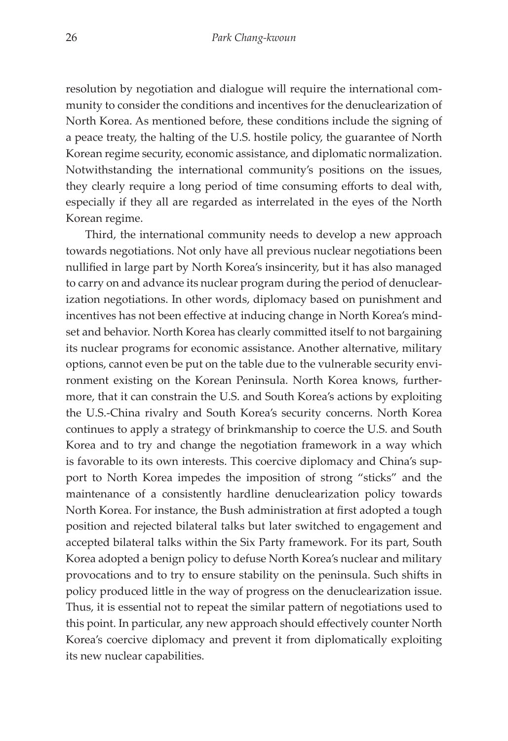resolution by negotiation and dialogue will require the international community to consider the conditions and incentives for the denuclearization of North Korea. As mentioned before, these conditions include the signing of a peace treaty, the halting of the U.S. hostile policy, the guarantee of North Korean regime security, economic assistance, and diplomatic normalization. Notwithstanding the international community's positions on the issues, they clearly require a long period of time consuming efforts to deal with, especially if they all are regarded as interrelated in the eyes of the North Korean regime.

Third, the international community needs to develop a new approach towards negotiations. Not only have all previous nuclear negotiations been nullified in large part by North Korea's insincerity, but it has also managed to carry on and advance its nuclear program during the period of denuclearization negotiations. In other words, diplomacy based on punishment and incentives has not been effective at inducing change in North Korea's mindset and behavior. North Korea has clearly committed itself to not bargaining its nuclear programs for economic assistance. Another alternative, military options, cannot even be put on the table due to the vulnerable security environment existing on the Korean Peninsula. North Korea knows, furthermore, that it can constrain the U.S. and South Korea's actions by exploiting the U.S.-China rivalry and South Korea's security concerns. North Korea continues to apply a strategy of brinkmanship to coerce the U.S. and South Korea and to try and change the negotiation framework in a way which is favorable to its own interests. This coercive diplomacy and China's support to North Korea impedes the imposition of strong "sticks" and the maintenance of a consistently hardline denuclearization policy towards North Korea. For instance, the Bush administration at first adopted a tough position and rejected bilateral talks but later switched to engagement and accepted bilateral talks within the Six Party framework. For its part, South Korea adopted a benign policy to defuse North Korea's nuclear and military provocations and to try to ensure stability on the peninsula. Such shifts in policy produced little in the way of progress on the denuclearization issue. Thus, it is essential not to repeat the similar pattern of negotiations used to this point. In particular, any new approach should effectively counter North Korea's coercive diplomacy and prevent it from diplomatically exploiting its new nuclear capabilities.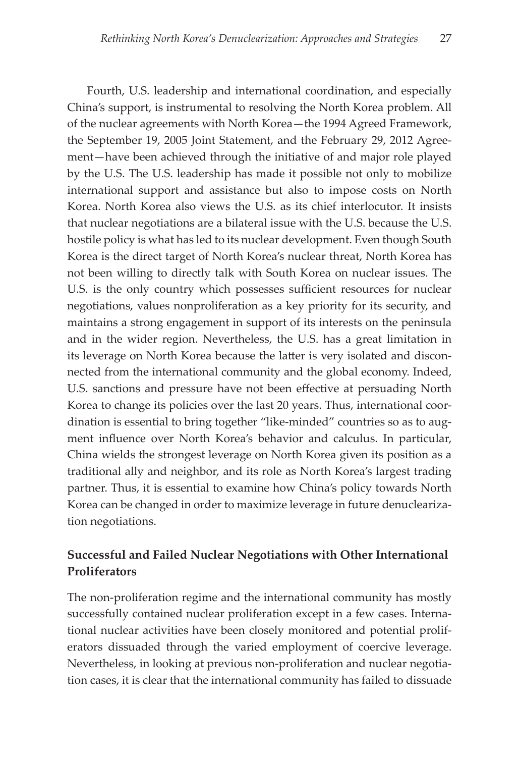Fourth, U.S. leadership and international coordination, and especially China's support, is instrumental to resolving the North Korea problem. All of the nuclear agreements with North Korea—the 1994 Agreed Framework, the September 19, 2005 Joint Statement, and the February 29, 2012 Agreement—have been achieved through the initiative of and major role played by the U.S. The U.S. leadership has made it possible not only to mobilize international support and assistance but also to impose costs on North Korea. North Korea also views the U.S. as its chief interlocutor. It insists that nuclear negotiations are a bilateral issue with the U.S. because the U.S. hostile policy is what has led to its nuclear development. Even though South Korea is the direct target of North Korea's nuclear threat, North Korea has not been willing to directly talk with South Korea on nuclear issues. The U.S. is the only country which possesses sufficient resources for nuclear negotiations, values nonproliferation as a key priority for its security, and maintains a strong engagement in support of its interests on the peninsula and in the wider region. Nevertheless, the U.S. has a great limitation in its leverage on North Korea because the latter is very isolated and disconnected from the international community and the global economy. Indeed, U.S. sanctions and pressure have not been effective at persuading North Korea to change its policies over the last 20 years. Thus, international coordination is essential to bring together "like-minded" countries so as to augment influence over North Korea's behavior and calculus. In particular, China wields the strongest leverage on North Korea given its position as a traditional ally and neighbor, and its role as North Korea's largest trading partner. Thus, it is essential to examine how China's policy towards North Korea can be changed in order to maximize leverage in future denuclearization negotiations.

### Successful and Failed Nuclear Negotiations with Other International Proliferators

The non-proliferation regime and the international community has mostly successfully contained nuclear proliferation except in a few cases. International nuclear activities have been closely monitored and potential proliferators dissuaded through the varied employment of coercive leverage. Nevertheless, in looking at previous non-proliferation and nuclear negotiation cases, it is clear that the international community has failed to dissuade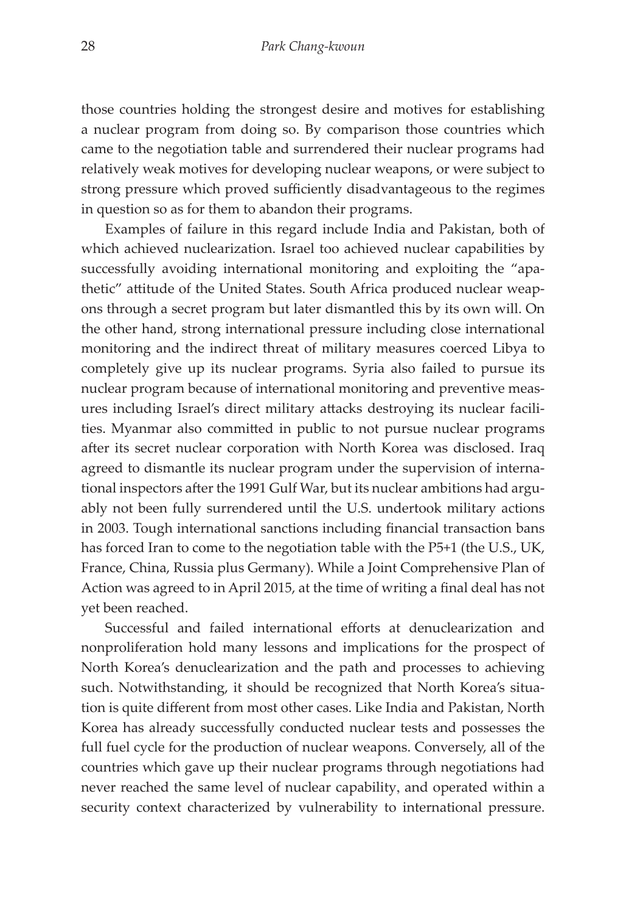those countries holding the strongest desire and motives for establishing a nuclear program from doing so. By comparison those countries which came to the negotiation table and surrendered their nuclear programs had relatively weak motives for developing nuclear weapons, or were subject to strong pressure which proved sufficiently disadvantageous to the regimes in question so as for them to abandon their programs.

Examples of failure in this regard include India and Pakistan, both of which achieved nuclearization. Israel too achieved nuclear capabilities by successfully avoiding international monitoring and exploiting the "apathetic" attitude of the United States. South Africa produced nuclear weapons through a secret program but later dismantled this by its own will. On the other hand, strong international pressure including close international monitoring and the indirect threat of military measures coerced Libya to completely give up its nuclear programs. Syria also failed to pursue its nuclear program because of international monitoring and preventive measures including Israel's direct military attacks destroying its nuclear facilities. Myanmar also committed in public to not pursue nuclear programs after its secret nuclear corporation with North Korea was disclosed. Iraq agreed to dismantle its nuclear program under the supervision of international inspectors after the 1991 Gulf War, but its nuclear ambitions had arguably not been fully surrendered until the U.S. undertook military actions in 2003. Tough international sanctions including financial transaction bans has forced Iran to come to the negotiation table with the P5+1 (the U.S., UK, France, China, Russia plus Germany). While a Joint Comprehensive Plan of Action was agreed to in April 2015, at the time of writing a final deal has not yet been reached.

Successful and failed international efforts at denuclearization and nonproliferation hold many lessons and implications for the prospect of North Korea's denuclearization and the path and processes to achieving such. Notwithstanding, it should be recognized that North Korea's situation is quite different from most other cases. Like India and Pakistan, North Korea has already successfully conducted nuclear tests and possesses the full fuel cycle for the production of nuclear weapons. Conversely, all of the countries which gave up their nuclear programs through negotiations had never reached the same level of nuclear capability, and operated within a security context characterized by vulnerability to international pressure.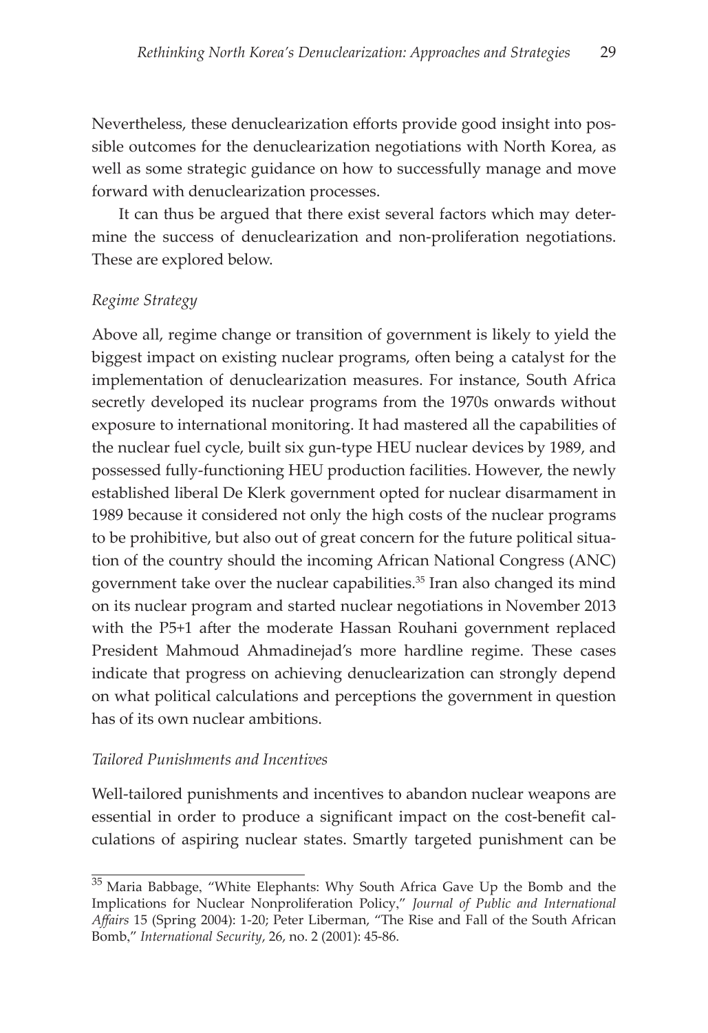Nevertheless, these denuclearization efforts provide good insight into possible outcomes for the denuclearization negotiations with North Korea, as well as some strategic guidance on how to successfully manage and move forward with denuclearization processes.

It can thus be argued that there exist several factors which may determine the success of denuclearization and non-proliferation negotiations. These are explored below.

*Regime Strategy*

Above all, regime change or transition of government is likely to yield the biggest impact on existing nuclear programs, often being a catalyst for the implementation of denuclearization measures. For instance, South Africa secretly developed its nuclear programs from the 1970s onwards without exposure to international monitoring. It had mastered all the capabilities of the nuclear fuel cycle, built six gun-type HEU nuclear devices by 1989, and possessed fully-functioning HEU production facilities. However, the newly established liberal De Klerk government opted for nuclear disarmament in 1989 because it considered not only the high costs of the nuclear programs to be prohibitive, but also out of great concern for the future political situation of the country should the incoming African National Congress (ANC) government take over the nuclear capabilities.[35] Iran also changed its mind on its nuclear program and started nuclear negotiations in November 2013 with the P5+1 after the moderate Hassan Rouhani government replaced President Mahmoud Ahmadinejad's more hardline regime. These cases indicate that progress on achieving denuclearization can strongly depend on what political calculations and perceptions the government in question has of its own nuclear ambitions.

*Tailored Punishments and Incentives*

Well-tailored punishments and incentives to abandon nuclear weapons are essential in order to produce a significant impact on the cost-benefit calculations of aspiring nuclear states. Smartly targeted punishment can be

[35] Maria Babbage, "White Elephants: Why South Africa Gave Up the Bomb and the Implications for Nuclear Nonproliferation Policy," *Journal of Public and International Affairs* 15 (Spring 2004): 1-20; Peter Liberman, "The Rise and Fall of the South African Bomb," *International Security*, 26, no. 2 (2001): 45-86.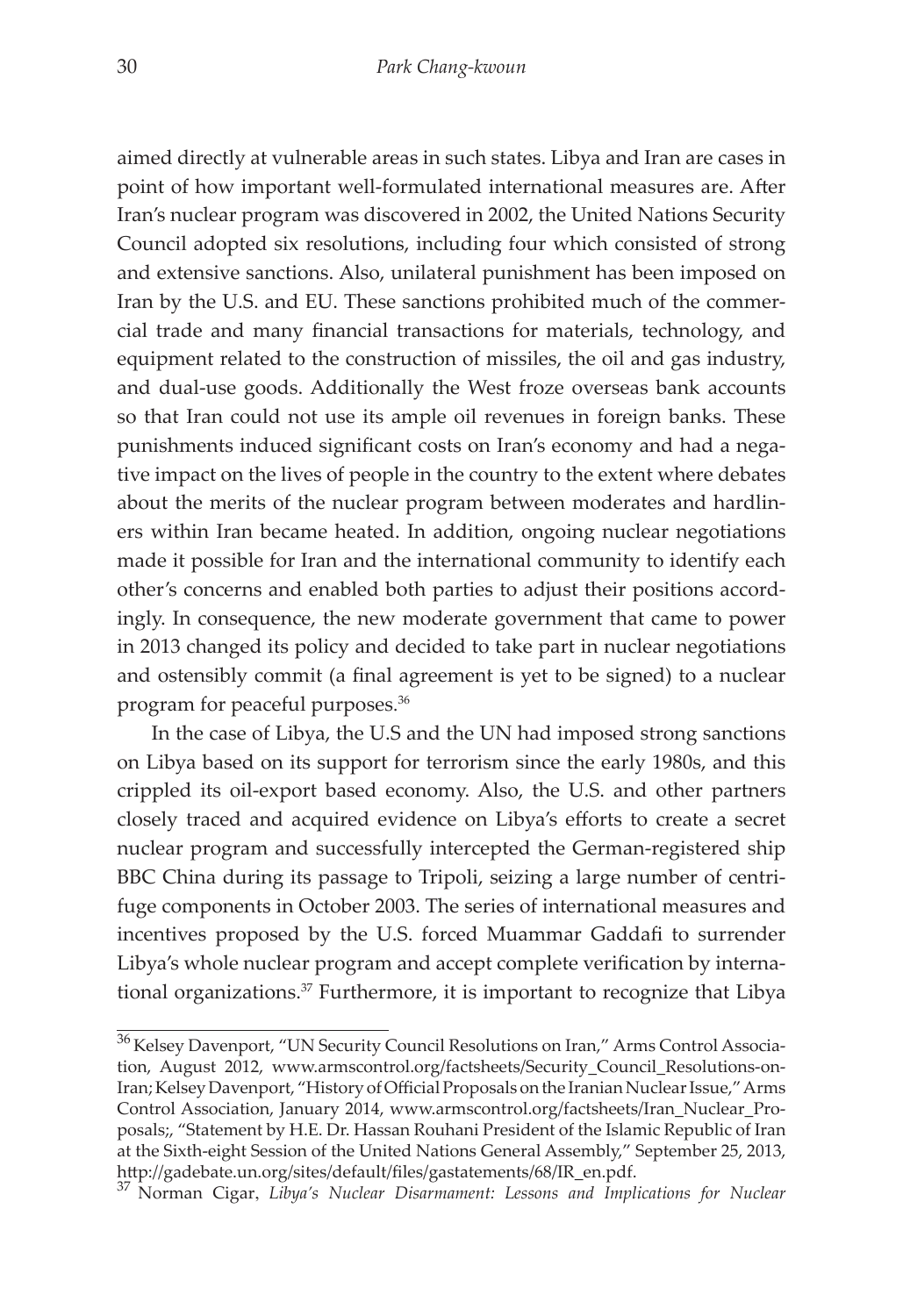aimed directly at vulnerable areas in such states. Libya and Iran are cases in point of how important well-formulated international measures are. After Iran's nuclear program was discovered in 2002, the United Nations Security Council adopted six resolutions, including four which consisted of strong and extensive sanctions. Also, unilateral punishment has been imposed on Iran by the U.S. and EU. These sanctions prohibited much of the commercial trade and many financial transactions for materials, technology, and equipment related to the construction of missiles, the oil and gas industry, and dual-use goods. Additionally the West froze overseas bank accounts so that Iran could not use its ample oil revenues in foreign banks. These punishments induced significant costs on Iran's economy and had a negative impact on the lives of people in the country to the extent where debates about the merits of the nuclear program between moderates and hardliners within Iran became heated. In addition, ongoing nuclear negotiations made it possible for Iran and the international community to identify each other's concerns and enabled both parties to adjust their positions accordingly. In consequence, the new moderate government that came to power in 2013 changed its policy and decided to take part in nuclear negotiations and ostensibly commit (a final agreement is yet to be signed) to a nuclear program for peaceful purposes.[36]

In the case of Libya, the U.S and the UN had imposed strong sanctions on Libya based on its support for terrorism since the early 1980s, and this crippled its oil-export based economy. Also, the U.S. and other partners closely traced and acquired evidence on Libya's efforts to create a secret nuclear program and successfully intercepted the German-registered ship BBC China during its passage to Tripoli, seizing a large number of centrifuge components in October 2003. The series of international measures and incentives proposed by the U.S. forced Muammar Gaddafi to surrender Libya's whole nuclear program and accept complete verification by international organizations.[37] Furthermore, it is important to recognize that Libya

---

[36] Kelsey Davenport, "UN Security Council Resolutions on Iran," Arms Control Association, August 2012, www.armscontrol.org/factsheets/Security_Council_Resolutions-on-Iran; Kelsey Davenport, "History of Official Proposals on the Iranian Nuclear Issue," Arms Control Association, January 2014, www.armscontrol.org/factsheets/Iran_Nuclear_Proposals;, "Statement by H.E. Dr. Hassan Rouhani President of the Islamic Republic of Iran at the Sixth-eight Session of the United Nations General Assembly," September 25, 2013, http://gadebate.un.org/sites/default/files/gastatements/68/IR_en.pdf.

[37] Norman Cigar, *Libya's Nuclear Disarmament: Lessons and Implications for Nuclear*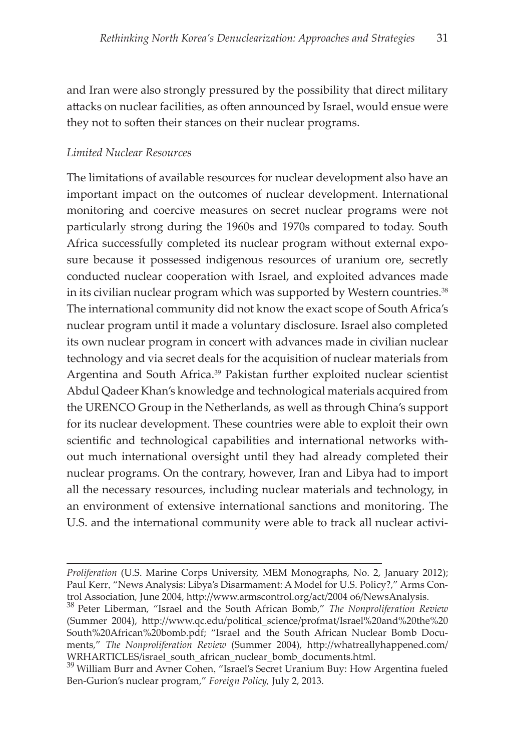and Iran were also strongly pressured by the possibility that direct military attacks on nuclear facilities, as often announced by Israel, would ensue were they not to soften their stances on their nuclear programs.

*Limited Nuclear Resources*

The limitations of available resources for nuclear development also have an important impact on the outcomes of nuclear development. International monitoring and coercive measures on secret nuclear programs were not particularly strong during the 1960s and 1970s compared to today. South Africa successfully completed its nuclear program without external exposure because it possessed indigenous resources of uranium ore, secretly conducted nuclear cooperation with Israel, and exploited advances made in its civilian nuclear program which was supported by Western countries.[38] The international community did not know the exact scope of South Africa's nuclear program until it made a voluntary disclosure. Israel also completed its own nuclear program in concert with advances made in civilian nuclear technology and via secret deals for the acquisition of nuclear materials from Argentina and South Africa.[39] Pakistan further exploited nuclear scientist Abdul Qadeer Khan's knowledge and technological materials acquired from the URENCO Group in the Netherlands, as well as through China's support for its nuclear development. These countries were able to exploit their own scientific and technological capabilities and international networks without much international oversight until they had already completed their nuclear programs. On the contrary, however, Iran and Libya had to import all the necessary resources, including nuclear materials and technology, in an environment of extensive international sanctions and monitoring. The U.S. and the international community were able to track all nuclear activi-

---

*Proliferation* (U.S. Marine Corps University, MEM Monographs, No. 2, January 2012); Paul Kerr, "News Analysis: Libya's Disarmament: A Model for U.S. Policy?," Arms Control Association, June 2004, http://www.armscontrol.org/act/2004 o6/NewsAnalysis.

[38] Peter Liberman, "Israel and the South African Bomb," *The Nonproliferation Review* (Summer 2004), http://www.qc.edu/political_science/profmat/Israel%20and%20the%20 South%20African%20bomb.pdf; "Israel and the South African Nuclear Bomb Documents," *The Nonproliferation Review* (Summer 2004), http://whatreallyhappened.com/ WRHARTICLES/israel_south_african_nuclear_bomb_documents.html.

[39] William Burr and Avner Cohen, "Israel's Secret Uranium Buy: How Argentina fueled Ben-Gurion's nuclear program," *Foreign Policy,* July 2, 2013.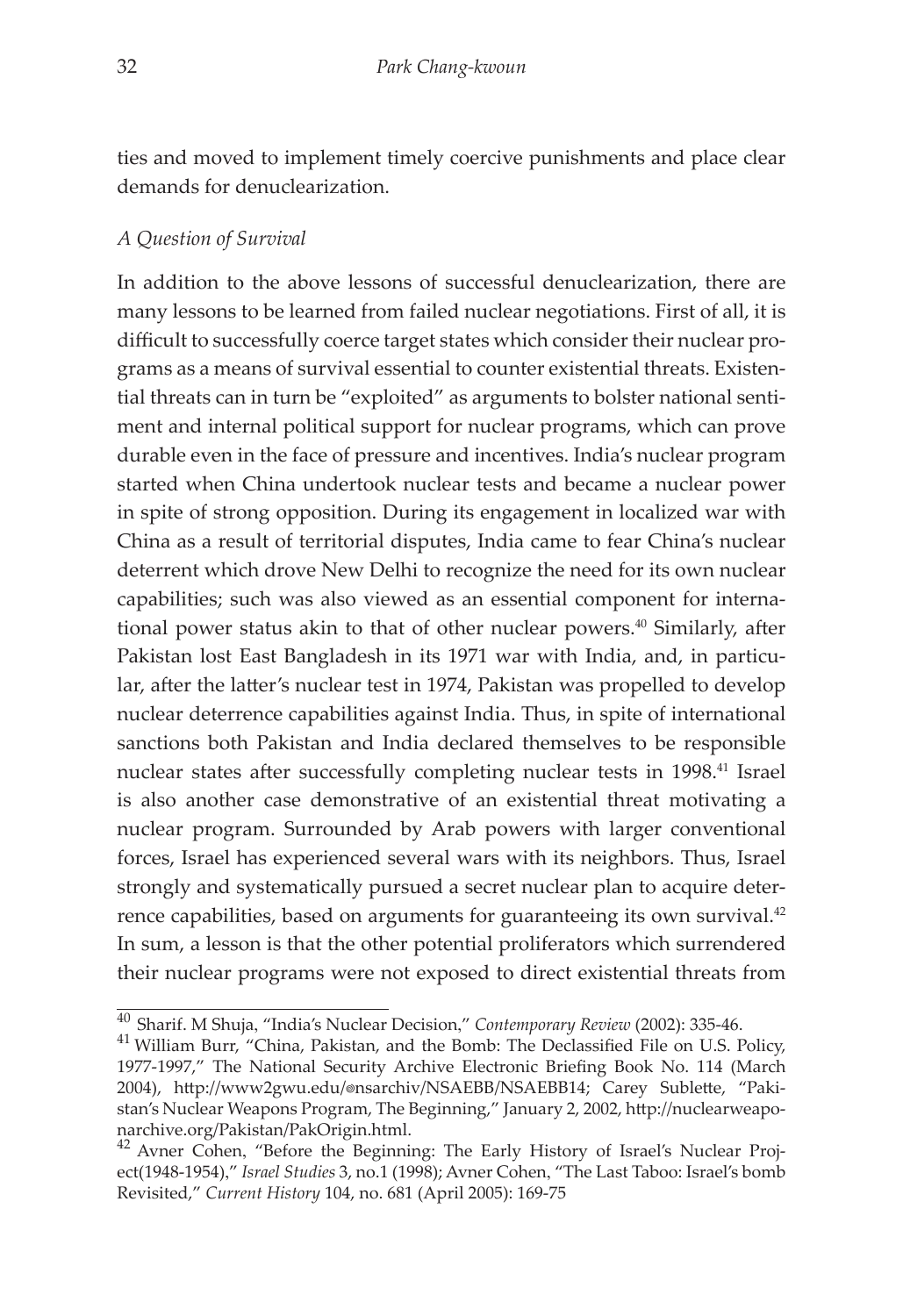ties and moved to implement timely coercive punishments and place clear demands for denuclearization.

*A Question of Survival*

In addition to the above lessons of successful denuclearization, there are many lessons to be learned from failed nuclear negotiations. First of all, it is difficult to successfully coerce target states which consider their nuclear programs as a means of survival essential to counter existential threats. Existential threats can in turn be "exploited" as arguments to bolster national sentiment and internal political support for nuclear programs, which can prove durable even in the face of pressure and incentives. India's nuclear program started when China undertook nuclear tests and became a nuclear power in spite of strong opposition. During its engagement in localized war with China as a result of territorial disputes, India came to fear China's nuclear deterrent which drove New Delhi to recognize the need for its own nuclear capabilities; such was also viewed as an essential component for international power status akin to that of other nuclear powers.[40] Similarly, after Pakistan lost East Bangladesh in its 1971 war with India, and, in particular, after the latter's nuclear test in 1974, Pakistan was propelled to develop nuclear deterrence capabilities against India. Thus, in spite of international sanctions both Pakistan and India declared themselves to be responsible nuclear states after successfully completing nuclear tests in 1998.[41] Israel is also another case demonstrative of an existential threat motivating a nuclear program. Surrounded by Arab powers with larger conventional forces, Israel has experienced several wars with its neighbors. Thus, Israel strongly and systematically pursued a secret nuclear plan to acquire deterrence capabilities, based on arguments for guaranteeing its own survival.[42] In sum, a lesson is that the other potential proliferators which surrendered their nuclear programs were not exposed to direct existential threats from

---

[40] Sharif. M Shuja, "India's Nuclear Decision," *Contemporary Review* (2002): 335-46.

[41] William Burr, "China, Pakistan, and the Bomb: The Declassified File on U.S. Policy, 1977-1997," The National Security Archive Electronic Briefing Book No. 114 (March 2004), http://www2gwu.edu/~nsarchiv/NSAEBB/NSAEBB14; Carey Sublette, "Pakistan's Nuclear Weapons Program, The Beginning," January 2, 2002, http://nuclearweaponarchive.org/Pakistan/PakOrigin.html.

[42] Avner Cohen, "Before the Beginning: The Early History of Israel's Nuclear Project(1948-1954)," *Israel Studies* 3, no.1 (1998); Avner Cohen, "The Last Taboo: Israel's bomb Revisited," *Current History* 104, no. 681 (April 2005): 169-75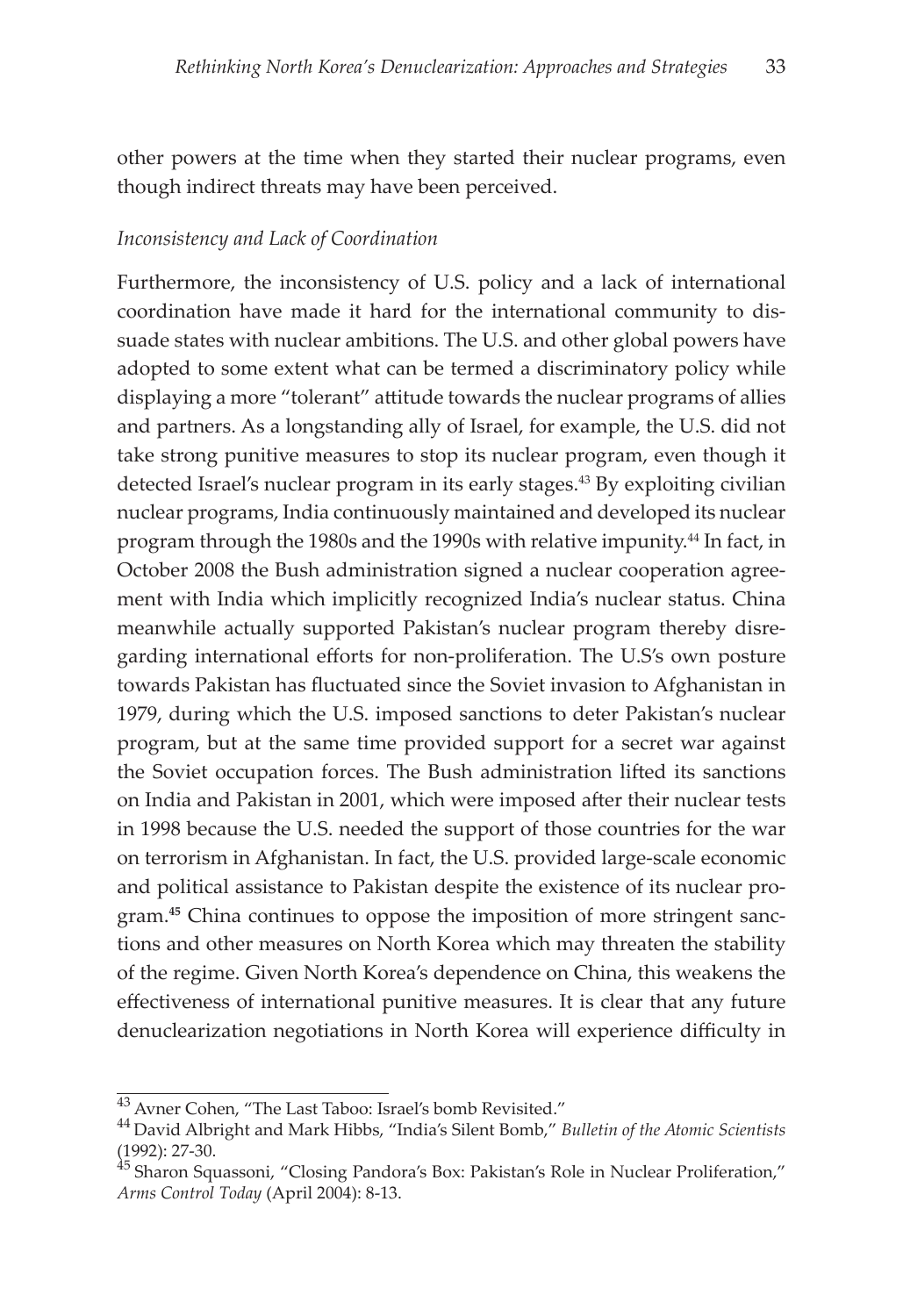other powers at the time when they started their nuclear programs, even though indirect threats may have been perceived.

*Inconsistency and Lack of Coordination*

Furthermore, the inconsistency of U.S. policy and a lack of international coordination have made it hard for the international community to dissuade states with nuclear ambitions. The U.S. and other global powers have adopted to some extent what can be termed a discriminatory policy while displaying a more "tolerant" attitude towards the nuclear programs of allies and partners. As a longstanding ally of Israel, for example, the U.S. did not take strong punitive measures to stop its nuclear program, even though it detected Israel's nuclear program in its early stages.[43] By exploiting civilian nuclear programs, India continuously maintained and developed its nuclear program through the 1980s and the 1990s with relative impunity.[44] In fact, in October 2008 the Bush administration signed a nuclear cooperation agreement with India which implicitly recognized India's nuclear status. China meanwhile actually supported Pakistan's nuclear program thereby disregarding international efforts for non-proliferation. The U.S's own posture towards Pakistan has fluctuated since the Soviet invasion to Afghanistan in 1979, during which the U.S. imposed sanctions to deter Pakistan's nuclear program, but at the same time provided support for a secret war against the Soviet occupation forces. The Bush administration lifted its sanctions on India and Pakistan in 2001, which were imposed after their nuclear tests in 1998 because the U.S. needed the support of those countries for the war on terrorism in Afghanistan. In fact, the U.S. provided large-scale economic and political assistance to Pakistan despite the existence of its nuclear program.[45] China continues to oppose the imposition of more stringent sanctions and other measures on North Korea which may threaten the stability of the regime. Given North Korea's dependence on China, this weakens the effectiveness of international punitive measures. It is clear that any future denuclearization negotiations in North Korea will experience difficulty in

---

[43] Avner Cohen, "The Last Taboo: Israel's bomb Revisited."

[44] David Albright and Mark Hibbs, "India's Silent Bomb," *Bulletin of the Atomic Scientists* (1992): 27-30.

[45] Sharon Squassoni, "Closing Pandora's Box: Pakistan's Role in Nuclear Proliferation," *Arms Control Today* (April 2004): 8-13.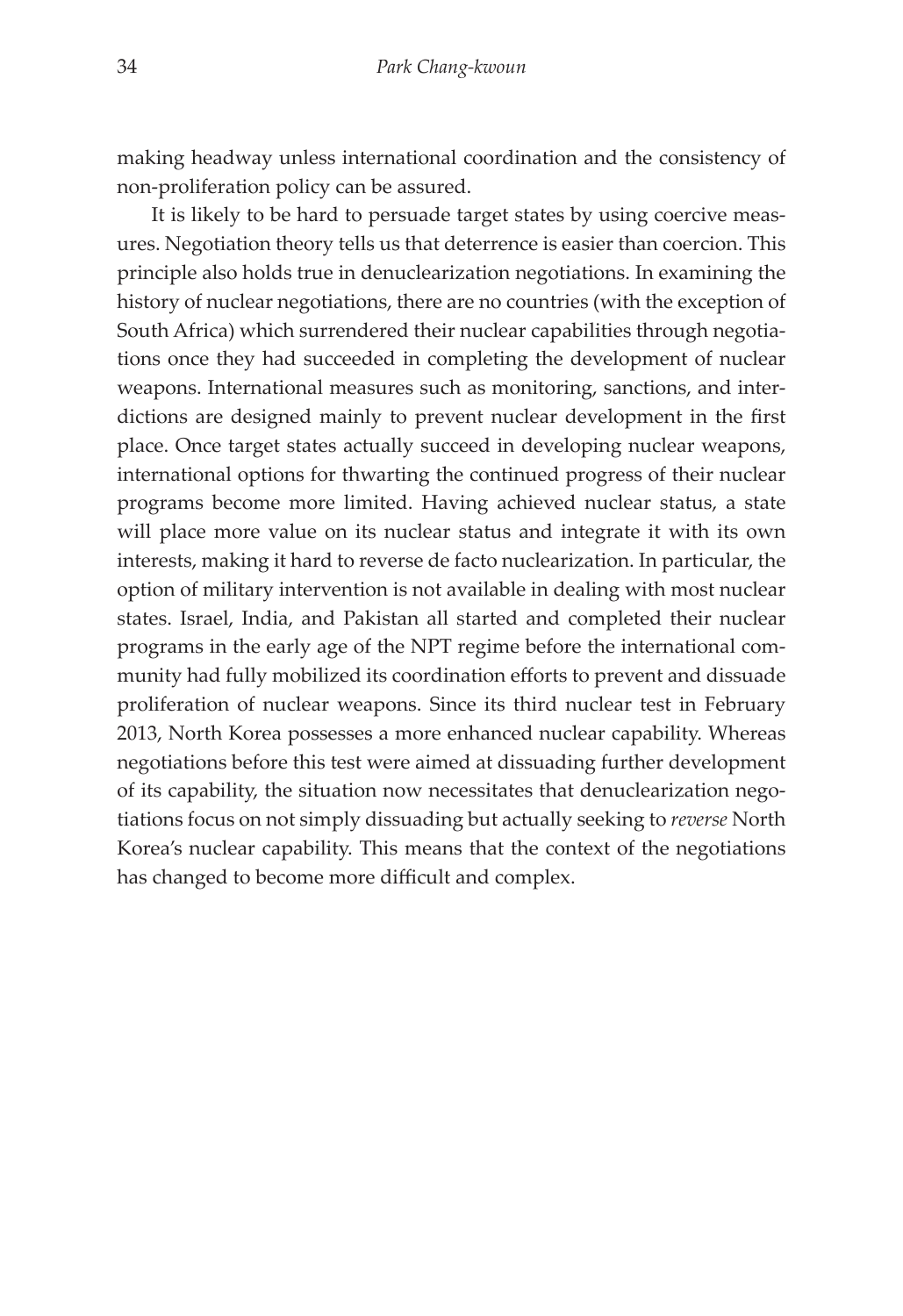making headway unless international coordination and the consistency of non-proliferation policy can be assured.

It is likely to be hard to persuade target states by using coercive measures. Negotiation theory tells us that deterrence is easier than coercion. This principle also holds true in denuclearization negotiations. In examining the history of nuclear negotiations, there are no countries (with the exception of South Africa) which surrendered their nuclear capabilities through negotiations once they had succeeded in completing the development of nuclear weapons. International measures such as monitoring, sanctions, and interdictions are designed mainly to prevent nuclear development in the first place. Once target states actually succeed in developing nuclear weapons, international options for thwarting the continued progress of their nuclear programs become more limited. Having achieved nuclear status, a state will place more value on its nuclear status and integrate it with its own interests, making it hard to reverse de facto nuclearization. In particular, the option of military intervention is not available in dealing with most nuclear states. Israel, India, and Pakistan all started and completed their nuclear programs in the early age of the NPT regime before the international community had fully mobilized its coordination efforts to prevent and dissuade proliferation of nuclear weapons. Since its third nuclear test in February 2013, North Korea possesses a more enhanced nuclear capability. Whereas negotiations before this test were aimed at dissuading further development of its capability, the situation now necessitates that denuclearization negotiations focus on not simply dissuading but actually seeking to *reverse* North Korea's nuclear capability. This means that the context of the negotiations has changed to become more difficult and complex.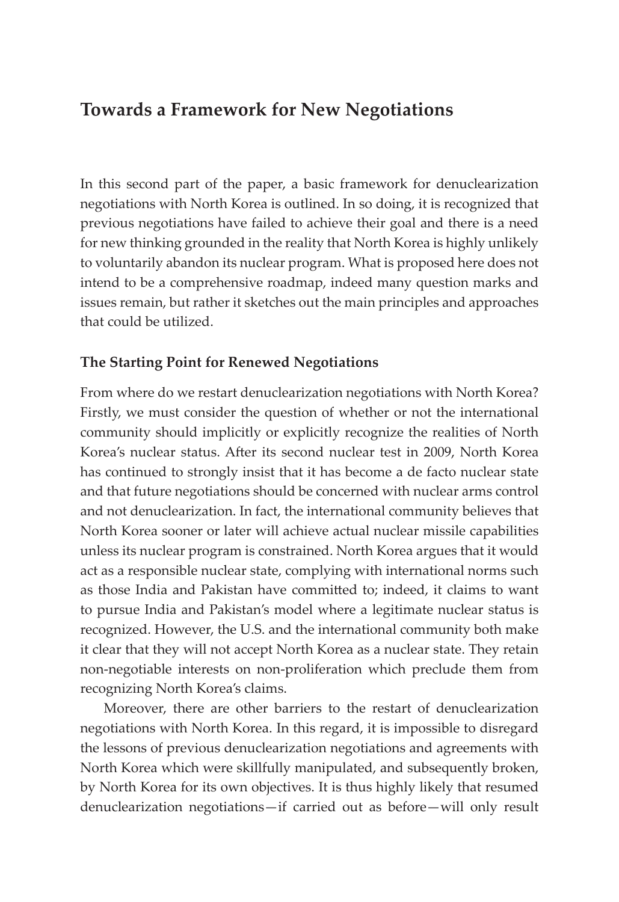## Towards a Framework for New Negotiations

In this second part of the paper, a basic framework for denuclearization negotiations with North Korea is outlined. In so doing, it is recognized that previous negotiations have failed to achieve their goal and there is a need for new thinking grounded in the reality that North Korea is highly unlikely to voluntarily abandon its nuclear program. What is proposed here does not intend to be a comprehensive roadmap, indeed many question marks and issues remain, but rather it sketches out the main principles and approaches that could be utilized.

### The Starting Point for Renewed Negotiations

From where do we restart denuclearization negotiations with North Korea? Firstly, we must consider the question of whether or not the international community should implicitly or explicitly recognize the realities of North Korea's nuclear status. After its second nuclear test in 2009, North Korea has continued to strongly insist that it has become a de facto nuclear state and that future negotiations should be concerned with nuclear arms control and not denuclearization. In fact, the international community believes that North Korea sooner or later will achieve actual nuclear missile capabilities unless its nuclear program is constrained. North Korea argues that it would act as a responsible nuclear state, complying with international norms such as those India and Pakistan have committed to; indeed, it claims to want to pursue India and Pakistan's model where a legitimate nuclear status is recognized. However, the U.S. and the international community both make it clear that they will not accept North Korea as a nuclear state. They retain non-negotiable interests on non-proliferation which preclude them from recognizing North Korea's claims.

Moreover, there are other barriers to the restart of denuclearization negotiations with North Korea. In this regard, it is impossible to disregard the lessons of previous denuclearization negotiations and agreements with North Korea which were skillfully manipulated, and subsequently broken, by North Korea for its own objectives. It is thus highly likely that resumed denuclearization negotiations—if carried out as before—will only result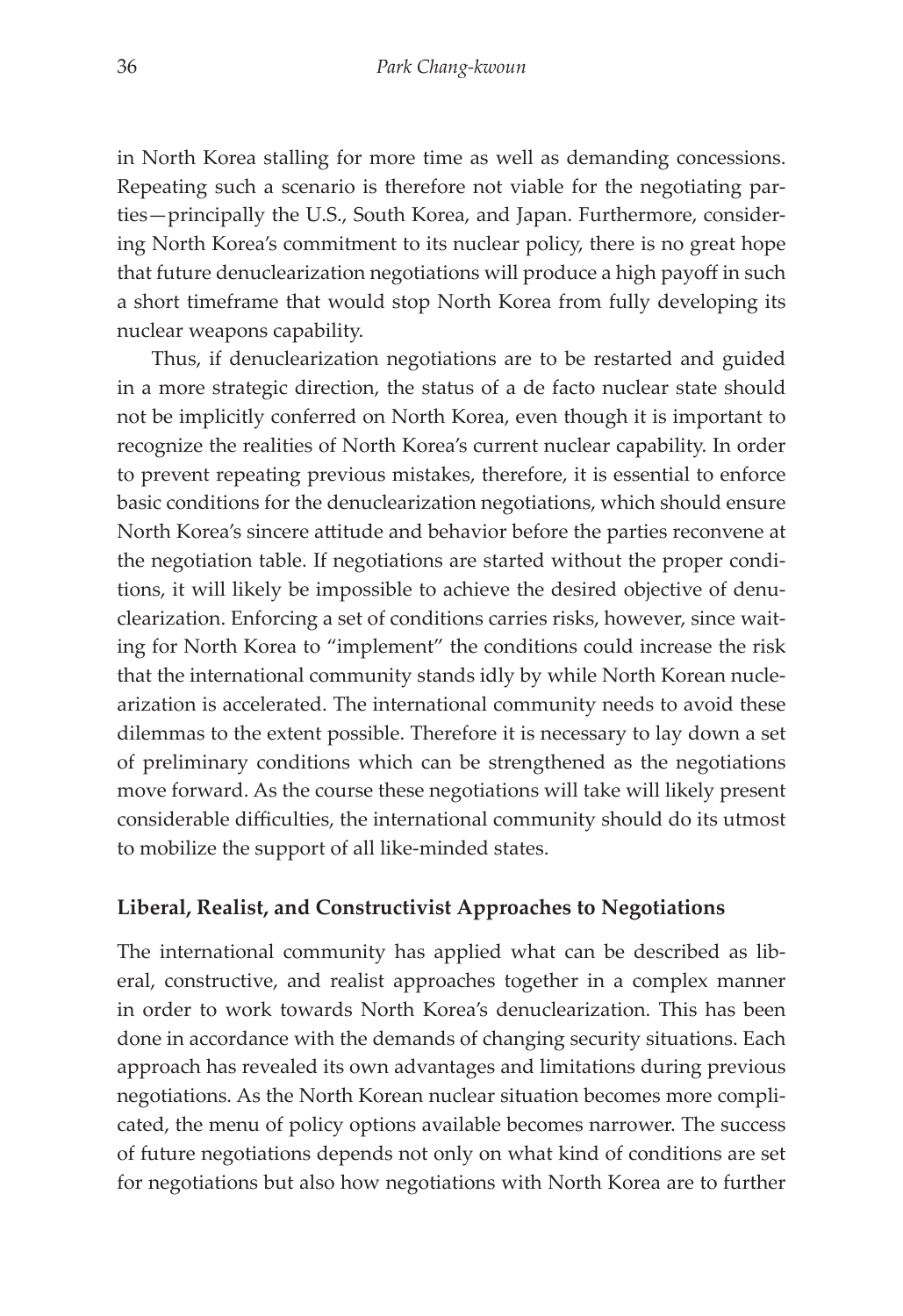in North Korea stalling for more time as well as demanding concessions. Repeating such a scenario is therefore not viable for the negotiating parties—principally the U.S., South Korea, and Japan. Furthermore, considering North Korea's commitment to its nuclear policy, there is no great hope that future denuclearization negotiations will produce a high payoff in such a short timeframe that would stop North Korea from fully developing its nuclear weapons capability.

Thus, if denuclearization negotiations are to be restarted and guided in a more strategic direction, the status of a de facto nuclear state should not be implicitly conferred on North Korea, even though it is important to recognize the realities of North Korea's current nuclear capability. In order to prevent repeating previous mistakes, therefore, it is essential to enforce basic conditions for the denuclearization negotiations, which should ensure North Korea's sincere attitude and behavior before the parties reconvene at the negotiation table. If negotiations are started without the proper conditions, it will likely be impossible to achieve the desired objective of denuclearization. Enforcing a set of conditions carries risks, however, since waiting for North Korea to "implement" the conditions could increase the risk that the international community stands idly by while North Korean nuclearization is accelerated. The international community needs to avoid these dilemmas to the extent possible. Therefore it is necessary to lay down a set of preliminary conditions which can be strengthened as the negotiations move forward. As the course these negotiations will take will likely present considerable difficulties, the international community should do its utmost to mobilize the support of all like-minded states.

## Liberal, Realist, and Constructivist Approaches to Negotiations

The international community has applied what can be described as liberal, constructive, and realist approaches together in a complex manner in order to work towards North Korea's denuclearization. This has been done in accordance with the demands of changing security situations. Each approach has revealed its own advantages and limitations during previous negotiations. As the North Korean nuclear situation becomes more complicated, the menu of policy options available becomes narrower. The success of future negotiations depends not only on what kind of conditions are set for negotiations but also how negotiations with North Korea are to further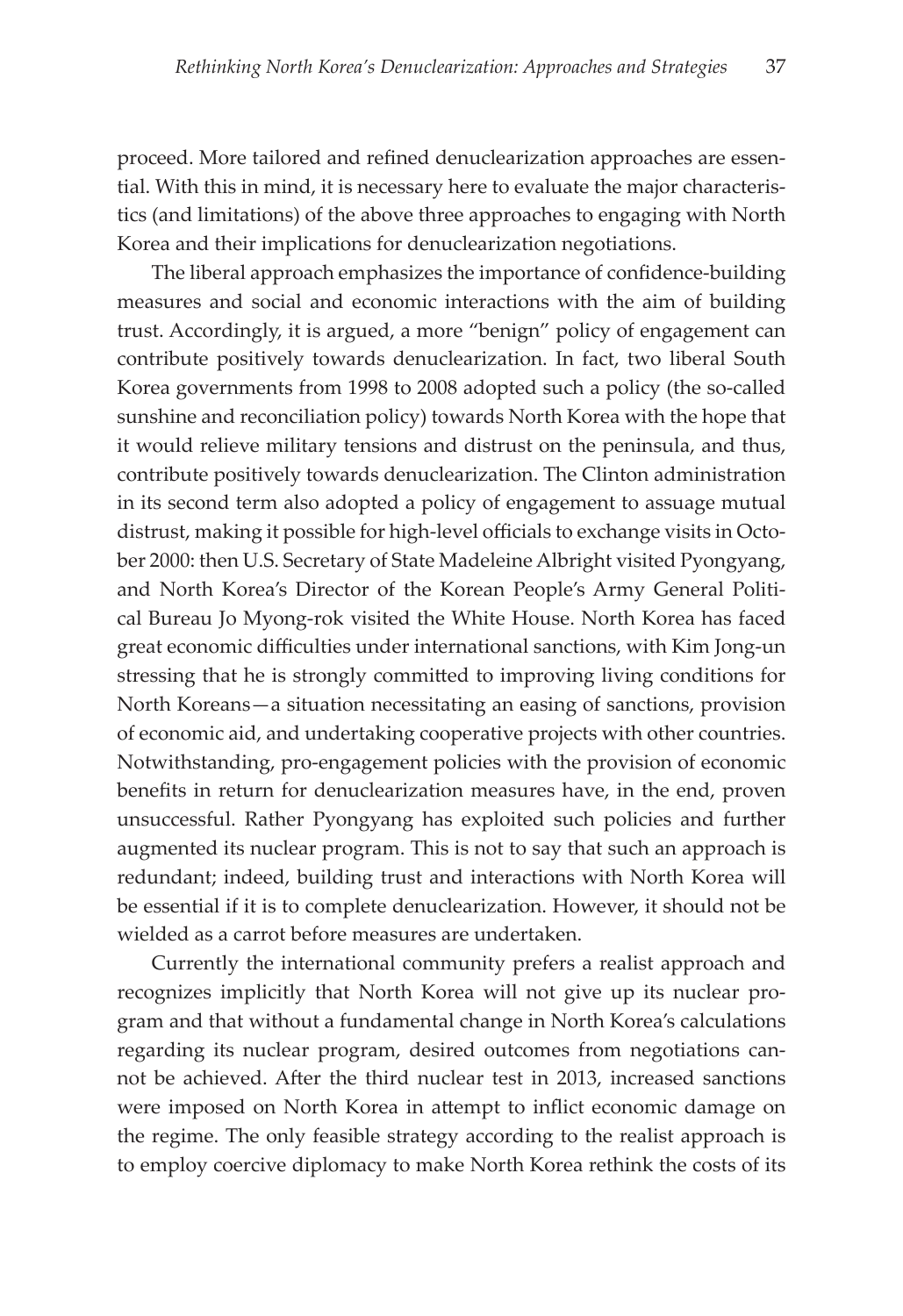proceed. More tailored and refined denuclearization approaches are essential. With this in mind, it is necessary here to evaluate the major characteristics (and limitations) of the above three approaches to engaging with North Korea and their implications for denuclearization negotiations.

The liberal approach emphasizes the importance of confidence-building measures and social and economic interactions with the aim of building trust. Accordingly, it is argued, a more "benign" policy of engagement can contribute positively towards denuclearization. In fact, two liberal South Korea governments from 1998 to 2008 adopted such a policy (the so-called sunshine and reconciliation policy) towards North Korea with the hope that it would relieve military tensions and distrust on the peninsula, and thus, contribute positively towards denuclearization. The Clinton administration in its second term also adopted a policy of engagement to assuage mutual distrust, making it possible for high-level officials to exchange visits in October 2000: then U.S. Secretary of State Madeleine Albright visited Pyongyang, and North Korea's Director of the Korean People's Army General Political Bureau Jo Myong-rok visited the White House. North Korea has faced great economic difficulties under international sanctions, with Kim Jong-un stressing that he is strongly committed to improving living conditions for North Koreans—a situation necessitating an easing of sanctions, provision of economic aid, and undertaking cooperative projects with other countries. Notwithstanding, pro-engagement policies with the provision of economic benefits in return for denuclearization measures have, in the end, proven unsuccessful. Rather Pyongyang has exploited such policies and further augmented its nuclear program. This is not to say that such an approach is redundant; indeed, building trust and interactions with North Korea will be essential if it is to complete denuclearization. However, it should not be wielded as a carrot before measures are undertaken.

Currently the international community prefers a realist approach and recognizes implicitly that North Korea will not give up its nuclear program and that without a fundamental change in North Korea's calculations regarding its nuclear program, desired outcomes from negotiations cannot be achieved. After the third nuclear test in 2013, increased sanctions were imposed on North Korea in attempt to inflict economic damage on the regime. The only feasible strategy according to the realist approach is to employ coercive diplomacy to make North Korea rethink the costs of its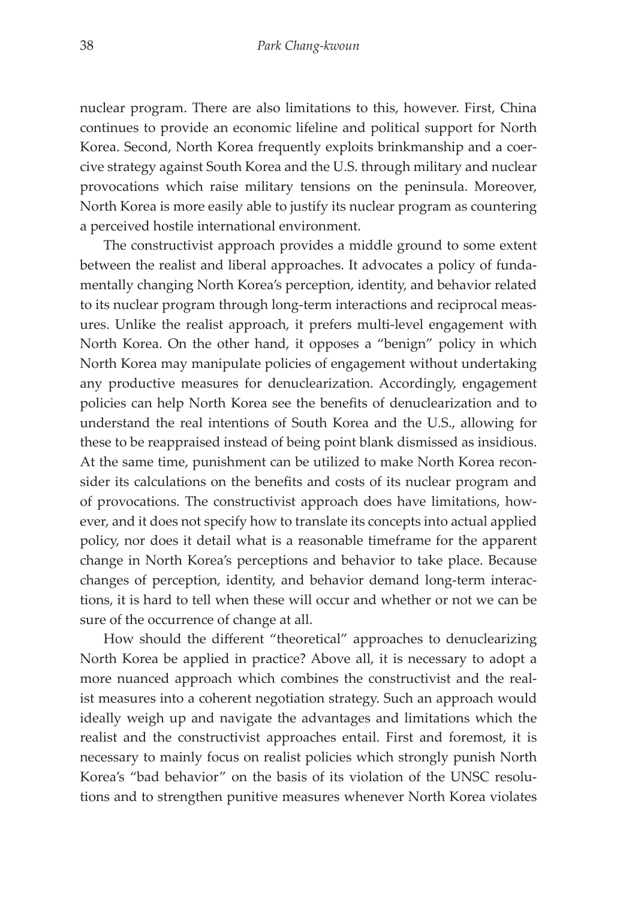nuclear program. There are also limitations to this, however. First, China continues to provide an economic lifeline and political support for North Korea. Second, North Korea frequently exploits brinkmanship and a coercive strategy against South Korea and the U.S. through military and nuclear provocations which raise military tensions on the peninsula. Moreover, North Korea is more easily able to justify its nuclear program as countering a perceived hostile international environment.

The constructivist approach provides a middle ground to some extent between the realist and liberal approaches. It advocates a policy of fundamentally changing North Korea's perception, identity, and behavior related to its nuclear program through long-term interactions and reciprocal measures. Unlike the realist approach, it prefers multi-level engagement with North Korea. On the other hand, it opposes a "benign" policy in which North Korea may manipulate policies of engagement without undertaking any productive measures for denuclearization. Accordingly, engagement policies can help North Korea see the benefits of denuclearization and to understand the real intentions of South Korea and the U.S., allowing for these to be reappraised instead of being point blank dismissed as insidious. At the same time, punishment can be utilized to make North Korea reconsider its calculations on the benefits and costs of its nuclear program and of provocations. The constructivist approach does have limitations, however, and it does not specify how to translate its concepts into actual applied policy, nor does it detail what is a reasonable timeframe for the apparent change in North Korea's perceptions and behavior to take place. Because changes of perception, identity, and behavior demand long-term interactions, it is hard to tell when these will occur and whether or not we can be sure of the occurrence of change at all.

How should the different "theoretical" approaches to denuclearizing North Korea be applied in practice? Above all, it is necessary to adopt a more nuanced approach which combines the constructivist and the realist measures into a coherent negotiation strategy. Such an approach would ideally weigh up and navigate the advantages and limitations which the realist and the constructivist approaches entail. First and foremost, it is necessary to mainly focus on realist policies which strongly punish North Korea's "bad behavior" on the basis of its violation of the UNSC resolutions and to strengthen punitive measures whenever North Korea violates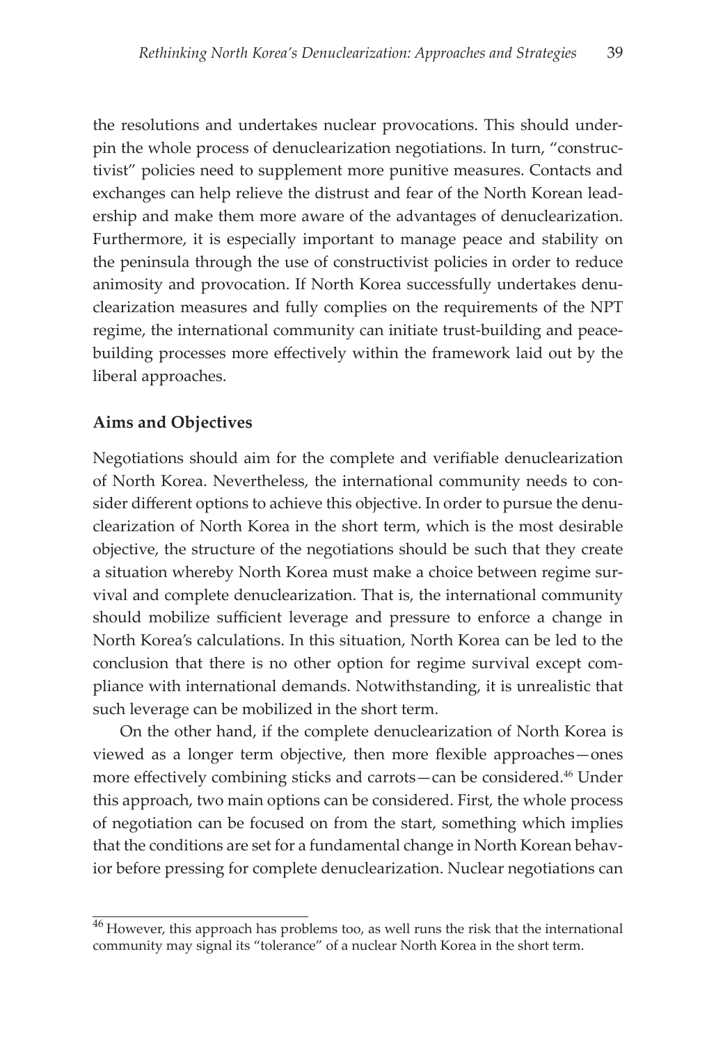the resolutions and undertakes nuclear provocations. This should underpin the whole process of denuclearization negotiations. In turn, "constructivist" policies need to supplement more punitive measures. Contacts and exchanges can help relieve the distrust and fear of the North Korean leadership and make them more aware of the advantages of denuclearization. Furthermore, it is especially important to manage peace and stability on the peninsula through the use of constructivist policies in order to reduce animosity and provocation. If North Korea successfully undertakes denuclearization measures and fully complies on the requirements of the NPT regime, the international community can initiate trust-building and peacebuilding processes more effectively within the framework laid out by the liberal approaches.

**Aims and Objectives**

Negotiations should aim for the complete and verifiable denuclearization of North Korea. Nevertheless, the international community needs to consider different options to achieve this objective. In order to pursue the denuclearization of North Korea in the short term, which is the most desirable objective, the structure of the negotiations should be such that they create a situation whereby North Korea must make a choice between regime survival and complete denuclearization. That is, the international community should mobilize sufficient leverage and pressure to enforce a change in North Korea's calculations. In this situation, North Korea can be led to the conclusion that there is no other option for regime survival except compliance with international demands. Notwithstanding, it is unrealistic that such leverage can be mobilized in the short term.

On the other hand, if the complete denuclearization of North Korea is viewed as a longer term objective, then more flexible approaches—ones more effectively combining sticks and carrots—can be considered.[46] Under this approach, two main options can be considered. First, the whole process of negotiation can be focused on from the start, something which implies that the conditions are set for a fundamental change in North Korean behavior before pressing for complete denuclearization. Nuclear negotiations can

[46] However, this approach has problems too, as well runs the risk that the international community may signal its "tolerance" of a nuclear North Korea in the short term.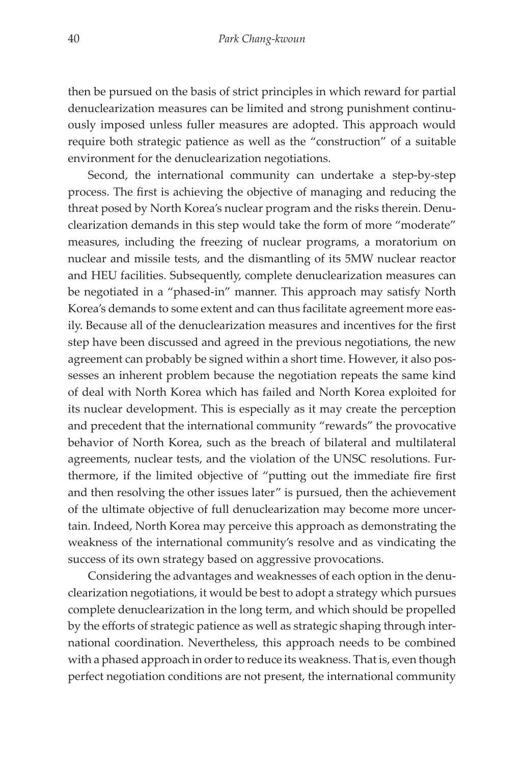then be pursued on the basis of strict principles in which reward for partial denuclearization measures can be limited and strong punishment continuously imposed unless fuller measures are adopted. This approach would require both strategic patience as well as the "construction" of a suitable environment for the denuclearization negotiations.

Second, the international community can undertake a step-by-step process. The first is achieving the objective of managing and reducing the threat posed by North Korea's nuclear program and the risks therein. Denuclearization demands in this step would take the form of more "moderate" measures, including the freezing of nuclear programs, a moratorium on nuclear and missile tests, and the dismantling of its 5MW nuclear reactor and HEU facilities. Subsequently, complete denuclearization measures can be negotiated in a "phased-in" manner. This approach may satisfy North Korea's demands to some extent and can thus facilitate agreement more easily. Because all of the denuclearization measures and incentives for the first step have been discussed and agreed in the previous negotiations, the new agreement can probably be signed within a short time. However, it also possesses an inherent problem because the negotiation repeats the same kind of deal with North Korea which has failed and North Korea exploited for its nuclear development. This is especially as it may create the perception and precedent that the international community "rewards" the provocative behavior of North Korea, such as the breach of bilateral and multilateral agreements, nuclear tests, and the violation of the UNSC resolutions. Furthermore, if the limited objective of "putting out the immediate fire first and then resolving the other issues later" is pursued, then the achievement of the ultimate objective of full denuclearization may become more uncertain. Indeed, North Korea may perceive this approach as demonstrating the weakness of the international community's resolve and as vindicating the success of its own strategy based on aggressive provocations.

Considering the advantages and weaknesses of each option in the denuclearization negotiations, it would be best to adopt a strategy which pursues complete denuclearization in the long term, and which should be propelled by the efforts of strategic patience as well as strategic shaping through international coordination. Nevertheless, this approach needs to be combined with a phased approach in order to reduce its weakness. That is, even though perfect negotiation conditions are not present, the international community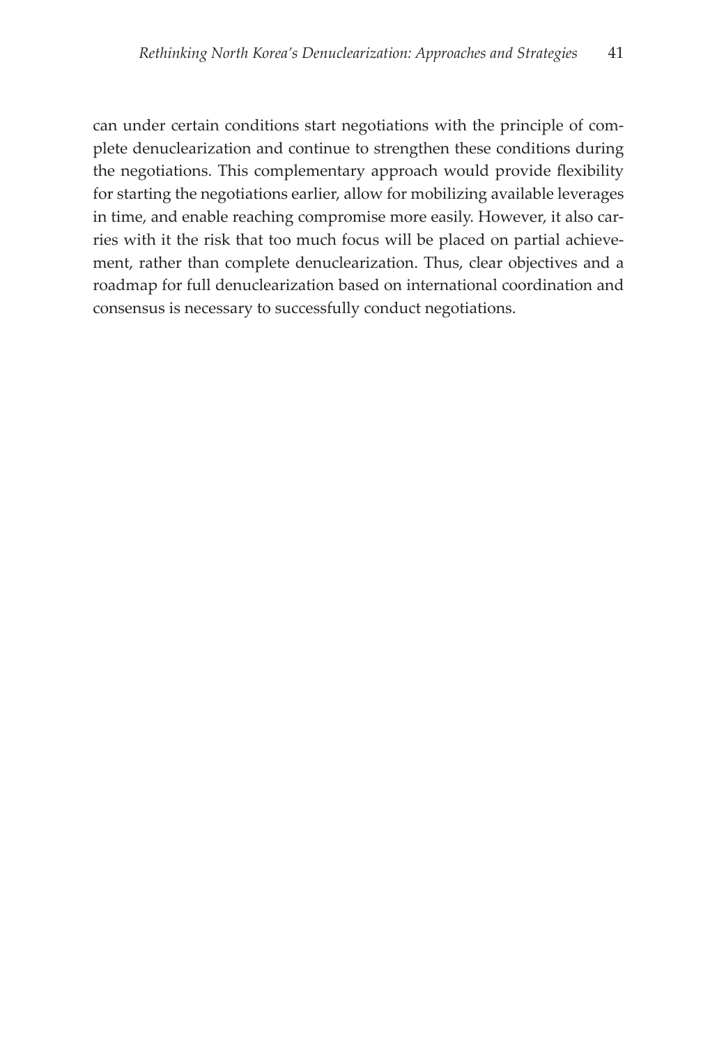can under certain conditions start negotiations with the principle of complete denuclearization and continue to strengthen these conditions during the negotiations. This complementary approach would provide flexibility for starting the negotiations earlier, allow for mobilizing available leverages in time, and enable reaching compromise more easily. However, it also carries with it the risk that too much focus will be placed on partial achievement, rather than complete denuclearization. Thus, clear objectives and a roadmap for full denuclearization based on international coordination and consensus is necessary to successfully conduct negotiations.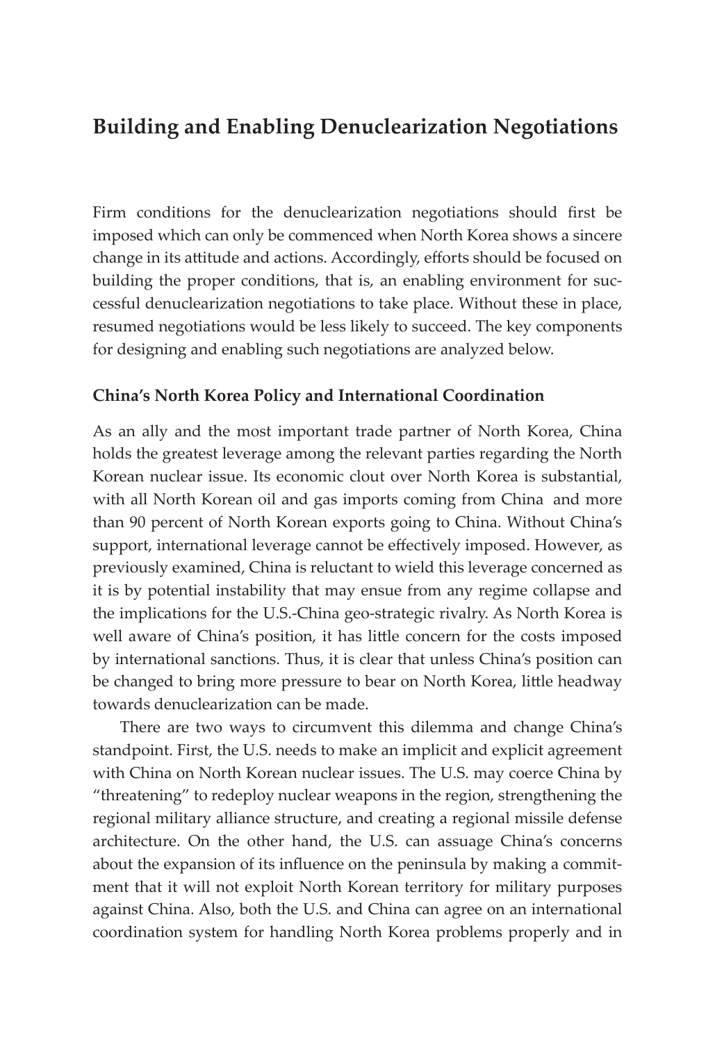## Building and Enabling Denuclearization Negotiations

Firm conditions for the denuclearization negotiations should first be imposed which can only be commenced when North Korea shows a sincere change in its attitude and actions. Accordingly, efforts should be focused on building the proper conditions, that is, an enabling environment for successful denuclearization negotiations to take place. Without these in place, resumed negotiations would be less likely to succeed. The key components for designing and enabling such negotiations are analyzed below.

### China's North Korea Policy and International Coordination

As an ally and the most important trade partner of North Korea, China holds the greatest leverage among the relevant parties regarding the North Korean nuclear issue. Its economic clout over North Korea is substantial, with all North Korean oil and gas imports coming from China and more than 90 percent of North Korean exports going to China. Without China's support, international leverage cannot be effectively imposed. However, as previously examined, China is reluctant to wield this leverage concerned as it is by potential instability that may ensue from any regime collapse and the implications for the U.S.-China geo-strategic rivalry. As North Korea is well aware of China's position, it has little concern for the costs imposed by international sanctions. Thus, it is clear that unless China's position can be changed to bring more pressure to bear on North Korea, little headway towards denuclearization can be made.

There are two ways to circumvent this dilemma and change China's standpoint. First, the U.S. needs to make an implicit and explicit agreement with China on North Korean nuclear issues. The U.S. may coerce China by "threatening" to redeploy nuclear weapons in the region, strengthening the regional military alliance structure, and creating a regional missile defense architecture. On the other hand, the U.S. can assuage China's concerns about the expansion of its influence on the peninsula by making a commitment that it will not exploit North Korean territory for military purposes against China. Also, both the U.S. and China can agree on an international coordination system for handling North Korea problems properly and in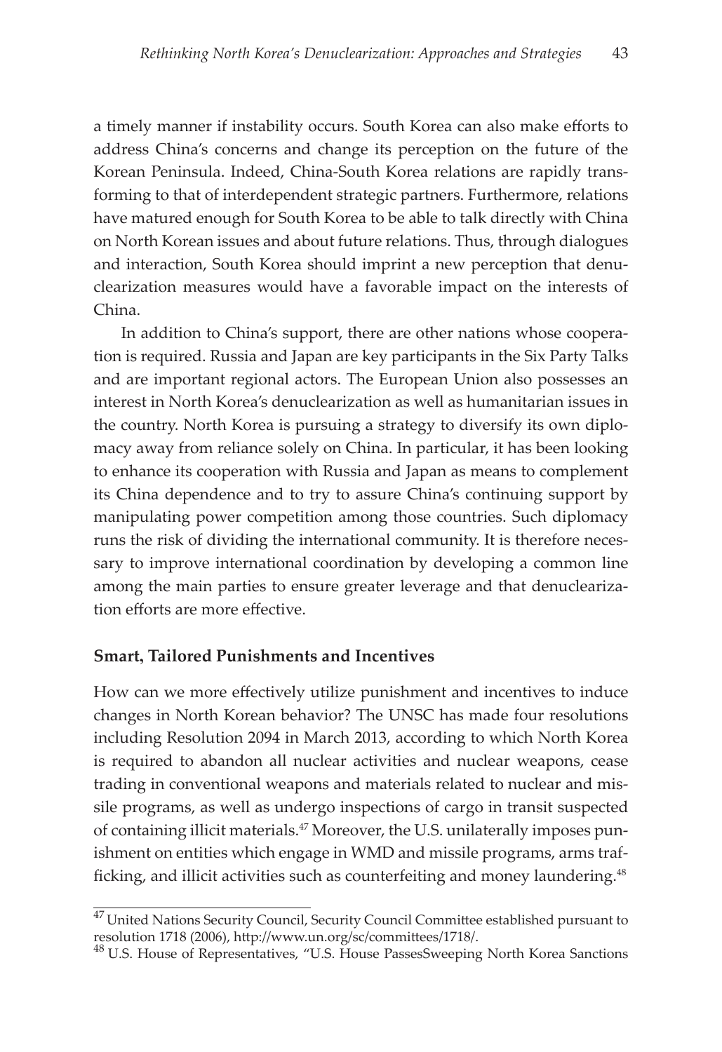a timely manner if instability occurs. South Korea can also make efforts to address China's concerns and change its perception on the future of the Korean Peninsula. Indeed, China-South Korea relations are rapidly transforming to that of interdependent strategic partners. Furthermore, relations have matured enough for South Korea to be able to talk directly with China on North Korean issues and about future relations. Thus, through dialogues and interaction, South Korea should imprint a new perception that denuclearization measures would have a favorable impact on the interests of China.

In addition to China's support, there are other nations whose cooperation is required. Russia and Japan are key participants in the Six Party Talks and are important regional actors. The European Union also possesses an interest in North Korea's denuclearization as well as humanitarian issues in the country. North Korea is pursuing a strategy to diversify its own diplomacy away from reliance solely on China. In particular, it has been looking to enhance its cooperation with Russia and Japan as means to complement its China dependence and to try to assure China's continuing support by manipulating power competition among those countries. Such diplomacy runs the risk of dividing the international community. It is therefore necessary to improve international coordination by developing a common line among the main parties to ensure greater leverage and that denuclearization efforts are more effective.

### Smart, Tailored Punishments and Incentives

How can we more effectively utilize punishment and incentives to induce changes in North Korean behavior? The UNSC has made four resolutions including Resolution 2094 in March 2013, according to which North Korea is required to abandon all nuclear activities and nuclear weapons, cease trading in conventional weapons and materials related to nuclear and missile programs, as well as undergo inspections of cargo in transit suspected of containing illicit materials.[47] Moreover, the U.S. unilaterally imposes punishment on entities which engage in WMD and missile programs, arms trafficking, and illicit activities such as counterfeiting and money laundering.[48]

---

[47] United Nations Security Council, Security Council Committee established pursuant to resolution 1718 (2006), http://www.un.org/sc/committees/1718/.

[48] U.S. House of Representatives, "U.S. House PassesSweeping North Korea Sanctions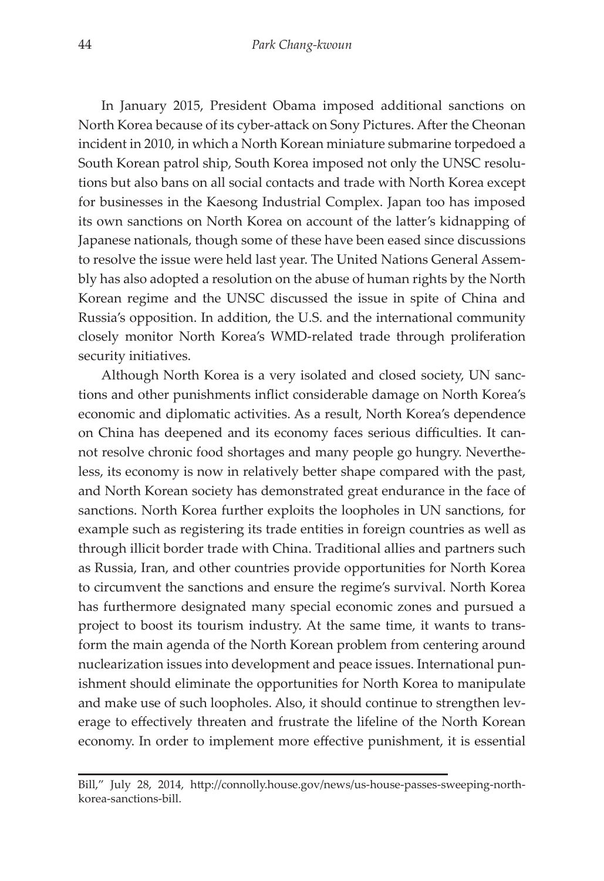In January 2015, President Obama imposed additional sanctions on North Korea because of its cyber-attack on Sony Pictures. After the Cheonan incident in 2010, in which a North Korean miniature submarine torpedoed a South Korean patrol ship, South Korea imposed not only the UNSC resolutions but also bans on all social contacts and trade with North Korea except for businesses in the Kaesong Industrial Complex. Japan too has imposed its own sanctions on North Korea on account of the latter's kidnapping of Japanese nationals, though some of these have been eased since discussions to resolve the issue were held last year. The United Nations General Assembly has also adopted a resolution on the abuse of human rights by the North Korean regime and the UNSC discussed the issue in spite of China and Russia's opposition. In addition, the U.S. and the international community closely monitor North Korea's WMD-related trade through proliferation security initiatives.

Although North Korea is a very isolated and closed society, UN sanctions and other punishments inflict considerable damage on North Korea's economic and diplomatic activities. As a result, North Korea's dependence on China has deepened and its economy faces serious difficulties. It cannot resolve chronic food shortages and many people go hungry. Nevertheless, its economy is now in relatively better shape compared with the past, and North Korean society has demonstrated great endurance in the face of sanctions. North Korea further exploits the loopholes in UN sanctions, for example such as registering its trade entities in foreign countries as well as through illicit border trade with China. Traditional allies and partners such as Russia, Iran, and other countries provide opportunities for North Korea to circumvent the sanctions and ensure the regime's survival. North Korea has furthermore designated many special economic zones and pursued a project to boost its tourism industry. At the same time, it wants to transform the main agenda of the North Korean problem from centering around nuclearization issues into development and peace issues. International punishment should eliminate the opportunities for North Korea to manipulate and make use of such loopholes. Also, it should continue to strengthen leverage to effectively threaten and frustrate the lifeline of the North Korean economy. In order to implement more effective punishment, it is essential

---

Bill," July 28, 2014, http://connolly.house.gov/news/us-house-passes-sweeping-north-korea-sanctions-bill.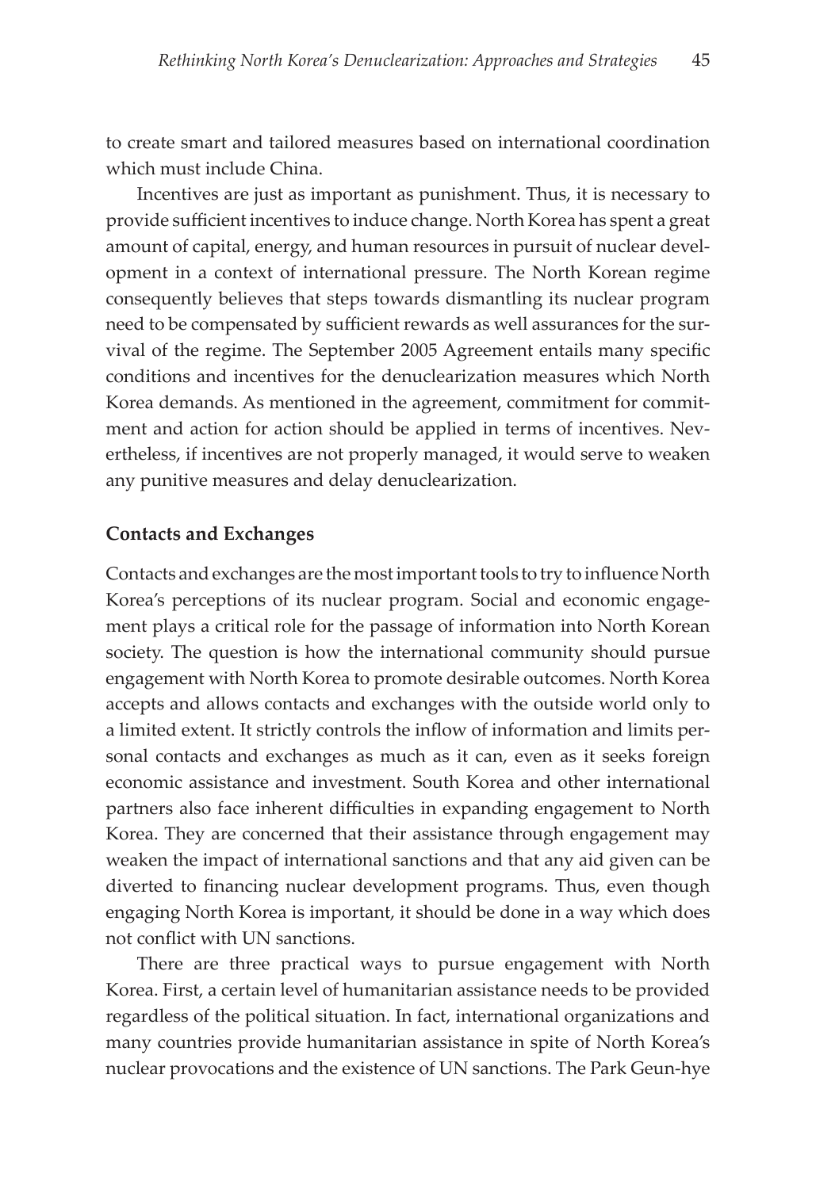to create smart and tailored measures based on international coordination which must include China.

Incentives are just as important as punishment. Thus, it is necessary to provide sufficient incentives to induce change. North Korea has spent a great amount of capital, energy, and human resources in pursuit of nuclear development in a context of international pressure. The North Korean regime consequently believes that steps towards dismantling its nuclear program need to be compensated by sufficient rewards as well assurances for the survival of the regime. The September 2005 Agreement entails many specific conditions and incentives for the denuclearization measures which North Korea demands. As mentioned in the agreement, commitment for commitment and action for action should be applied in terms of incentives. Nevertheless, if incentives are not properly managed, it would serve to weaken any punitive measures and delay denuclearization.

**Contacts and Exchanges**

Contacts and exchanges are the most important tools to try to influence North Korea's perceptions of its nuclear program. Social and economic engagement plays a critical role for the passage of information into North Korean society. The question is how the international community should pursue engagement with North Korea to promote desirable outcomes. North Korea accepts and allows contacts and exchanges with the outside world only to a limited extent. It strictly controls the inflow of information and limits personal contacts and exchanges as much as it can, even as it seeks foreign economic assistance and investment. South Korea and other international partners also face inherent difficulties in expanding engagement to North Korea. They are concerned that their assistance through engagement may weaken the impact of international sanctions and that any aid given can be diverted to financing nuclear development programs. Thus, even though engaging North Korea is important, it should be done in a way which does not conflict with UN sanctions.

There are three practical ways to pursue engagement with North Korea. First, a certain level of humanitarian assistance needs to be provided regardless of the political situation. In fact, international organizations and many countries provide humanitarian assistance in spite of North Korea's nuclear provocations and the existence of UN sanctions. The Park Geun-hye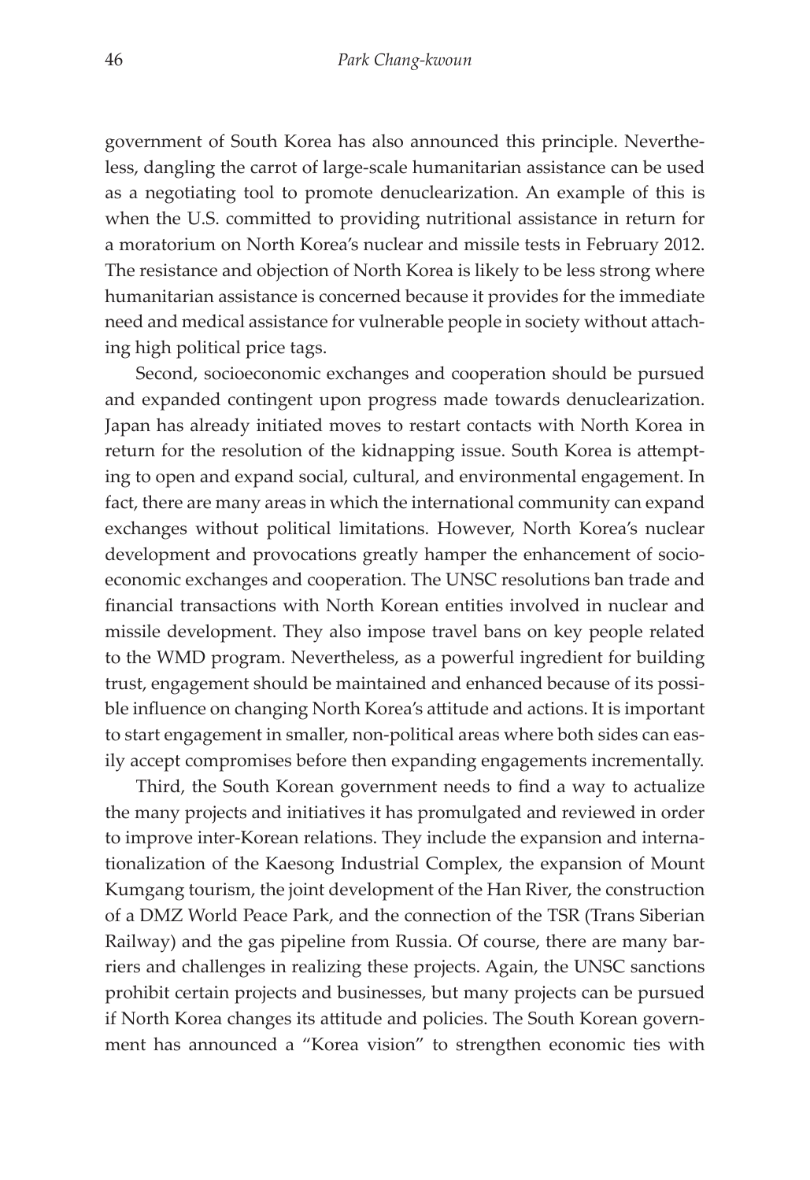government of South Korea has also announced this principle. Nevertheless, dangling the carrot of large-scale humanitarian assistance can be used as a negotiating tool to promote denuclearization. An example of this is when the U.S. committed to providing nutritional assistance in return for a moratorium on North Korea's nuclear and missile tests in February 2012. The resistance and objection of North Korea is likely to be less strong where humanitarian assistance is concerned because it provides for the immediate need and medical assistance for vulnerable people in society without attaching high political price tags.

Second, socioeconomic exchanges and cooperation should be pursued and expanded contingent upon progress made towards denuclearization. Japan has already initiated moves to restart contacts with North Korea in return for the resolution of the kidnapping issue. South Korea is attempting to open and expand social, cultural, and environmental engagement. In fact, there are many areas in which the international community can expand exchanges without political limitations. However, North Korea's nuclear development and provocations greatly hamper the enhancement of socioeconomic exchanges and cooperation. The UNSC resolutions ban trade and financial transactions with North Korean entities involved in nuclear and missile development. They also impose travel bans on key people related to the WMD program. Nevertheless, as a powerful ingredient for building trust, engagement should be maintained and enhanced because of its possible influence on changing North Korea's attitude and actions. It is important to start engagement in smaller, non-political areas where both sides can easily accept compromises before then expanding engagements incrementally.

Third, the South Korean government needs to find a way to actualize the many projects and initiatives it has promulgated and reviewed in order to improve inter-Korean relations. They include the expansion and internationalization of the Kaesong Industrial Complex, the expansion of Mount Kumgang tourism, the joint development of the Han River, the construction of a DMZ World Peace Park, and the connection of the TSR (Trans Siberian Railway) and the gas pipeline from Russia. Of course, there are many barriers and challenges in realizing these projects. Again, the UNSC sanctions prohibit certain projects and businesses, but many projects can be pursued if North Korea changes its attitude and policies. The South Korean government has announced a "Korea vision" to strengthen economic ties with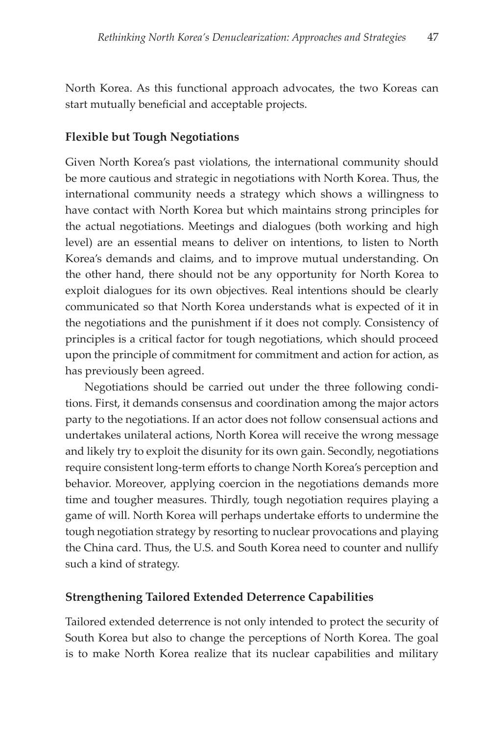North Korea. As this functional approach advocates, the two Koreas can start mutually beneficial and acceptable projects.

### Flexible but Tough Negotiations

Given North Korea's past violations, the international community should be more cautious and strategic in negotiations with North Korea. Thus, the international community needs a strategy which shows a willingness to have contact with North Korea but which maintains strong principles for the actual negotiations. Meetings and dialogues (both working and high level) are an essential means to deliver on intentions, to listen to North Korea's demands and claims, and to improve mutual understanding. On the other hand, there should not be any opportunity for North Korea to exploit dialogues for its own objectives. Real intentions should be clearly communicated so that North Korea understands what is expected of it in the negotiations and the punishment if it does not comply. Consistency of principles is a critical factor for tough negotiations, which should proceed upon the principle of commitment for commitment and action for action, as has previously been agreed.

Negotiations should be carried out under the three following conditions. First, it demands consensus and coordination among the major actors party to the negotiations. If an actor does not follow consensual actions and undertakes unilateral actions, North Korea will receive the wrong message and likely try to exploit the disunity for its own gain. Secondly, negotiations require consistent long-term efforts to change North Korea's perception and behavior. Moreover, applying coercion in the negotiations demands more time and tougher measures. Thirdly, tough negotiation requires playing a game of will. North Korea will perhaps undertake efforts to undermine the tough negotiation strategy by resorting to nuclear provocations and playing the China card. Thus, the U.S. and South Korea need to counter and nullify such a kind of strategy.

### Strengthening Tailored Extended Deterrence Capabilities

Tailored extended deterrence is not only intended to protect the security of South Korea but also to change the perceptions of North Korea. The goal is to make North Korea realize that its nuclear capabilities and military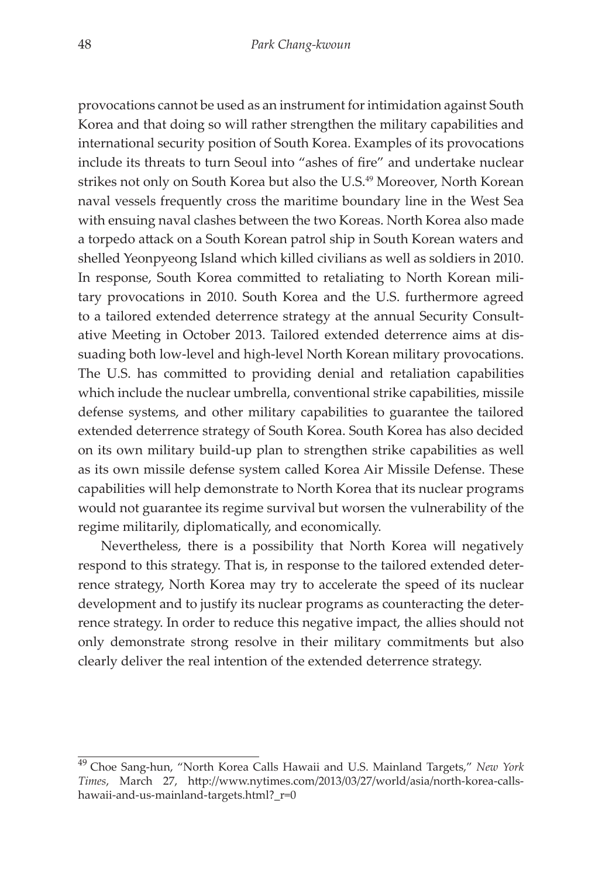provocations cannot be used as an instrument for intimidation against South Korea and that doing so will rather strengthen the military capabilities and international security position of South Korea. Examples of its provocations include its threats to turn Seoul into "ashes of fire" and undertake nuclear strikes not only on South Korea but also the U.S.[49] Moreover, North Korean naval vessels frequently cross the maritime boundary line in the West Sea with ensuing naval clashes between the two Koreas. North Korea also made a torpedo attack on a South Korean patrol ship in South Korean waters and shelled Yeonpyeong Island which killed civilians as well as soldiers in 2010. In response, South Korea committed to retaliating to North Korean military provocations in 2010. South Korea and the U.S. furthermore agreed to a tailored extended deterrence strategy at the annual Security Consultative Meeting in October 2013. Tailored extended deterrence aims at dissuading both low-level and high-level North Korean military provocations. The U.S. has committed to providing denial and retaliation capabilities which include the nuclear umbrella, conventional strike capabilities, missile defense systems, and other military capabilities to guarantee the tailored extended deterrence strategy of South Korea. South Korea has also decided on its own military build-up plan to strengthen strike capabilities as well as its own missile defense system called Korea Air Missile Defense. These capabilities will help demonstrate to North Korea that its nuclear programs would not guarantee its regime survival but worsen the vulnerability of the regime militarily, diplomatically, and economically.

Nevertheless, there is a possibility that North Korea will negatively respond to this strategy. That is, in response to the tailored extended deterrence strategy, North Korea may try to accelerate the speed of its nuclear development and to justify its nuclear programs as counteracting the deterrence strategy. In order to reduce this negative impact, the allies should not only demonstrate strong resolve in their military commitments but also clearly deliver the real intention of the extended deterrence strategy.

---

[49] Choe Sang-hun, "North Korea Calls Hawaii and U.S. Mainland Targets," *New York Times*, March 27, http://www.nytimes.com/2013/03/27/world/asia/north-korea-calls-hawaii-and-us-mainland-targets.html?_r=0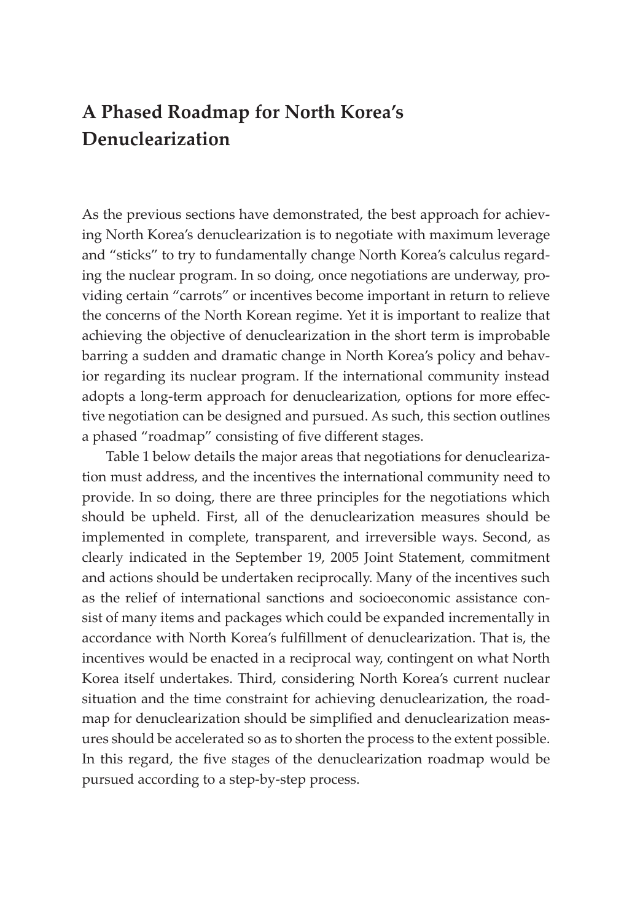## A Phased Roadmap for North Korea's Denuclearization

As the previous sections have demonstrated, the best approach for achieving North Korea's denuclearization is to negotiate with maximum leverage and "sticks" to try to fundamentally change North Korea's calculus regarding the nuclear program. In so doing, once negotiations are underway, providing certain "carrots" or incentives become important in return to relieve the concerns of the North Korean regime. Yet it is important to realize that achieving the objective of denuclearization in the short term is improbable barring a sudden and dramatic change in North Korea's policy and behavior regarding its nuclear program. If the international community instead adopts a long-term approach for denuclearization, options for more effective negotiation can be designed and pursued. As such, this section outlines a phased "roadmap" consisting of five different stages.

Table 1 below details the major areas that negotiations for denuclearization must address, and the incentives the international community need to provide. In so doing, there are three principles for the negotiations which should be upheld. First, all of the denuclearization measures should be implemented in complete, transparent, and irreversible ways. Second, as clearly indicated in the September 19, 2005 Joint Statement, commitment and actions should be undertaken reciprocally. Many of the incentives such as the relief of international sanctions and socioeconomic assistance consist of many items and packages which could be expanded incrementally in accordance with North Korea's fulfillment of denuclearization. That is, the incentives would be enacted in a reciprocal way, contingent on what North Korea itself undertakes. Third, considering North Korea's current nuclear situation and the time constraint for achieving denuclearization, the roadmap for denuclearization should be simplified and denuclearization measures should be accelerated so as to shorten the process to the extent possible. In this regard, the five stages of the denuclearization roadmap would be pursued according to a step-by-step process.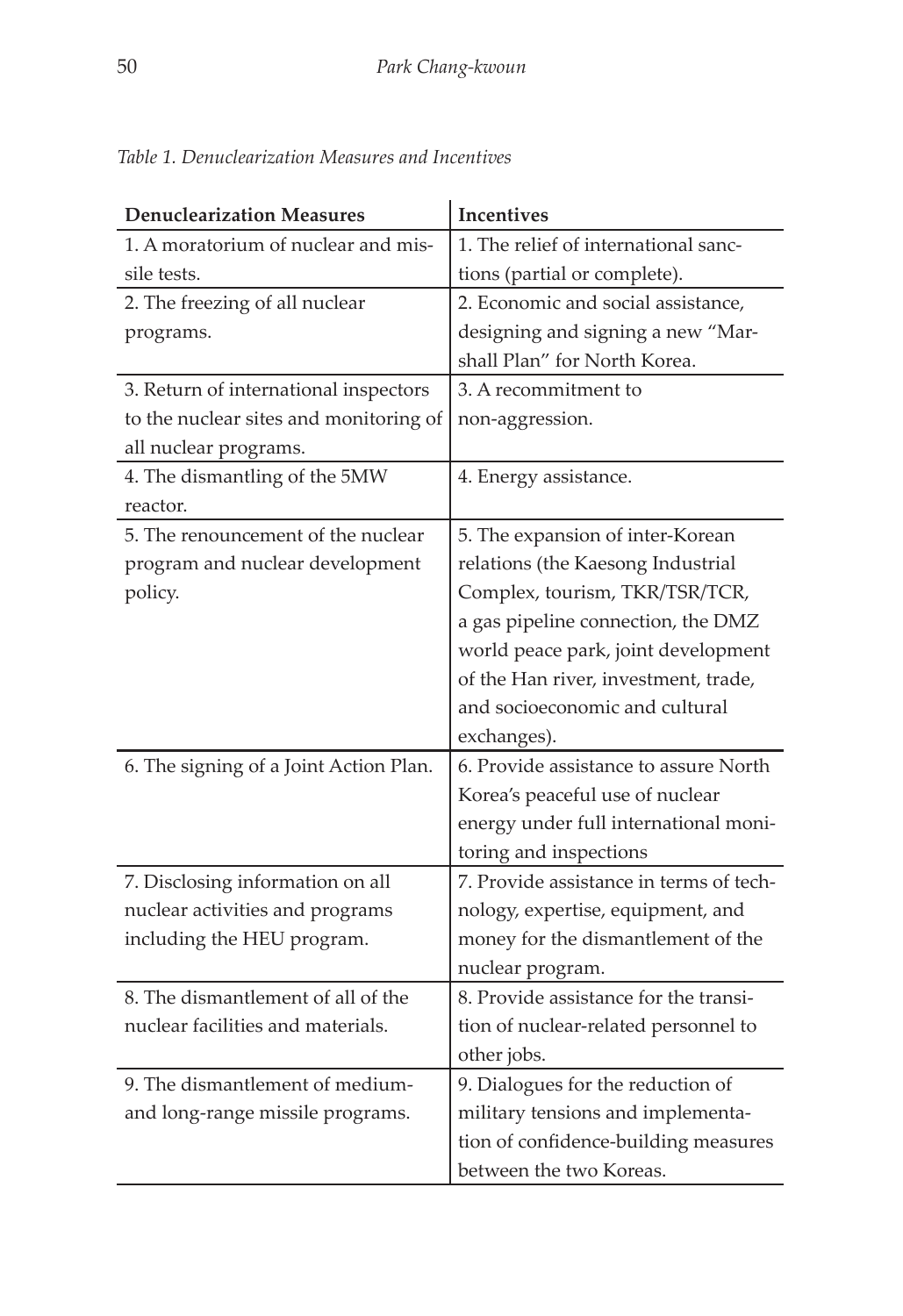*Table 1. Denuclearization Measures and Incentives*

| Denuclearization Measures | Incentives |
|---|---|
| 1. A moratorium of nuclear and missile tests. | 1. The relief of international sanctions (partial or complete). |
| 2. The freezing of all nuclear programs. | 2. Economic and social assistance, designing and signing a new "Marshall Plan" for North Korea. |
| 3. Return of international inspectors to the nuclear sites and monitoring of all nuclear programs. | 3. A recommitment to non-aggression. |
| 4. The dismantling of the 5MW reactor. | 4. Energy assistance. |
| 5. The renouncement of the nuclear program and nuclear development policy. | 5. The expansion of inter-Korean relations (the Kaesong Industrial Complex, tourism, TKR/TSR/TCR, a gas pipeline connection, the DMZ world peace park, joint development of the Han river, investment, trade, and socioeconomic and cultural exchanges). |
| 6. The signing of a Joint Action Plan. | 6. Provide assistance to assure North Korea's peaceful use of nuclear energy under full international monitoring and inspections |
| 7. Disclosing information on all nuclear activities and programs including the HEU program. | 7. Provide assistance in terms of technology, expertise, equipment, and money for the dismantlement of the nuclear program. |
| 8. The dismantlement of all of the nuclear facilities and materials. | 8. Provide assistance for the transition of nuclear-related personnel to other jobs. |
| 9. The dismantlement of medium- and long-range missile programs. | 9. Dialogues for the reduction of military tensions and implementation of confidence-building measures between the two Koreas. |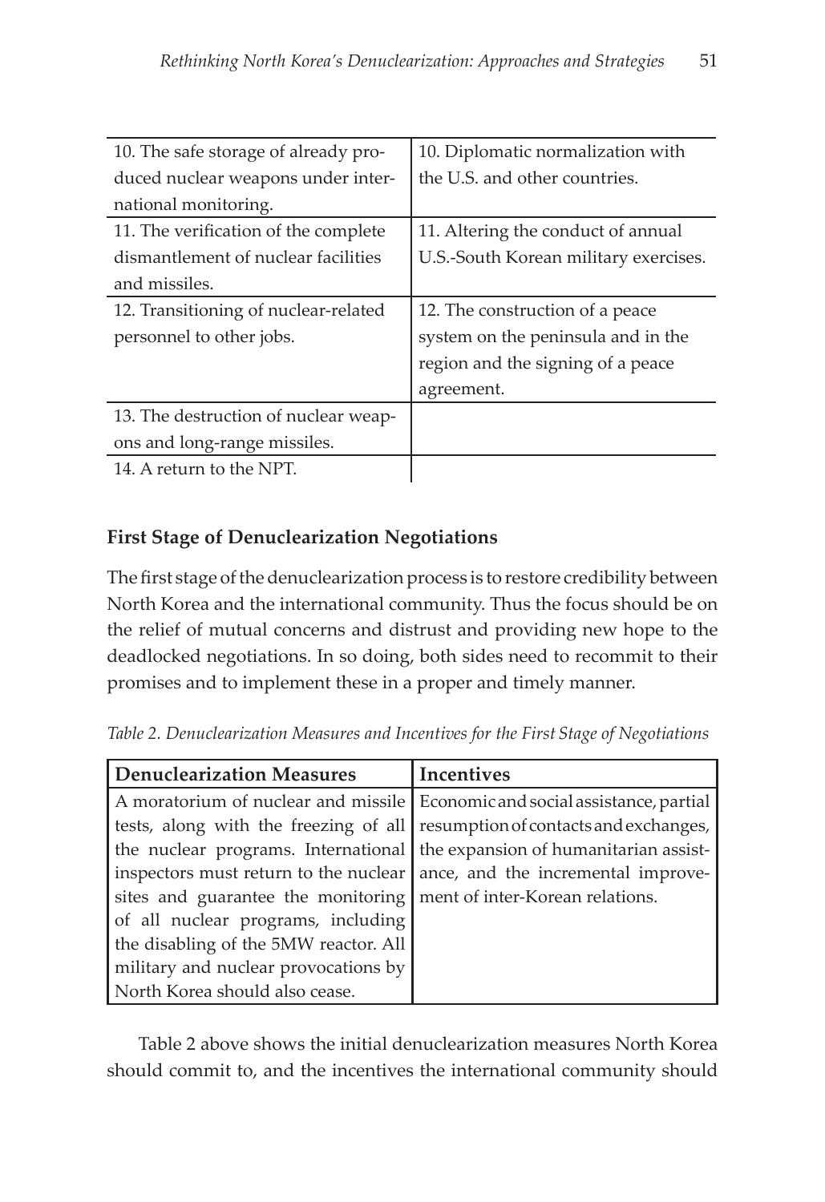| | |
|---|---|
| 10. The safe storage of already produced nuclear weapons under international monitoring. | 10. Diplomatic normalization with the U.S. and other countries. |
| 11. The verification of the complete dismantlement of nuclear facilities and missiles. | 11. Altering the conduct of annual U.S.-South Korean military exercises. |
| 12. Transitioning of nuclear-related personnel to other jobs. | 12. The construction of a peace system on the peninsula and in the region and the signing of a peace agreement. |
| 13. The destruction of nuclear weapons and long-range missiles. | |
| 14. A return to the NPT. | |

### First Stage of Denuclearization Negotiations

The first stage of the denuclearization process is to restore credibility between North Korea and the international community. Thus the focus should be on the relief of mutual concerns and distrust and providing new hope to the deadlocked negotiations. In so doing, both sides need to recommit to their promises and to implement these in a proper and timely manner.

*Table 2. Denuclearization Measures and Incentives for the First Stage of Negotiations*

| Denuclearization Measures | Incentives |
|---|---|
| A moratorium of nuclear and missile tests, along with the freezing of all the nuclear programs. International inspectors must return to the nuclear sites and guarantee the monitoring of all nuclear programs, including the disabling of the 5MW reactor. All military and nuclear provocations by North Korea should also cease. | Economic and social assistance, partial resumption of contacts and exchanges, the expansion of humanitarian assistance, and the incremental improvement of inter-Korean relations. |

Table 2 above shows the initial denuclearization measures North Korea should commit to, and the incentives the international community should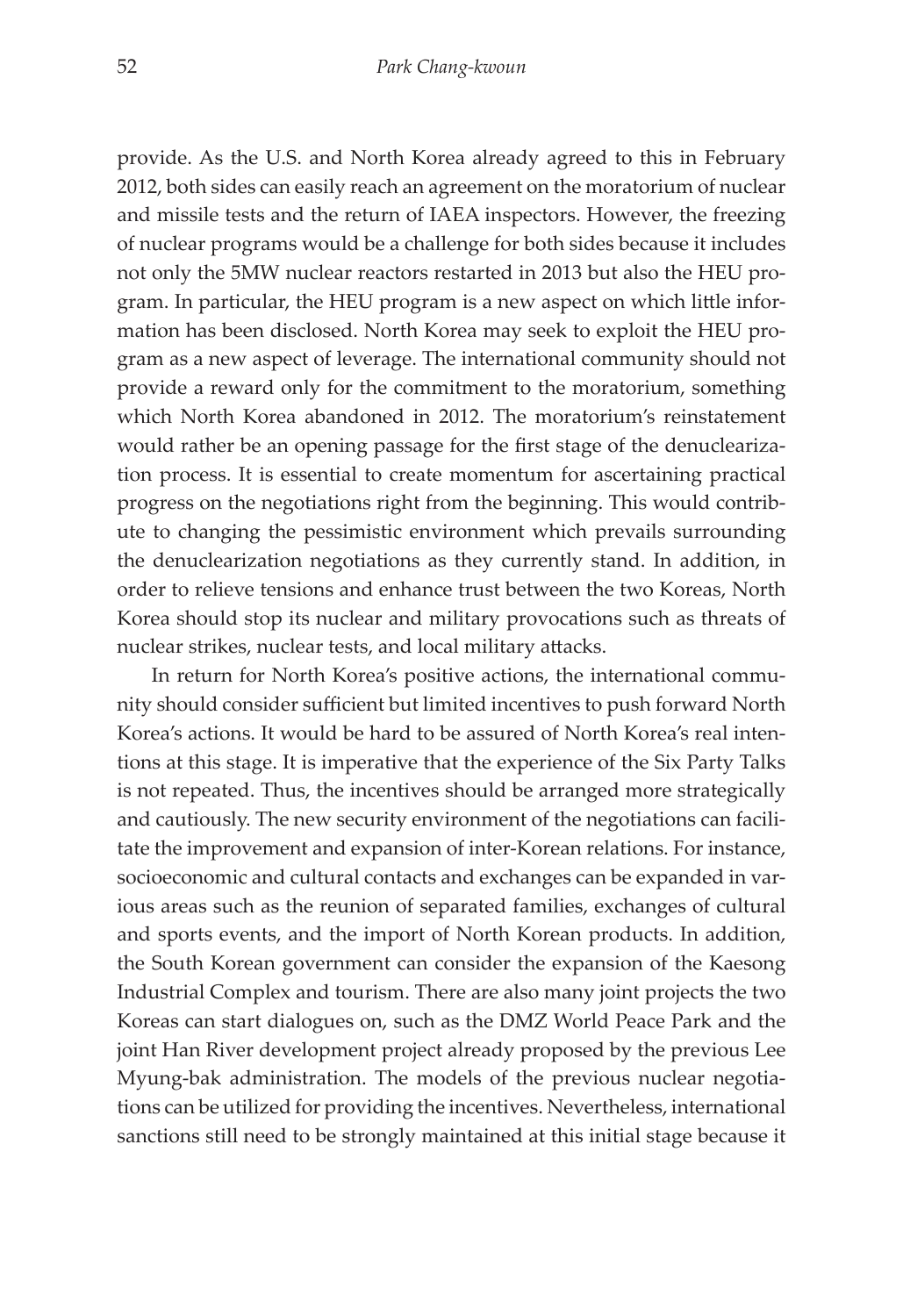provide. As the U.S. and North Korea already agreed to this in February 2012, both sides can easily reach an agreement on the moratorium of nuclear and missile tests and the return of IAEA inspectors. However, the freezing of nuclear programs would be a challenge for both sides because it includes not only the 5MW nuclear reactors restarted in 2013 but also the HEU program. In particular, the HEU program is a new aspect on which little information has been disclosed. North Korea may seek to exploit the HEU program as a new aspect of leverage. The international community should not provide a reward only for the commitment to the moratorium, something which North Korea abandoned in 2012. The moratorium's reinstatement would rather be an opening passage for the first stage of the denuclearization process. It is essential to create momentum for ascertaining practical progress on the negotiations right from the beginning. This would contribute to changing the pessimistic environment which prevails surrounding the denuclearization negotiations as they currently stand. In addition, in order to relieve tensions and enhance trust between the two Koreas, North Korea should stop its nuclear and military provocations such as threats of nuclear strikes, nuclear tests, and local military attacks.

In return for North Korea's positive actions, the international community should consider sufficient but limited incentives to push forward North Korea's actions. It would be hard to be assured of North Korea's real intentions at this stage. It is imperative that the experience of the Six Party Talks is not repeated. Thus, the incentives should be arranged more strategically and cautiously. The new security environment of the negotiations can facilitate the improvement and expansion of inter-Korean relations. For instance, socioeconomic and cultural contacts and exchanges can be expanded in various areas such as the reunion of separated families, exchanges of cultural and sports events, and the import of North Korean products. In addition, the South Korean government can consider the expansion of the Kaesong Industrial Complex and tourism. There are also many joint projects the two Koreas can start dialogues on, such as the DMZ World Peace Park and the joint Han River development project already proposed by the previous Lee Myung-bak administration. The models of the previous nuclear negotiations can be utilized for providing the incentives. Nevertheless, international sanctions still need to be strongly maintained at this initial stage because it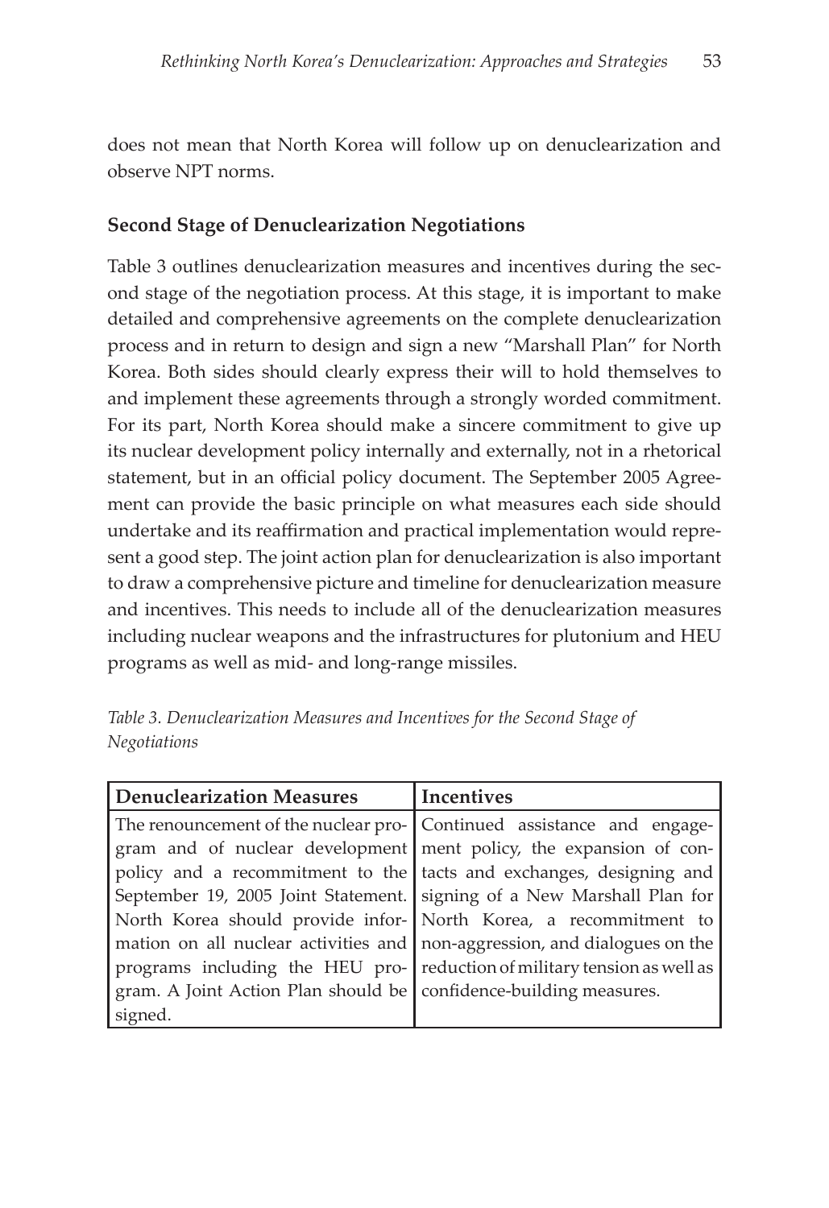does not mean that North Korea will follow up on denuclearization and observe NPT norms.

### Second Stage of Denuclearization Negotiations

Table 3 outlines denuclearization measures and incentives during the second stage of the negotiation process. At this stage, it is important to make detailed and comprehensive agreements on the complete denuclearization process and in return to design and sign a new "Marshall Plan" for North Korea. Both sides should clearly express their will to hold themselves to and implement these agreements through a strongly worded commitment. For its part, North Korea should make a sincere commitment to give up its nuclear development policy internally and externally, not in a rhetorical statement, but in an official policy document. The September 2005 Agreement can provide the basic principle on what measures each side should undertake and its reaffirmation and practical implementation would represent a good step. The joint action plan for denuclearization is also important to draw a comprehensive picture and timeline for denuclearization measure and incentives. This needs to include all of the denuclearization measures including nuclear weapons and the infrastructures for plutonium and HEU programs as well as mid- and long-range missiles.

*Table 3. Denuclearization Measures and Incentives for the Second Stage of Negotiations*

| Denuclearization Measures | Incentives |
|---|---|
| The renouncement of the nuclear program and of nuclear development policy and a recommitment to the September 19, 2005 Joint Statement. North Korea should provide information on all nuclear activities and programs including the HEU program. A Joint Action Plan should be signed. | Continued assistance and engagement policy, the expansion of contacts and exchanges, designing and signing of a New Marshall Plan for North Korea, a recommitment to non-aggression, and dialogues on the reduction of military tension as well as confidence-building measures. |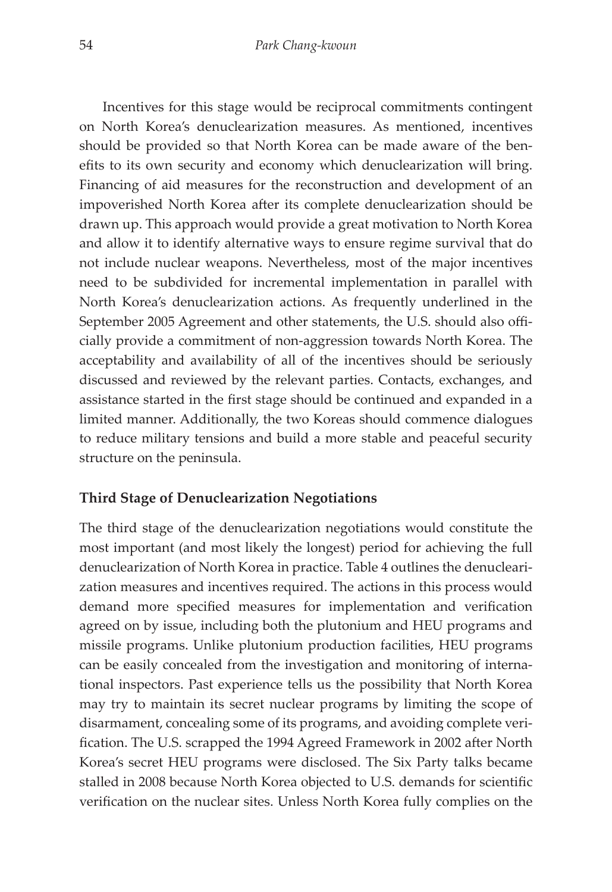Incentives for this stage would be reciprocal commitments contingent on North Korea's denuclearization measures. As mentioned, incentives should be provided so that North Korea can be made aware of the benefits to its own security and economy which denuclearization will bring. Financing of aid measures for the reconstruction and development of an impoverished North Korea after its complete denuclearization should be drawn up. This approach would provide a great motivation to North Korea and allow it to identify alternative ways to ensure regime survival that do not include nuclear weapons. Nevertheless, most of the major incentives need to be subdivided for incremental implementation in parallel with North Korea's denuclearization actions. As frequently underlined in the September 2005 Agreement and other statements, the U.S. should also officially provide a commitment of non-aggression towards North Korea. The acceptability and availability of all of the incentives should be seriously discussed and reviewed by the relevant parties. Contacts, exchanges, and assistance started in the first stage should be continued and expanded in a limited manner. Additionally, the two Koreas should commence dialogues to reduce military tensions and build a more stable and peaceful security structure on the peninsula.

### Third Stage of Denuclearization Negotiations

The third stage of the denuclearization negotiations would constitute the most important (and most likely the longest) period for achieving the full denuclearization of North Korea in practice. Table 4 outlines the denuclearization measures and incentives required. The actions in this process would demand more specified measures for implementation and verification agreed on by issue, including both the plutonium and HEU programs and missile programs. Unlike plutonium production facilities, HEU programs can be easily concealed from the investigation and monitoring of international inspectors. Past experience tells us the possibility that North Korea may try to maintain its secret nuclear programs by limiting the scope of disarmament, concealing some of its programs, and avoiding complete verification. The U.S. scrapped the 1994 Agreed Framework in 2002 after North Korea's secret HEU programs were disclosed. The Six Party talks became stalled in 2008 because North Korea objected to U.S. demands for scientific verification on the nuclear sites. Unless North Korea fully complies on the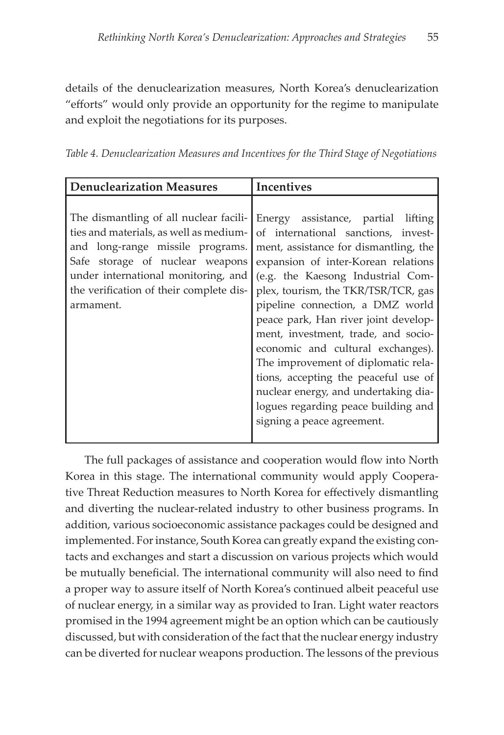details of the denuclearization measures, North Korea's denuclearization "efforts" would only provide an opportunity for the regime to manipulate and exploit the negotiations for its purposes.

*Table 4. Denuclearization Measures and Incentives for the Third Stage of Negotiations*

| Denuclearization Measures | Incentives |
|---|---|
| The dismantling of all nuclear facilities and materials, as well as medium- and long-range missile programs. Safe storage of nuclear weapons under international monitoring, and the verification of their complete disarmament. | Energy assistance, partial lifting of international sanctions, investment, assistance for dismantling, the expansion of inter-Korean relations (e.g. the Kaesong Industrial Complex, tourism, the TKR/TSR/TCR, gas pipeline connection, a DMZ world peace park, Han river joint development, investment, trade, and socioeconomic and cultural exchanges). The improvement of diplomatic relations, accepting the peaceful use of nuclear energy, and undertaking dialogues regarding peace building and signing a peace agreement. |

The full packages of assistance and cooperation would flow into North Korea in this stage. The international community would apply Cooperative Threat Reduction measures to North Korea for effectively dismantling and diverting the nuclear-related industry to other business programs. In addition, various socioeconomic assistance packages could be designed and implemented. For instance, South Korea can greatly expand the existing contacts and exchanges and start a discussion on various projects which would be mutually beneficial. The international community will also need to find a proper way to assure itself of North Korea's continued albeit peaceful use of nuclear energy, in a similar way as provided to Iran. Light water reactors promised in the 1994 agreement might be an option which can be cautiously discussed, but with consideration of the fact that the nuclear energy industry can be diverted for nuclear weapons production. The lessons of the previous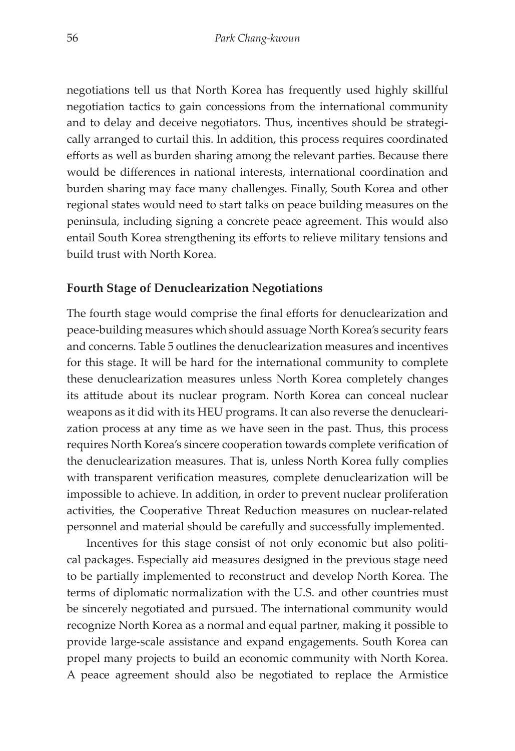negotiations tell us that North Korea has frequently used highly skillful negotiation tactics to gain concessions from the international community and to delay and deceive negotiators. Thus, incentives should be strategically arranged to curtail this. In addition, this process requires coordinated efforts as well as burden sharing among the relevant parties. Because there would be differences in national interests, international coordination and burden sharing may face many challenges. Finally, South Korea and other regional states would need to start talks on peace building measures on the peninsula, including signing a concrete peace agreement. This would also entail South Korea strengthening its efforts to relieve military tensions and build trust with North Korea.

**Fourth Stage of Denuclearization Negotiations**

The fourth stage would comprise the final efforts for denuclearization and peace-building measures which should assuage North Korea's security fears and concerns. Table 5 outlines the denuclearization measures and incentives for this stage. It will be hard for the international community to complete these denuclearization measures unless North Korea completely changes its attitude about its nuclear program. North Korea can conceal nuclear weapons as it did with its HEU programs. It can also reverse the denuclearization process at any time as we have seen in the past. Thus, this process requires North Korea's sincere cooperation towards complete verification of the denuclearization measures. That is, unless North Korea fully complies with transparent verification measures, complete denuclearization will be impossible to achieve. In addition, in order to prevent nuclear proliferation activities, the Cooperative Threat Reduction measures on nuclear-related personnel and material should be carefully and successfully implemented.

Incentives for this stage consist of not only economic but also political packages. Especially aid measures designed in the previous stage need to be partially implemented to reconstruct and develop North Korea. The terms of diplomatic normalization with the U.S. and other countries must be sincerely negotiated and pursued. The international community would recognize North Korea as a normal and equal partner, making it possible to provide large-scale assistance and expand engagements. South Korea can propel many projects to build an economic community with North Korea. A peace agreement should also be negotiated to replace the Armistice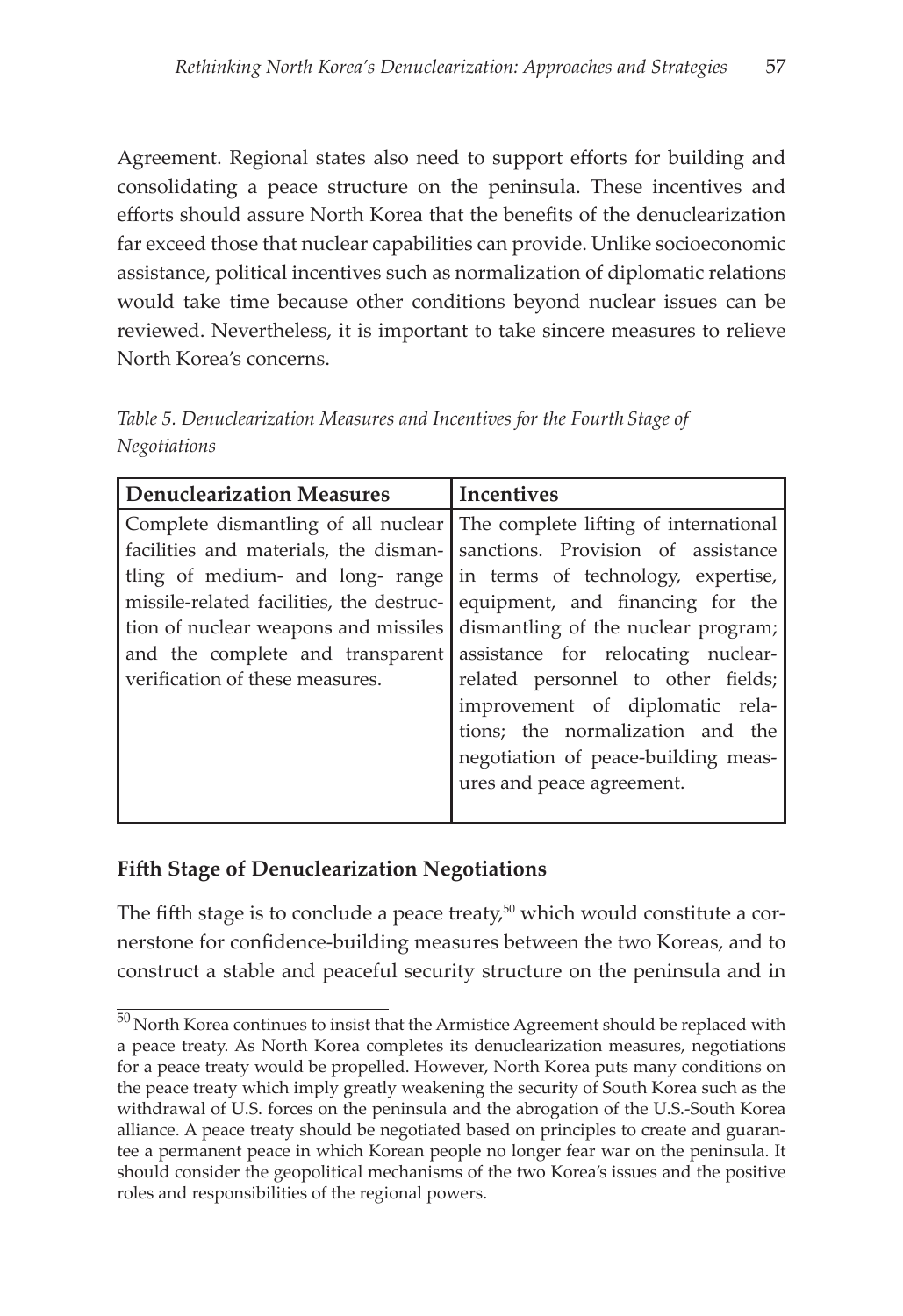Agreement. Regional states also need to support efforts for building and consolidating a peace structure on the peninsula. These incentives and efforts should assure North Korea that the benefits of the denuclearization far exceed those that nuclear capabilities can provide. Unlike socioeconomic assistance, political incentives such as normalization of diplomatic relations would take time because other conditions beyond nuclear issues can be reviewed. Nevertheless, it is important to take sincere measures to relieve North Korea's concerns.

*Table 5. Denuclearization Measures and Incentives for the Fourth Stage of Negotiations*

| Denuclearization Measures | Incentives |
|---|---|
| Complete dismantling of all nuclear facilities and materials, the dismantling of medium- and long- range missile-related facilities, the destruction of nuclear weapons and missiles and the complete and transparent verification of these measures. | The complete lifting of international sanctions. Provision of assistance in terms of technology, expertise, equipment, and financing for the dismantling of the nuclear program; assistance for relocating nuclear-related personnel to other fields; improvement of diplomatic relations; the normalization and the negotiation of peace-building measures and peace agreement. |

### Fifth Stage of Denuclearization Negotiations

The fifth stage is to conclude a peace treaty,[50] which would constitute a cornerstone for confidence-building measures between the two Koreas, and to construct a stable and peaceful security structure on the peninsula and in

[50] North Korea continues to insist that the Armistice Agreement should be replaced with a peace treaty. As North Korea completes its denuclearization measures, negotiations for a peace treaty would be propelled. However, North Korea puts many conditions on the peace treaty which imply greatly weakening the security of South Korea such as the withdrawal of U.S. forces on the peninsula and the abrogation of the U.S.-South Korea alliance. A peace treaty should be negotiated based on principles to create and guarantee a permanent peace in which Korean people no longer fear war on the peninsula. It should consider the geopolitical mechanisms of the two Korea's issues and the positive roles and responsibilities of the regional powers.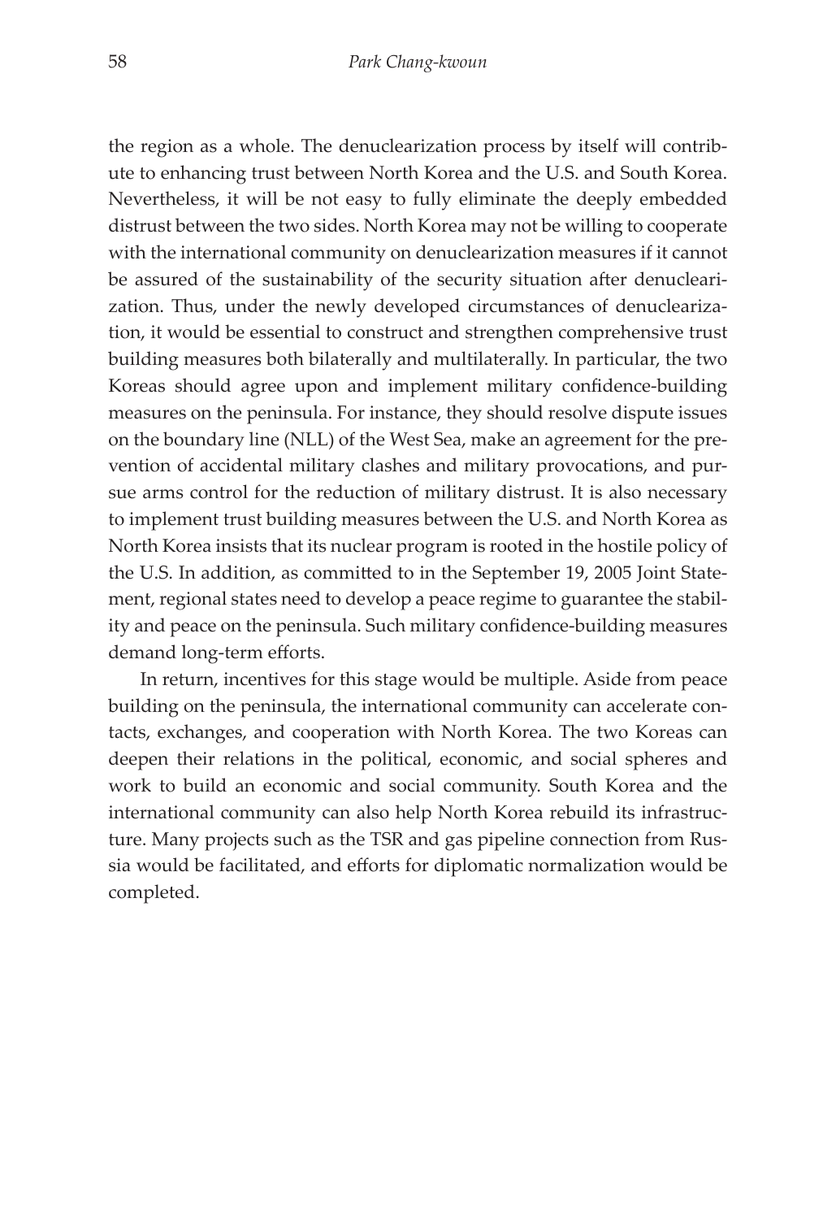the region as a whole. The denuclearization process by itself will contribute to enhancing trust between North Korea and the U.S. and South Korea. Nevertheless, it will be not easy to fully eliminate the deeply embedded distrust between the two sides. North Korea may not be willing to cooperate with the international community on denuclearization measures if it cannot be assured of the sustainability of the security situation after denuclearization. Thus, under the newly developed circumstances of denuclearization, it would be essential to construct and strengthen comprehensive trust building measures both bilaterally and multilaterally. In particular, the two Koreas should agree upon and implement military confidence-building measures on the peninsula. For instance, they should resolve dispute issues on the boundary line (NLL) of the West Sea, make an agreement for the prevention of accidental military clashes and military provocations, and pursue arms control for the reduction of military distrust. It is also necessary to implement trust building measures between the U.S. and North Korea as North Korea insists that its nuclear program is rooted in the hostile policy of the U.S. In addition, as committed to in the September 19, 2005 Joint Statement, regional states need to develop a peace regime to guarantee the stability and peace on the peninsula. Such military confidence-building measures demand long-term efforts.

In return, incentives for this stage would be multiple. Aside from peace building on the peninsula, the international community can accelerate contacts, exchanges, and cooperation with North Korea. The two Koreas can deepen their relations in the political, economic, and social spheres and work to build an economic and social community. South Korea and the international community can also help North Korea rebuild its infrastructure. Many projects such as the TSR and gas pipeline connection from Russia would be facilitated, and efforts for diplomatic normalization would be completed.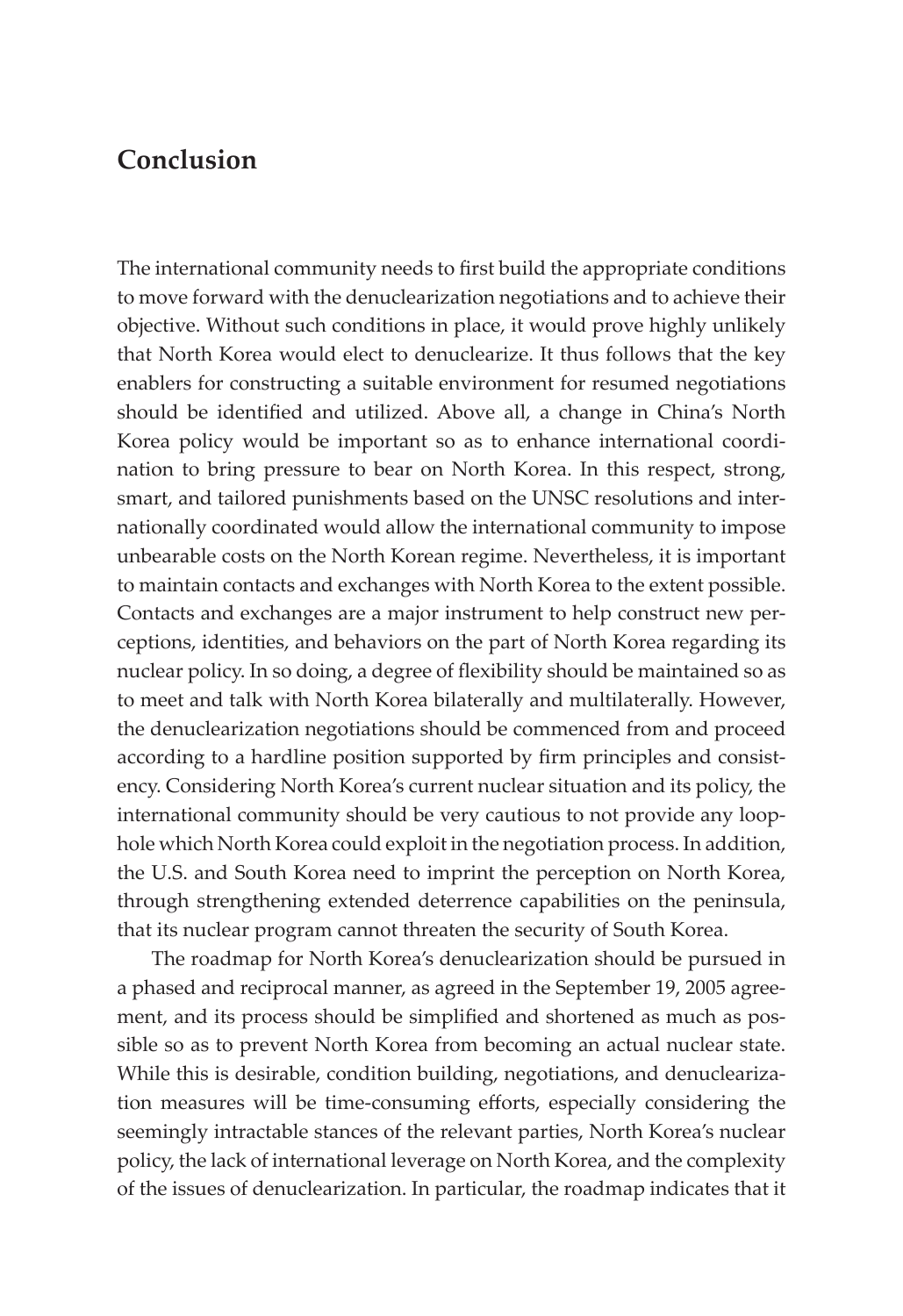## Conclusion

The international community needs to first build the appropriate conditions to move forward with the denuclearization negotiations and to achieve their objective. Without such conditions in place, it would prove highly unlikely that North Korea would elect to denuclearize. It thus follows that the key enablers for constructing a suitable environment for resumed negotiations should be identified and utilized. Above all, a change in China's North Korea policy would be important so as to enhance international coordination to bring pressure to bear on North Korea. In this respect, strong, smart, and tailored punishments based on the UNSC resolutions and internationally coordinated would allow the international community to impose unbearable costs on the North Korean regime. Nevertheless, it is important to maintain contacts and exchanges with North Korea to the extent possible. Contacts and exchanges are a major instrument to help construct new perceptions, identities, and behaviors on the part of North Korea regarding its nuclear policy. In so doing, a degree of flexibility should be maintained so as to meet and talk with North Korea bilaterally and multilaterally. However, the denuclearization negotiations should be commenced from and proceed according to a hardline position supported by firm principles and consistency. Considering North Korea's current nuclear situation and its policy, the international community should be very cautious to not provide any loophole which North Korea could exploit in the negotiation process. In addition, the U.S. and South Korea need to imprint the perception on North Korea, through strengthening extended deterrence capabilities on the peninsula, that its nuclear program cannot threaten the security of South Korea.

The roadmap for North Korea's denuclearization should be pursued in a phased and reciprocal manner, as agreed in the September 19, 2005 agreement, and its process should be simplified and shortened as much as possible so as to prevent North Korea from becoming an actual nuclear state. While this is desirable, condition building, negotiations, and denuclearization measures will be time-consuming efforts, especially considering the seemingly intractable stances of the relevant parties, North Korea's nuclear policy, the lack of international leverage on North Korea, and the complexity of the issues of denuclearization. In particular, the roadmap indicates that it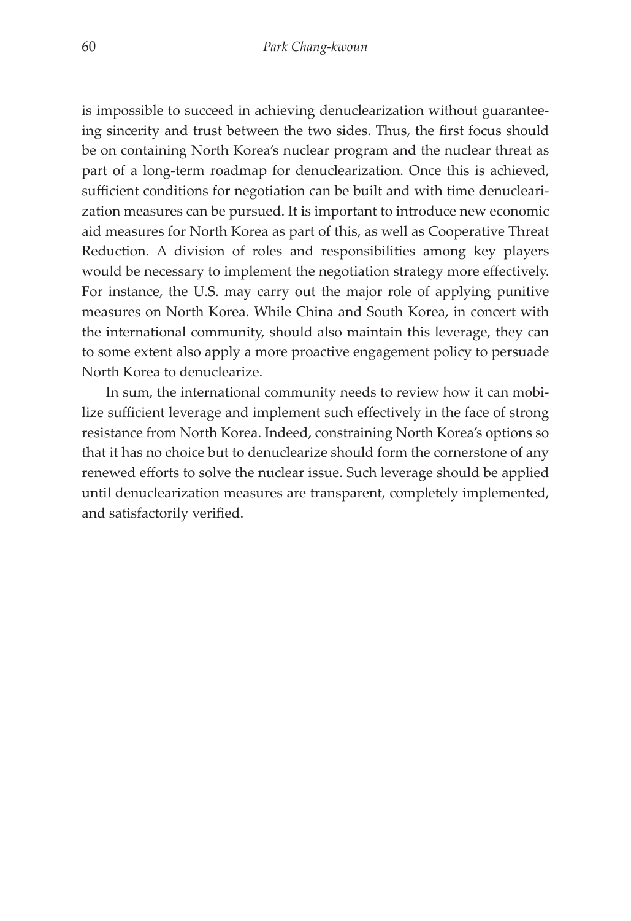is impossible to succeed in achieving denuclearization without guaranteeing sincerity and trust between the two sides. Thus, the first focus should be on containing North Korea's nuclear program and the nuclear threat as part of a long-term roadmap for denuclearization. Once this is achieved, sufficient conditions for negotiation can be built and with time denuclearization measures can be pursued. It is important to introduce new economic aid measures for North Korea as part of this, as well as Cooperative Threat Reduction. A division of roles and responsibilities among key players would be necessary to implement the negotiation strategy more effectively. For instance, the U.S. may carry out the major role of applying punitive measures on North Korea. While China and South Korea, in concert with the international community, should also maintain this leverage, they can to some extent also apply a more proactive engagement policy to persuade North Korea to denuclearize.

In sum, the international community needs to review how it can mobilize sufficient leverage and implement such effectively in the face of strong resistance from North Korea. Indeed, constraining North Korea's options so that it has no choice but to denuclearize should form the cornerstone of any renewed efforts to solve the nuclear issue. Such leverage should be applied until denuclearization measures are transparent, completely implemented, and satisfactorily verified.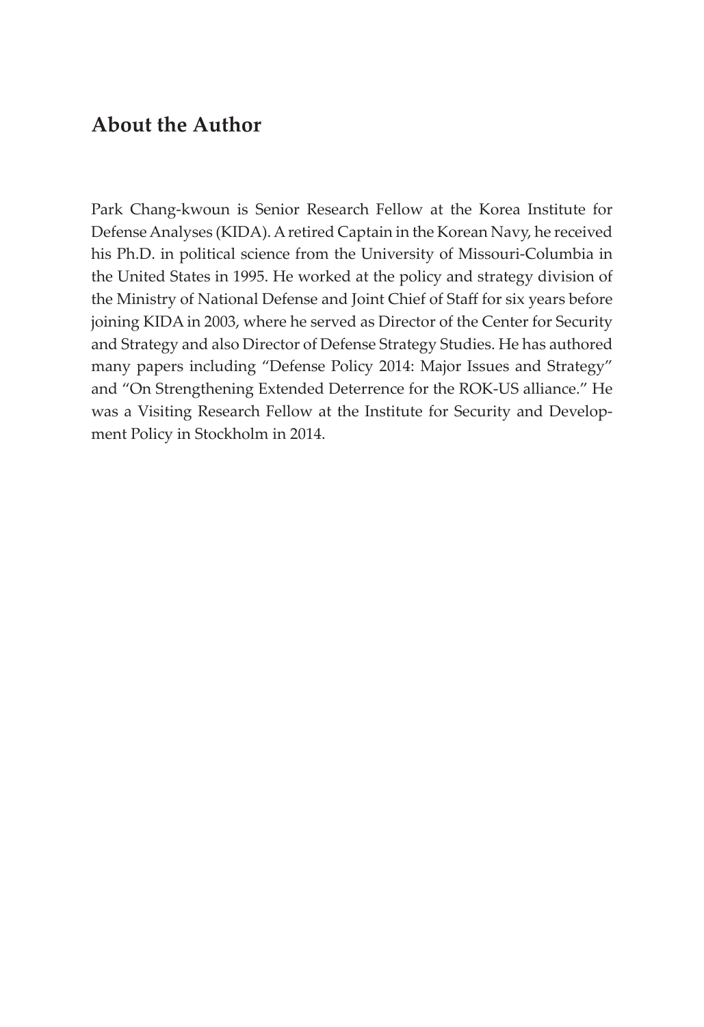## About the Author

Park Chang-kwoun is Senior Research Fellow at the Korea Institute for Defense Analyses (KIDA). A retired Captain in the Korean Navy, he received his Ph.D. in political science from the University of Missouri-Columbia in the United States in 1995. He worked at the policy and strategy division of the Ministry of National Defense and Joint Chief of Staff for six years before joining KIDA in 2003, where he served as Director of the Center for Security and Strategy and also Director of Defense Strategy Studies. He has authored many papers including "Defense Policy 2014: Major Issues and Strategy" and "On Strengthening Extended Deterrence for the ROK-US alliance." He was a Visiting Research Fellow at the Institute for Security and Development Policy in Stockholm in 2014.